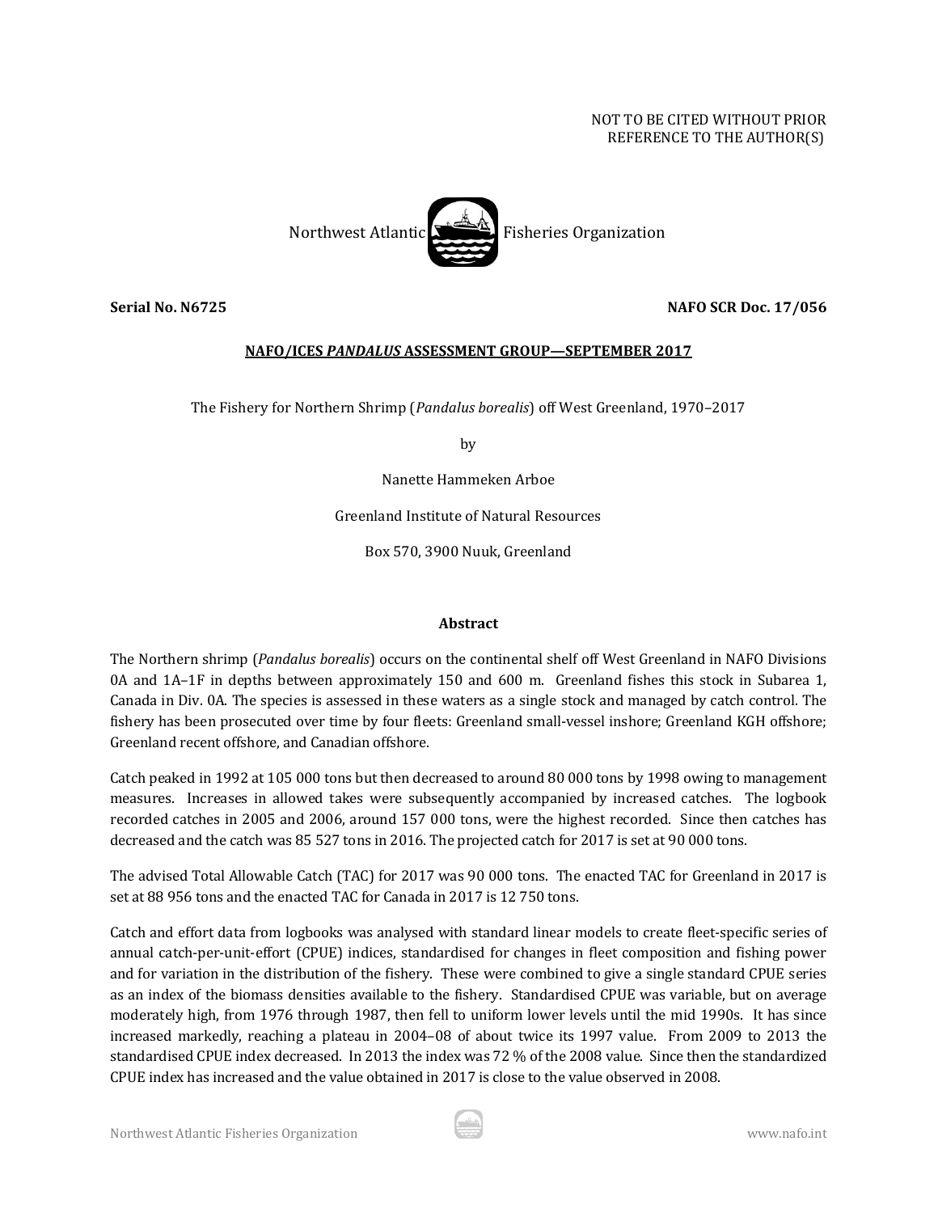NOT TO BE CITED WITHOUT PRIOR
REFERENCE TO THE AUTHOR(S)

Northwest Atlantic Fisheries Organization

**Serial No. N6725** **NAFO SCR Doc. 17/056**

**NAFO/ICES *PANDALUS* ASSESSMENT GROUP—SEPTEMBER 2017**

The Fishery for Northern Shrimp (*Pandalus borealis*) off West Greenland, 1970–2017

by

Nanette Hammeken Arboe

Greenland Institute of Natural Resources

Box 570, 3900 Nuuk, Greenland

## Abstract

The Northern shrimp (*Pandalus borealis*) occurs on the continental shelf off West Greenland in NAFO Divisions 0A and 1A–1F in depths between approximately 150 and 600 m. Greenland fishes this stock in Subarea 1, Canada in Div. 0A. The species is assessed in these waters as a single stock and managed by catch control. The fishery has been prosecuted over time by four fleets: Greenland small-vessel inshore; Greenland KGH offshore; Greenland recent offshore, and Canadian offshore.

Catch peaked in 1992 at 105 000 tons but then decreased to around 80 000 tons by 1998 owing to management measures. Increases in allowed takes were subsequently accompanied by increased catches. The logbook recorded catches in 2005 and 2006, around 157 000 tons, were the highest recorded. Since then catches has decreased and the catch was 85 527 tons in 2016. The projected catch for 2017 is set at 90 000 tons.

The advised Total Allowable Catch (TAC) for 2017 was 90 000 tons. The enacted TAC for Greenland in 2017 is set at 88 956 tons and the enacted TAC for Canada in 2017 is 12 750 tons.

Catch and effort data from logbooks was analysed with standard linear models to create fleet-specific series of annual catch-per-unit-effort (CPUE) indices, standardised for changes in fleet composition and fishing power and for variation in the distribution of the fishery. These were combined to give a single standard CPUE series as an index of the biomass densities available to the fishery. Standardised CPUE was variable, but on average moderately high, from 1976 through 1987, then fell to uniform lower levels until the mid 1990s. It has since increased markedly, reaching a plateau in 2004–08 of about twice its 1997 value. From 2009 to 2013 the standardised CPUE index decreased. In 2013 the index was 72 % of the 2008 value. Since then the standardized CPUE index has increased and the value obtained in 2017 is close to the value observed in 2008.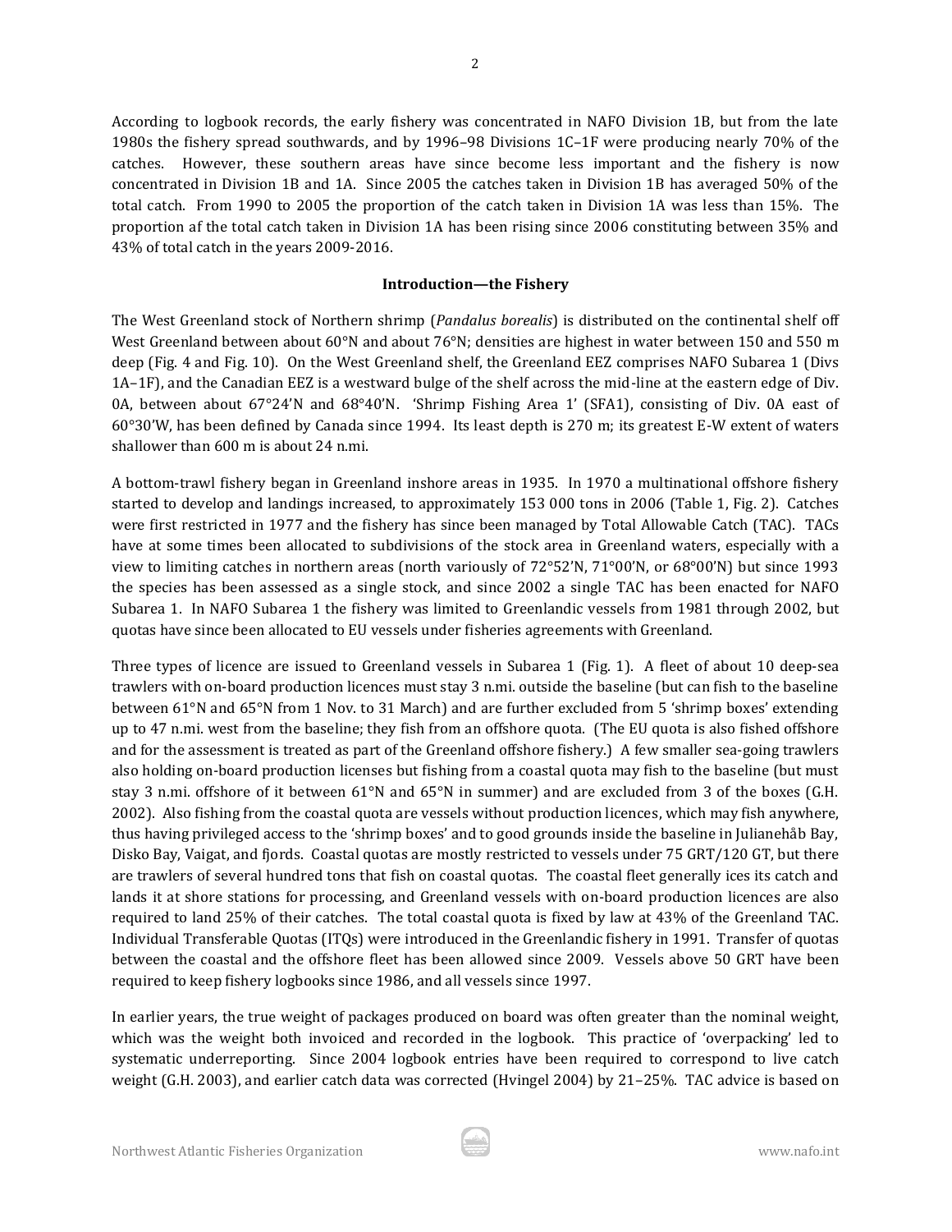According to logbook records, the early fishery was concentrated in NAFO Division 1B, but from the late 1980s the fishery spread southwards, and by 1996–98 Divisions 1C–1F were producing nearly 70% of the catches. However, these southern areas have since become less important and the fishery is now concentrated in Division 1B and 1A. Since 2005 the catches taken in Division 1B has averaged 50% of the total catch. From 1990 to 2005 the proportion of the catch taken in Division 1A was less than 15%. The proportion af the total catch taken in Division 1A has been rising since 2006 constituting between 35% and 43% of total catch in the years 2009-2016.

## Introduction—the Fishery

The West Greenland stock of Northern shrimp (*Pandalus borealis*) is distributed on the continental shelf off West Greenland between about 60°N and about 76°N; densities are highest in water between 150 and 550 m deep (Fig. 4 and Fig. 10). On the West Greenland shelf, the Greenland EEZ comprises NAFO Subarea 1 (Divs 1A–1F), and the Canadian EEZ is a westward bulge of the shelf across the mid-line at the eastern edge of Div. 0A, between about 67°24'N and 68°40'N. 'Shrimp Fishing Area 1' (SFA1), consisting of Div. 0A east of 60°30'W, has been defined by Canada since 1994. Its least depth is 270 m; its greatest E-W extent of waters shallower than 600 m is about 24 n.mi.

A bottom-trawl fishery began in Greenland inshore areas in 1935. In 1970 a multinational offshore fishery started to develop and landings increased, to approximately 153 000 tons in 2006 (Table 1, Fig. 2). Catches were first restricted in 1977 and the fishery has since been managed by Total Allowable Catch (TAC). TACs have at some times been allocated to subdivisions of the stock area in Greenland waters, especially with a view to limiting catches in northern areas (north variously of 72°52'N, 71°00'N, or 68°00'N) but since 1993 the species has been assessed as a single stock, and since 2002 a single TAC has been enacted for NAFO Subarea 1. In NAFO Subarea 1 the fishery was limited to Greenlandic vessels from 1981 through 2002, but quotas have since been allocated to EU vessels under fisheries agreements with Greenland.

Three types of licence are issued to Greenland vessels in Subarea 1 (Fig. 1). A fleet of about 10 deep-sea trawlers with on-board production licences must stay 3 n.mi. outside the baseline (but can fish to the baseline between 61°N and 65°N from 1 Nov. to 31 March) and are further excluded from 5 'shrimp boxes' extending up to 47 n.mi. west from the baseline; they fish from an offshore quota. (The EU quota is also fished offshore and for the assessment is treated as part of the Greenland offshore fishery.) A few smaller sea-going trawlers also holding on-board production licenses but fishing from a coastal quota may fish to the baseline (but must stay 3 n.mi. offshore of it between 61°N and 65°N in summer) and are excluded from 3 of the boxes (G.H. 2002). Also fishing from the coastal quota are vessels without production licences, which may fish anywhere, thus having privileged access to the 'shrimp boxes' and to good grounds inside the baseline in Julianehåb Bay, Disko Bay, Vaigat, and fjords. Coastal quotas are mostly restricted to vessels under 75 GRT/120 GT, but there are trawlers of several hundred tons that fish on coastal quotas. The coastal fleet generally ices its catch and lands it at shore stations for processing, and Greenland vessels with on-board production licences are also required to land 25% of their catches. The total coastal quota is fixed by law at 43% of the Greenland TAC. Individual Transferable Quotas (ITQs) were introduced in the Greenlandic fishery in 1991. Transfer of quotas between the coastal and the offshore fleet has been allowed since 2009. Vessels above 50 GRT have been required to keep fishery logbooks since 1986, and all vessels since 1997.

In earlier years, the true weight of packages produced on board was often greater than the nominal weight, which was the weight both invoiced and recorded in the logbook. This practice of 'overpacking' led to systematic underreporting. Since 2004 logbook entries have been required to correspond to live catch weight (G.H. 2003), and earlier catch data was corrected (Hvingel 2004) by 21–25%. TAC advice is based on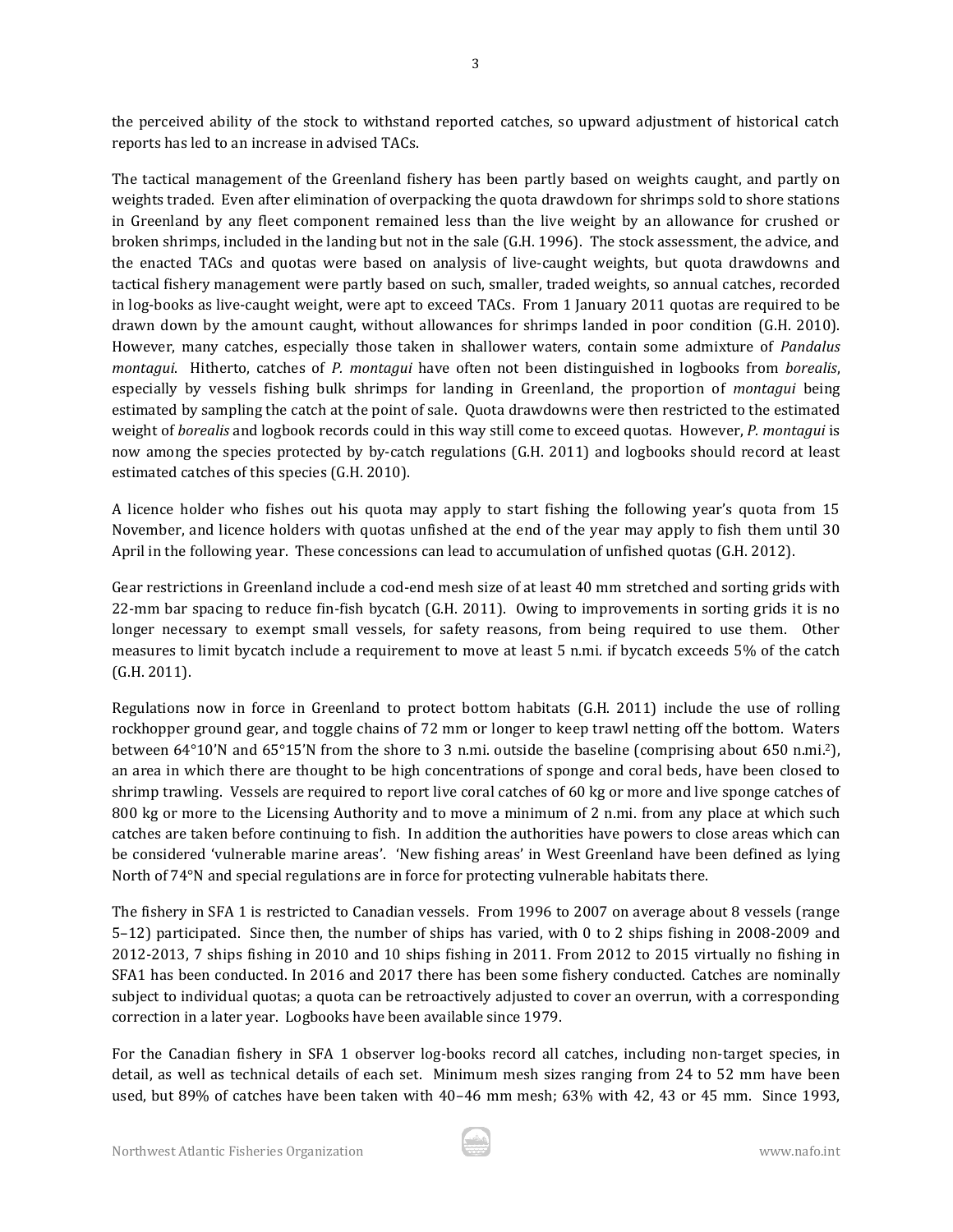the perceived ability of the stock to withstand reported catches, so upward adjustment of historical catch reports has led to an increase in advised TACs.

The tactical management of the Greenland fishery has been partly based on weights caught, and partly on weights traded. Even after elimination of overpacking the quota drawdown for shrimps sold to shore stations in Greenland by any fleet component remained less than the live weight by an allowance for crushed or broken shrimps, included in the landing but not in the sale (G.H. 1996). The stock assessment, the advice, and the enacted TACs and quotas were based on analysis of live-caught weights, but quota drawdowns and tactical fishery management were partly based on such, smaller, traded weights, so annual catches, recorded in log-books as live-caught weight, were apt to exceed TACs. From 1 January 2011 quotas are required to be drawn down by the amount caught, without allowances for shrimps landed in poor condition (G.H. 2010). However, many catches, especially those taken in shallower waters, contain some admixture of *Pandalus montagui*. Hitherto, catches of *P. montagui* have often not been distinguished in logbooks from *borealis*, especially by vessels fishing bulk shrimps for landing in Greenland, the proportion of *montagui* being estimated by sampling the catch at the point of sale. Quota drawdowns were then restricted to the estimated weight of *borealis* and logbook records could in this way still come to exceed quotas. However, *P. montagui* is now among the species protected by by-catch regulations (G.H. 2011) and logbooks should record at least estimated catches of this species (G.H. 2010).

A licence holder who fishes out his quota may apply to start fishing the following year's quota from 15 November, and licence holders with quotas unfished at the end of the year may apply to fish them until 30 April in the following year. These concessions can lead to accumulation of unfished quotas (G.H. 2012).

Gear restrictions in Greenland include a cod-end mesh size of at least 40 mm stretched and sorting grids with 22-mm bar spacing to reduce fin-fish bycatch (G.H. 2011). Owing to improvements in sorting grids it is no longer necessary to exempt small vessels, for safety reasons, from being required to use them. Other measures to limit bycatch include a requirement to move at least 5 n.mi. if bycatch exceeds 5% of the catch (G.H. 2011).

Regulations now in force in Greenland to protect bottom habitats (G.H. 2011) include the use of rolling rockhopper ground gear, and toggle chains of 72 mm or longer to keep trawl netting off the bottom. Waters between 64°10'N and 65°15'N from the shore to 3 n.mi. outside the baseline (comprising about 650 n.mi.$^2$), an area in which there are thought to be high concentrations of sponge and coral beds, have been closed to shrimp trawling. Vessels are required to report live coral catches of 60 kg or more and live sponge catches of 800 kg or more to the Licensing Authority and to move a minimum of 2 n.mi. from any place at which such catches are taken before continuing to fish. In addition the authorities have powers to close areas which can be considered 'vulnerable marine areas'. 'New fishing areas' in West Greenland have been defined as lying North of 74°N and special regulations are in force for protecting vulnerable habitats there.

The fishery in SFA 1 is restricted to Canadian vessels. From 1996 to 2007 on average about 8 vessels (range 5–12) participated. Since then, the number of ships has varied, with 0 to 2 ships fishing in 2008-2009 and 2012-2013, 7 ships fishing in 2010 and 10 ships fishing in 2011. From 2012 to 2015 virtually no fishing in SFA1 has been conducted. In 2016 and 2017 there has been some fishery conducted. Catches are nominally subject to individual quotas; a quota can be retroactively adjusted to cover an overrun, with a corresponding correction in a later year. Logbooks have been available since 1979.

For the Canadian fishery in SFA 1 observer log-books record all catches, including non-target species, in detail, as well as technical details of each set. Minimum mesh sizes ranging from 24 to 52 mm have been used, but 89% of catches have been taken with 40–46 mm mesh; 63% with 42, 43 or 45 mm. Since 1993,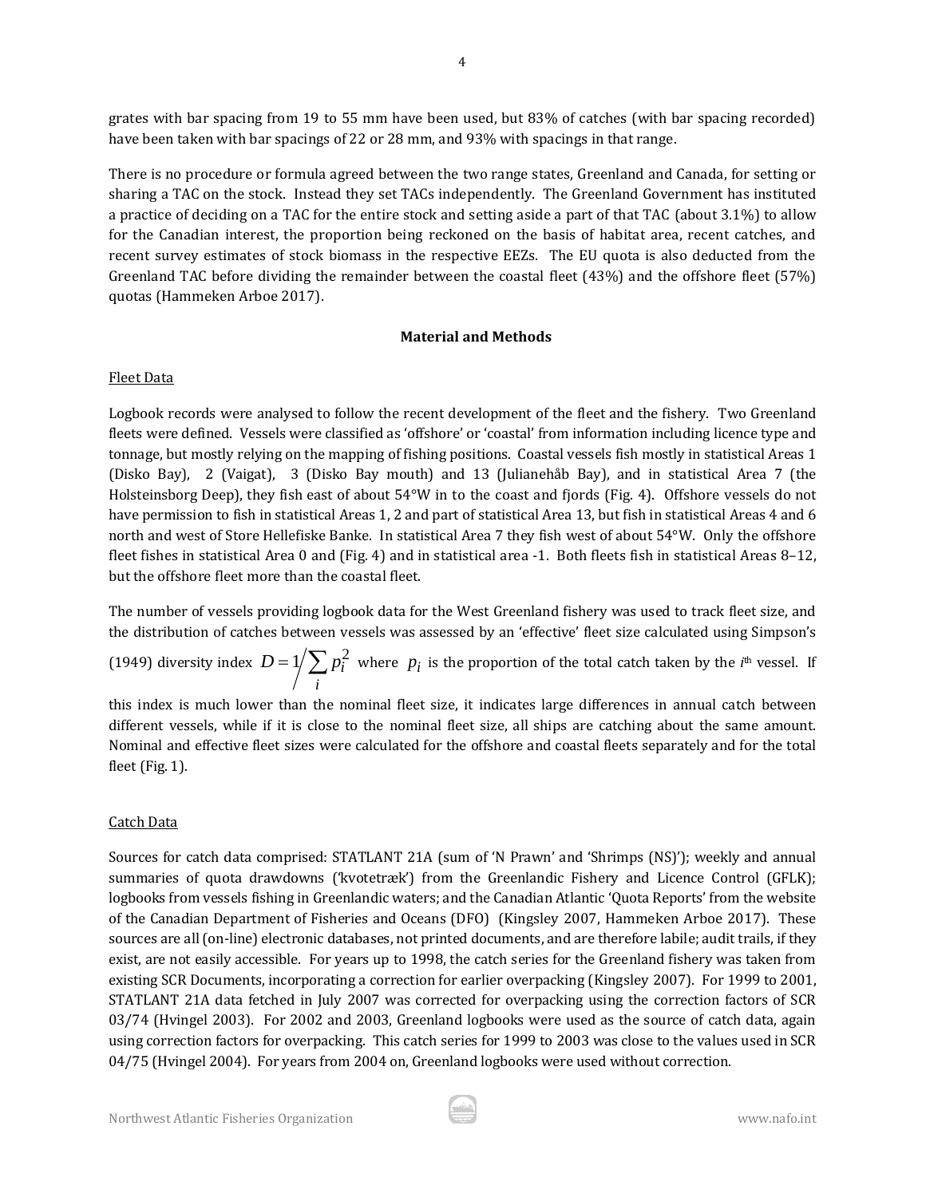grates with bar spacing from 19 to 55 mm have been used, but 83% of catches (with bar spacing recorded) have been taken with bar spacings of 22 or 28 mm, and 93% with spacings in that range.

There is no procedure or formula agreed between the two range states, Greenland and Canada, for setting or sharing a TAC on the stock. Instead they set TACs independently. The Greenland Government has instituted a practice of deciding on a TAC for the entire stock and setting aside a part of that TAC (about 3.1%) to allow for the Canadian interest, the proportion being reckoned on the basis of habitat area, recent catches, and recent survey estimates of stock biomass in the respective EEZs. The EU quota is also deducted from the Greenland TAC before dividing the remainder between the coastal fleet (43%) and the offshore fleet (57%) quotas (Hammeken Arboe 2017).

## Material and Methods

### Fleet Data

Logbook records were analysed to follow the recent development of the fleet and the fishery. Two Greenland fleets were defined. Vessels were classified as 'offshore' or 'coastal' from information including licence type and tonnage, but mostly relying on the mapping of fishing positions. Coastal vessels fish mostly in statistical Areas 1 (Disko Bay), 2 (Vaigat), 3 (Disko Bay mouth) and 13 (Julianehåb Bay), and in statistical Area 7 (the Holsteinsborg Deep), they fish east of about 54°W in to the coast and fjords (Fig. 4). Offshore vessels do not have permission to fish in statistical Areas 1, 2 and part of statistical Area 13, but fish in statistical Areas 4 and 6 north and west of Store Hellefiske Banke. In statistical Area 7 they fish west of about 54°W. Only the offshore fleet fishes in statistical Area 0 and (Fig. 4) and in statistical area -1. Both fleets fish in statistical Areas 8–12, but the offshore fleet more than the coastal fleet.

The number of vessels providing logbook data for the West Greenland fishery was used to track fleet size, and the distribution of catches between vessels was assessed by an 'effective' fleet size calculated using Simpson's (1949) diversity index $D = 1 \Big/ \sum_i p_i^2$ where $p_i$ is the proportion of the total catch taken by the $i^{\text{th}}$ vessel. If this index is much lower than the nominal fleet size, it indicates large differences in annual catch between different vessels, while if it is close to the nominal fleet size, all ships are catching about the same amount. Nominal and effective fleet sizes were calculated for the offshore and coastal fleets separately and for the total fleet (Fig. 1).

### Catch Data

Sources for catch data comprised: STATLANT 21A (sum of 'N Prawn' and 'Shrimps (NS)'); weekly and annual summaries of quota drawdowns ('kvotetræk') from the Greenlandic Fishery and Licence Control (GFLK); logbooks from vessels fishing in Greenlandic waters; and the Canadian Atlantic 'Quota Reports' from the website of the Canadian Department of Fisheries and Oceans (DFO) (Kingsley 2007, Hammeken Arboe 2017). These sources are all (on-line) electronic databases, not printed documents, and are therefore labile; audit trails, if they exist, are not easily accessible. For years up to 1998, the catch series for the Greenland fishery was taken from existing SCR Documents, incorporating a correction for earlier overpacking (Kingsley 2007). For 1999 to 2001, STATLANT 21A data fetched in July 2007 was corrected for overpacking using the correction factors of SCR 03/74 (Hvingel 2003). For 2002 and 2003, Greenland logbooks were used as the source of catch data, again using correction factors for overpacking. This catch series for 1999 to 2003 was close to the values used in SCR 04/75 (Hvingel 2004). For years from 2004 on, Greenland logbooks were used without correction.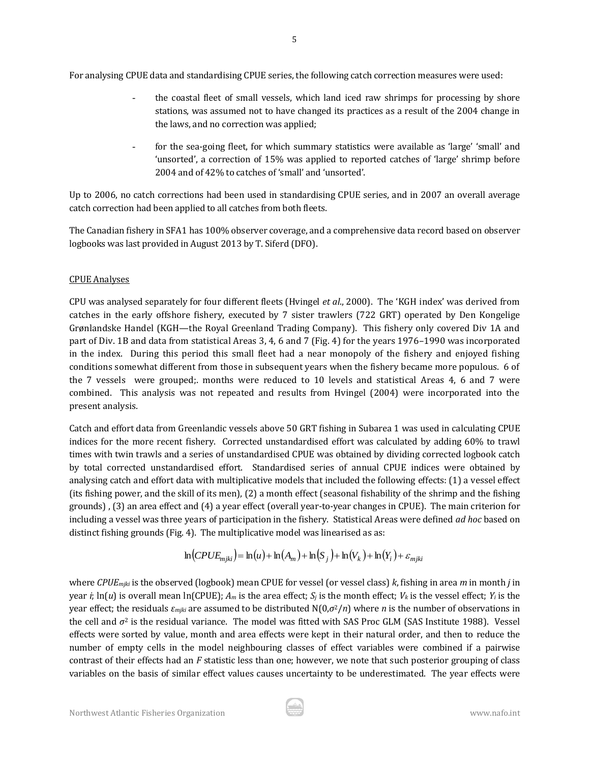For analysing CPUE data and standardising CPUE series, the following catch correction measures were used:

- the coastal fleet of small vessels, which land iced raw shrimps for processing by shore stations, was assumed not to have changed its practices as a result of the 2004 change in the laws, and no correction was applied;

- for the sea-going fleet, for which summary statistics were available as 'large' 'small' and 'unsorted', a correction of 15% was applied to reported catches of 'large' shrimp before 2004 and of 42% to catches of 'small' and 'unsorted'.

Up to 2006, no catch corrections had been used in standardising CPUE series, and in 2007 an overall average catch correction had been applied to all catches from both fleets.

The Canadian fishery in SFA1 has 100% observer coverage, and a comprehensive data record based on observer logbooks was last provided in August 2013 by T. Siferd (DFO).

## CPUE Analyses

CPU was analysed separately for four different fleets (Hvingel *et al*., 2000). The 'KGH index' was derived from catches in the early offshore fishery, executed by 7 sister trawlers (722 GRT) operated by Den Kongelige Grønlandske Handel (KGH—the Royal Greenland Trading Company). This fishery only covered Div 1A and part of Div. 1B and data from statistical Areas 3, 4, 6 and 7 (Fig. 4) for the years 1976–1990 was incorporated in the index. During this period this small fleet had a near monopoly of the fishery and enjoyed fishing conditions somewhat different from those in subsequent years when the fishery became more populous. 6 of the 7 vessels were grouped;. months were reduced to 10 levels and statistical Areas 4, 6 and 7 were combined. This analysis was not repeated and results from Hvingel (2004) were incorporated into the present analysis.

Catch and effort data from Greenlandic vessels above 50 GRT fishing in Subarea 1 was used in calculating CPUE indices for the more recent fishery. Corrected unstandardised effort was calculated by adding 60% to trawl times with twin trawls and a series of unstandardised CPUE was obtained by dividing corrected logbook catch by total corrected unstandardised effort. Standardised series of annual CPUE indices were obtained by analysing catch and effort data with multiplicative models that included the following effects: (1) a vessel effect (its fishing power, and the skill of its men), (2) a month effect (seasonal fishability of the shrimp and the fishing grounds) , (3) an area effect and (4) a year effect (overall year-to-year changes in CPUE). The main criterion for including a vessel was three years of participation in the fishery. Statistical Areas were defined *ad hoc* based on distinct fishing grounds (Fig. 4). The multiplicative model was linearised as as:

$$\ln(CPUE_{mjki}) = \ln(u) + \ln(A_m) + \ln(S_j) + \ln(V_k) + \ln(Y_i) + \varepsilon_{mjki}$$

where $CPUE_{mjki}$ is the observed (logbook) mean CPUE for vessel (or vessel class) $k$, fishing in area $m$ in month $j$ in year $i$; $\ln(u)$ is overall mean ln(CPUE); $A_m$ is the area effect; $S_j$ is the month effect; $V_k$ is the vessel effect; $Y_i$ is the year effect; the residuals $\varepsilon_{mjki}$ are assumed to be distributed $N(0,\sigma^2/n)$ where $n$ is the number of observations in the cell and $\sigma^2$ is the residual variance. The model was fitted with SAS Proc GLM (SAS Institute 1988). Vessel effects were sorted by value, month and area effects were kept in their natural order, and then to reduce the number of empty cells in the model neighbouring classes of effect variables were combined if a pairwise contrast of their effects had an $F$ statistic less than one; however, we note that such posterior grouping of class variables on the basis of similar effect values causes uncertainty to be underestimated. The year effects were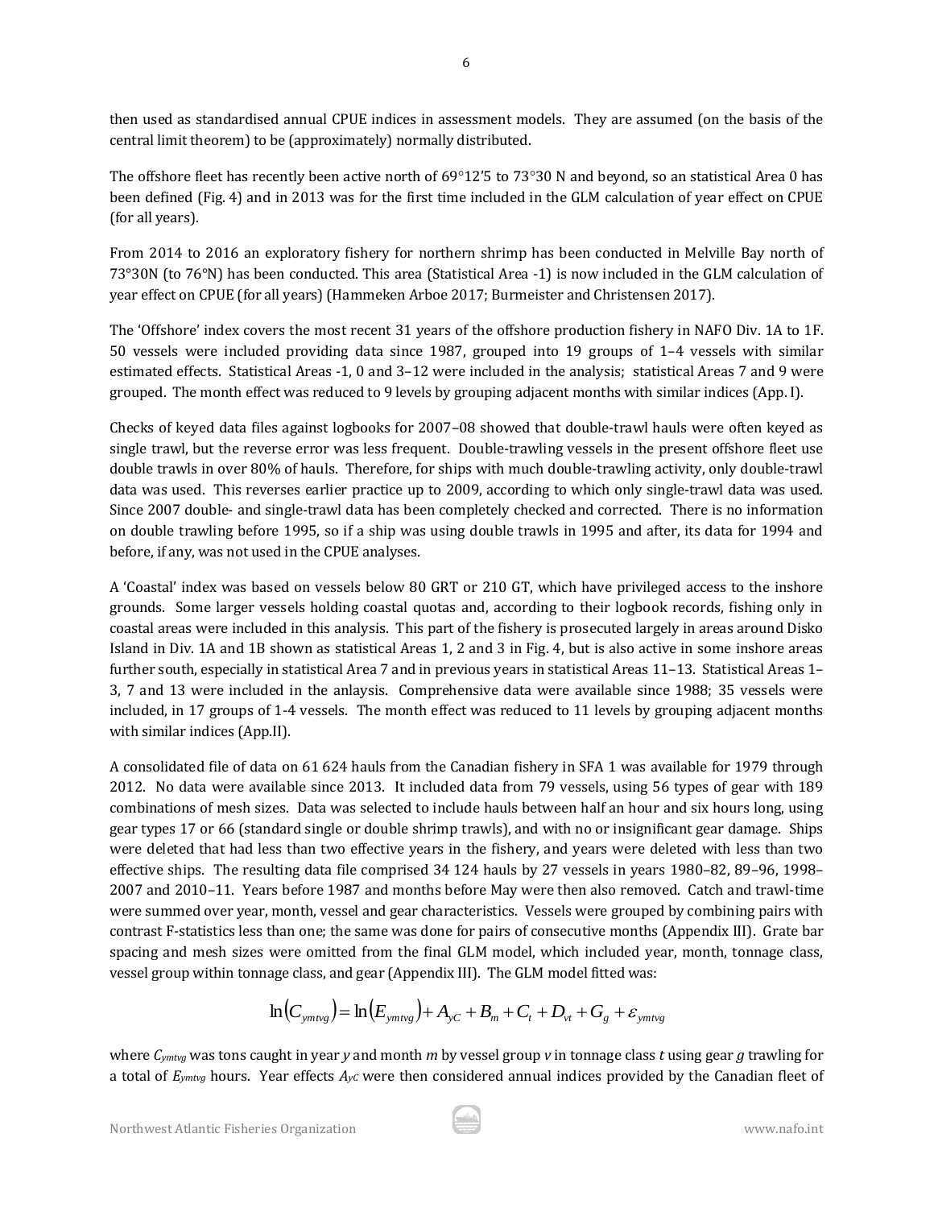then used as standardised annual CPUE indices in assessment models. They are assumed (on the basis of the central limit theorem) to be (approximately) normally distributed.

The offshore fleet has recently been active north of 69°12'5 to 73°30 N and beyond, so an statistical Area 0 has been defined (Fig. 4) and in 2013 was for the first time included in the GLM calculation of year effect on CPUE (for all years).

From 2014 to 2016 an exploratory fishery for northern shrimp has been conducted in Melville Bay north of 73°30N (to 76°N) has been conducted. This area (Statistical Area -1) is now included in the GLM calculation of year effect on CPUE (for all years) (Hammeken Arboe 2017; Burmeister and Christensen 2017).

The 'Offshore' index covers the most recent 31 years of the offshore production fishery in NAFO Div. 1A to 1F. 50 vessels were included providing data since 1987, grouped into 19 groups of 1–4 vessels with similar estimated effects. Statistical Areas -1, 0 and 3–12 were included in the analysis; statistical Areas 7 and 9 were grouped. The month effect was reduced to 9 levels by grouping adjacent months with similar indices (App. I).

Checks of keyed data files against logbooks for 2007–08 showed that double-trawl hauls were often keyed as single trawl, but the reverse error was less frequent. Double-trawling vessels in the present offshore fleet use double trawls in over 80% of hauls. Therefore, for ships with much double-trawling activity, only double-trawl data was used. This reverses earlier practice up to 2009, according to which only single-trawl data was used. Since 2007 double- and single-trawl data has been completely checked and corrected. There is no information on double trawling before 1995, so if a ship was using double trawls in 1995 and after, its data for 1994 and before, if any, was not used in the CPUE analyses.

A 'Coastal' index was based on vessels below 80 GRT or 210 GT, which have privileged access to the inshore grounds. Some larger vessels holding coastal quotas and, according to their logbook records, fishing only in coastal areas were included in this analysis. This part of the fishery is prosecuted largely in areas around Disko Island in Div. 1A and 1B shown as statistical Areas 1, 2 and 3 in Fig. 4, but is also active in some inshore areas further south, especially in statistical Area 7 and in previous years in statistical Areas 11–13. Statistical Areas 1–3, 7 and 13 were included in the anlaysis. Comprehensive data were available since 1988; 35 vessels were included, in 17 groups of 1-4 vessels. The month effect was reduced to 11 levels by grouping adjacent months with similar indices (App.II).

A consolidated file of data on 61 624 hauls from the Canadian fishery in SFA 1 was available for 1979 through 2012. No data were available since 2013. It included data from 79 vessels, using 56 types of gear with 189 combinations of mesh sizes. Data was selected to include hauls between half an hour and six hours long, using gear types 17 or 66 (standard single or double shrimp trawls), and with no or insignificant gear damage. Ships were deleted that had less than two effective years in the fishery, and years were deleted with less than two effective ships. The resulting data file comprised 34 124 hauls by 27 vessels in years 1980–82, 89–96, 1998–2007 and 2010–11. Years before 1987 and months before May were then also removed. Catch and trawl-time were summed over year, month, vessel and gear characteristics. Vessels were grouped by combining pairs with contrast F-statistics less than one; the same was done for pairs of consecutive months (Appendix III). Grate bar spacing and mesh sizes were omitted from the final GLM model, which included year, month, tonnage class, vessel group within tonnage class, and gear (Appendix III). The GLM model fitted was:

$$\ln(C_{ymtvg}) = \ln(E_{ymtvg}) + A_{yC} + B_m + C_t + D_{vt} + G_g + \varepsilon_{ymtvg}$$

where $C_{ymtvg}$ was tons caught in year $y$ and month $m$ by vessel group $v$ in tonnage class $t$ using gear $g$ trawling for a total of $E_{ymtvg}$ hours. Year effects $A_{yC}$ were then considered annual indices provided by the Canadian fleet of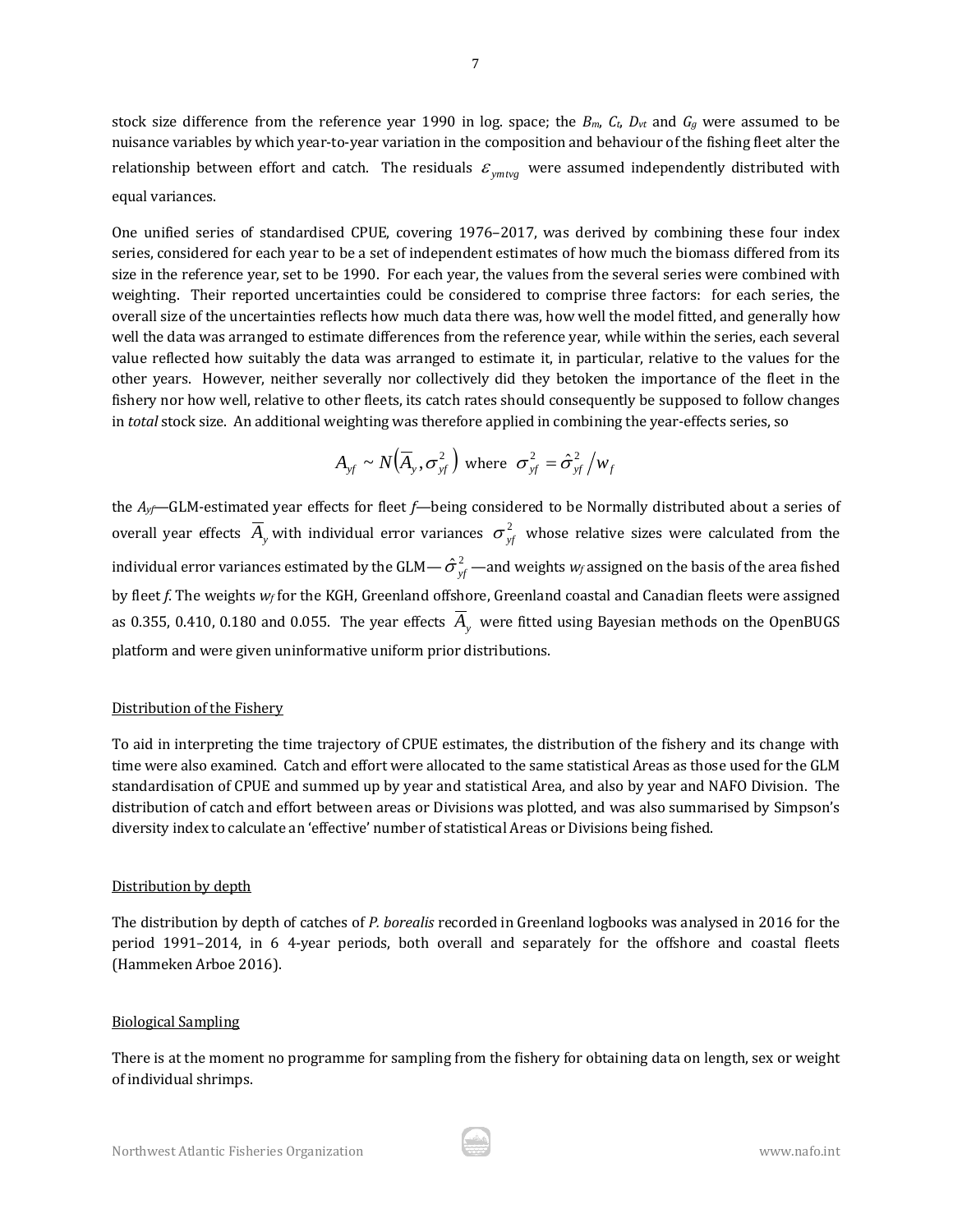stock size difference from the reference year 1990 in log. space; the $B_m$, $C_t$, $D_{vt}$ and $G_g$ were assumed to be nuisance variables by which year-to-year variation in the composition and behaviour of the fishing fleet alter the relationship between effort and catch. The residuals $\varepsilon_{ymtvg}$ were assumed independently distributed with equal variances.

One unified series of standardised CPUE, covering 1976–2017, was derived by combining these four index series, considered for each year to be a set of independent estimates of how much the biomass differed from its size in the reference year, set to be 1990. For each year, the values from the several series were combined with weighting. Their reported uncertainties could be considered to comprise three factors: for each series, the overall size of the uncertainties reflects how much data there was, how well the model fitted, and generally how well the data was arranged to estimate differences from the reference year, while within the series, each several value reflected how suitably the data was arranged to estimate it, in particular, relative to the values for the other years. However, neither severally nor collectively did they betoken the importance of the fleet in the fishery nor how well, relative to other fleets, its catch rates should consequently be supposed to follow changes in *total* stock size. An additional weighting was therefore applied in combining the year-effects series, so

$$A_{yf} \sim N\left(\overline{A}_y, \sigma^2_{yf}\right) \text{ where } \sigma^2_{yf} = \hat{\sigma}^2_{yf} / w_f$$

the $A_{yf}$—GLM-estimated year effects for fleet $f$—being considered to be Normally distributed about a series of overall year effects $\overline{A}_y$ with individual error variances $\sigma^2_{yf}$ whose relative sizes were calculated from the individual error variances estimated by the GLM—$\hat{\sigma}^2_{yf}$—and weights $w_f$ assigned on the basis of the area fished by fleet $f$. The weights $w_f$ for the KGH, Greenland offshore, Greenland coastal and Canadian fleets were assigned as 0.355, 0.410, 0.180 and 0.055. The year effects $\overline{A}_y$ were fitted using Bayesian methods on the OpenBUGS platform and were given uninformative uniform prior distributions.

## Distribution of the Fishery

To aid in interpreting the time trajectory of CPUE estimates, the distribution of the fishery and its change with time were also examined. Catch and effort were allocated to the same statistical Areas as those used for the GLM standardisation of CPUE and summed up by year and statistical Area, and also by year and NAFO Division. The distribution of catch and effort between areas or Divisions was plotted, and was also summarised by Simpson's diversity index to calculate an 'effective' number of statistical Areas or Divisions being fished.

## Distribution by depth

The distribution by depth of catches of *P. borealis* recorded in Greenland logbooks was analysed in 2016 for the period 1991–2014, in 6 4-year periods, both overall and separately for the offshore and coastal fleets (Hammeken Arboe 2016).

## Biological Sampling

There is at the moment no programme for sampling from the fishery for obtaining data on length, sex or weight of individual shrimps.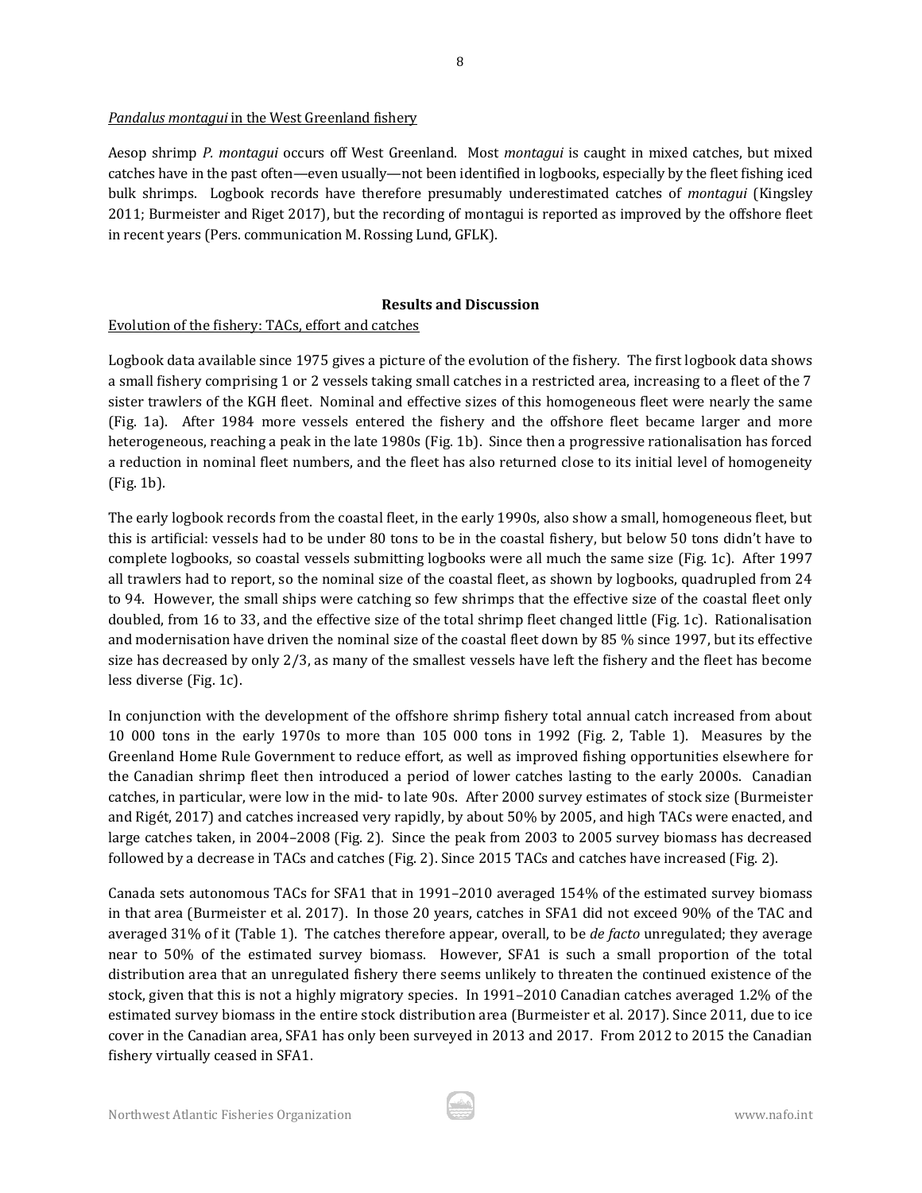<u>*Pandalus montagui* in the West Greenland fishery</u>

Aesop shrimp *P. montagui* occurs off West Greenland. Most *montagui* is caught in mixed catches, but mixed catches have in the past often—even usually—not been identified in logbooks, especially by the fleet fishing iced bulk shrimps. Logbook records have therefore presumably underestimated catches of *montagui* (Kingsley 2011; Burmeister and Riget 2017), but the recording of montagui is reported as improved by the offshore fleet in recent years (Pers. communication M. Rossing Lund, GFLK).

## Results and Discussion

<u>Evolution of the fishery: TACs, effort and catches</u>

Logbook data available since 1975 gives a picture of the evolution of the fishery. The first logbook data shows a small fishery comprising 1 or 2 vessels taking small catches in a restricted area, increasing to a fleet of the 7 sister trawlers of the KGH fleet. Nominal and effective sizes of this homogeneous fleet were nearly the same (Fig. 1a). After 1984 more vessels entered the fishery and the offshore fleet became larger and more heterogeneous, reaching a peak in the late 1980s (Fig. 1b). Since then a progressive rationalisation has forced a reduction in nominal fleet numbers, and the fleet has also returned close to its initial level of homogeneity (Fig. 1b).

The early logbook records from the coastal fleet, in the early 1990s, also show a small, homogeneous fleet, but this is artificial: vessels had to be under 80 tons to be in the coastal fishery, but below 50 tons didn't have to complete logbooks, so coastal vessels submitting logbooks were all much the same size (Fig. 1c). After 1997 all trawlers had to report, so the nominal size of the coastal fleet, as shown by logbooks, quadrupled from 24 to 94. However, the small ships were catching so few shrimps that the effective size of the coastal fleet only doubled, from 16 to 33, and the effective size of the total shrimp fleet changed little (Fig. 1c). Rationalisation and modernisation have driven the nominal size of the coastal fleet down by 85 % since 1997, but its effective size has decreased by only 2/3, as many of the smallest vessels have left the fishery and the fleet has become less diverse (Fig. 1c).

In conjunction with the development of the offshore shrimp fishery total annual catch increased from about 10 000 tons in the early 1970s to more than 105 000 tons in 1992 (Fig. 2, Table 1). Measures by the Greenland Home Rule Government to reduce effort, as well as improved fishing opportunities elsewhere for the Canadian shrimp fleet then introduced a period of lower catches lasting to the early 2000s. Canadian catches, in particular, were low in the mid- to late 90s. After 2000 survey estimates of stock size (Burmeister and Rigét, 2017) and catches increased very rapidly, by about 50% by 2005, and high TACs were enacted, and large catches taken, in 2004–2008 (Fig. 2). Since the peak from 2003 to 2005 survey biomass has decreased followed by a decrease in TACs and catches (Fig. 2). Since 2015 TACs and catches have increased (Fig. 2).

Canada sets autonomous TACs for SFA1 that in 1991–2010 averaged 154% of the estimated survey biomass in that area (Burmeister et al. 2017). In those 20 years, catches in SFA1 did not exceed 90% of the TAC and averaged 31% of it (Table 1). The catches therefore appear, overall, to be *de facto* unregulated; they average near to 50% of the estimated survey biomass. However, SFA1 is such a small proportion of the total distribution area that an unregulated fishery there seems unlikely to threaten the continued existence of the stock, given that this is not a highly migratory species. In 1991–2010 Canadian catches averaged 1.2% of the estimated survey biomass in the entire stock distribution area (Burmeister et al. 2017). Since 2011, due to ice cover in the Canadian area, SFA1 has only been surveyed in 2013 and 2017. From 2012 to 2015 the Canadian fishery virtually ceased in SFA1.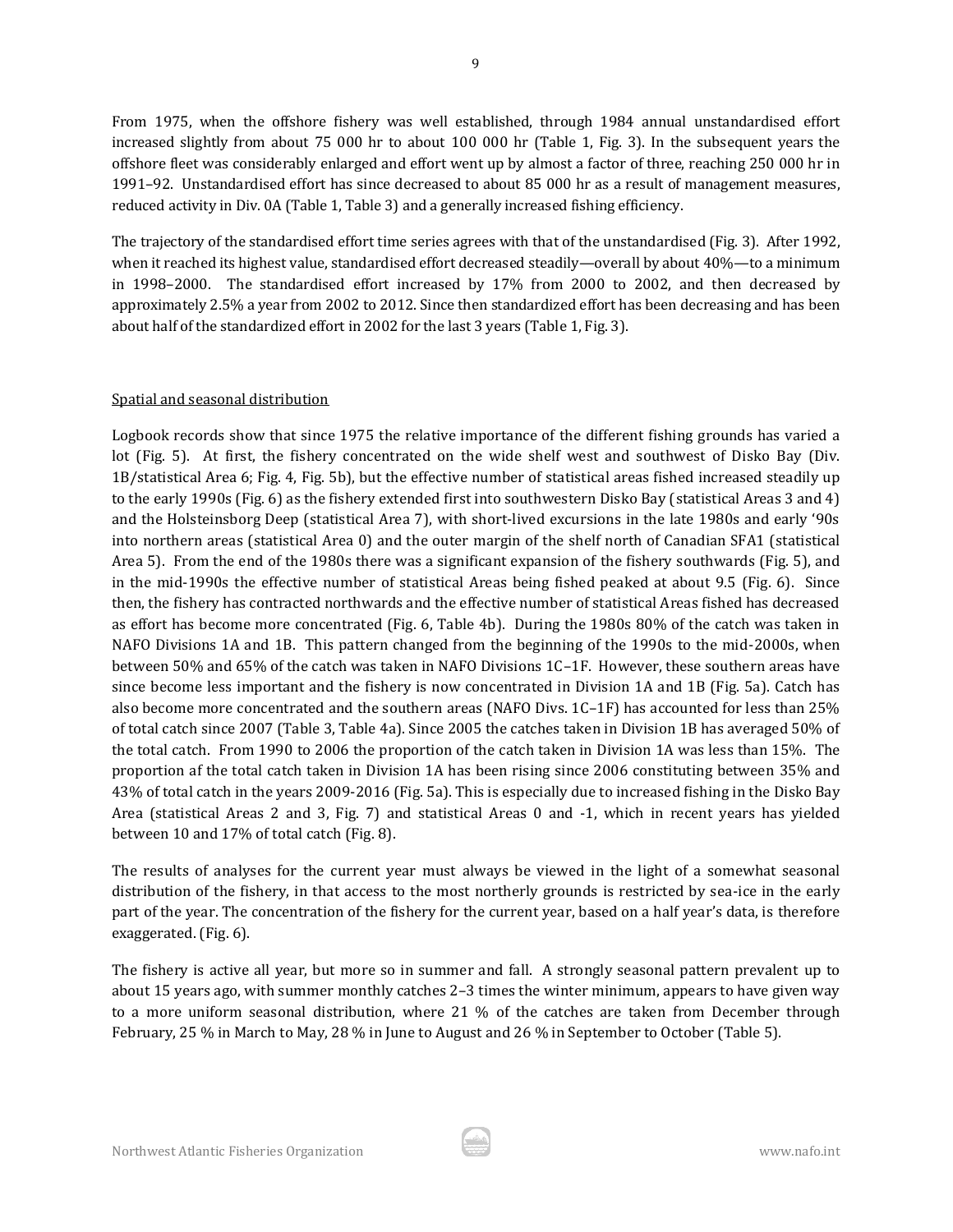From 1975, when the offshore fishery was well established, through 1984 annual unstandardised effort increased slightly from about 75 000 hr to about 100 000 hr (Table 1, Fig. 3). In the subsequent years the offshore fleet was considerably enlarged and effort went up by almost a factor of three, reaching 250 000 hr in 1991–92. Unstandardised effort has since decreased to about 85 000 hr as a result of management measures, reduced activity in Div. 0A (Table 1, Table 3) and a generally increased fishing efficiency.

The trajectory of the standardised effort time series agrees with that of the unstandardised (Fig. 3). After 1992, when it reached its highest value, standardised effort decreased steadily—overall by about 40%—to a minimum in 1998–2000. The standardised effort increased by 17% from 2000 to 2002, and then decreased by approximately 2.5% a year from 2002 to 2012. Since then standardized effort has been decreasing and has been about half of the standardized effort in 2002 for the last 3 years (Table 1, Fig. 3).

Spatial and seasonal distribution

Logbook records show that since 1975 the relative importance of the different fishing grounds has varied a lot (Fig. 5). At first, the fishery concentrated on the wide shelf west and southwest of Disko Bay (Div. 1B/statistical Area 6; Fig. 4, Fig. 5b), but the effective number of statistical areas fished increased steadily up to the early 1990s (Fig. 6) as the fishery extended first into southwestern Disko Bay (statistical Areas 3 and 4) and the Holsteinsborg Deep (statistical Area 7), with short-lived excursions in the late 1980s and early '90s into northern areas (statistical Area 0) and the outer margin of the shelf north of Canadian SFA1 (statistical Area 5). From the end of the 1980s there was a significant expansion of the fishery southwards (Fig. 5), and in the mid-1990s the effective number of statistical Areas being fished peaked at about 9.5 (Fig. 6). Since then, the fishery has contracted northwards and the effective number of statistical Areas fished has decreased as effort has become more concentrated (Fig. 6, Table 4b). During the 1980s 80% of the catch was taken in NAFO Divisions 1A and 1B. This pattern changed from the beginning of the 1990s to the mid-2000s, when between 50% and 65% of the catch was taken in NAFO Divisions 1C–1F. However, these southern areas have since become less important and the fishery is now concentrated in Division 1A and 1B (Fig. 5a). Catch has also become more concentrated and the southern areas (NAFO Divs. 1C–1F) has accounted for less than 25% of total catch since 2007 (Table 3, Table 4a). Since 2005 the catches taken in Division 1B has averaged 50% of the total catch. From 1990 to 2006 the proportion of the catch taken in Division 1A was less than 15%. The proportion af the total catch taken in Division 1A has been rising since 2006 constituting between 35% and 43% of total catch in the years 2009-2016 (Fig. 5a). This is especially due to increased fishing in the Disko Bay Area (statistical Areas 2 and 3, Fig. 7) and statistical Areas 0 and -1, which in recent years has yielded between 10 and 17% of total catch (Fig. 8).

The results of analyses for the current year must always be viewed in the light of a somewhat seasonal distribution of the fishery, in that access to the most northerly grounds is restricted by sea-ice in the early part of the year. The concentration of the fishery for the current year, based on a half year's data, is therefore exaggerated. (Fig. 6).

The fishery is active all year, but more so in summer and fall. A strongly seasonal pattern prevalent up to about 15 years ago, with summer monthly catches 2–3 times the winter minimum, appears to have given way to a more uniform seasonal distribution, where 21 % of the catches are taken from December through February, 25 % in March to May, 28 % in June to August and 26 % in September to October (Table 5).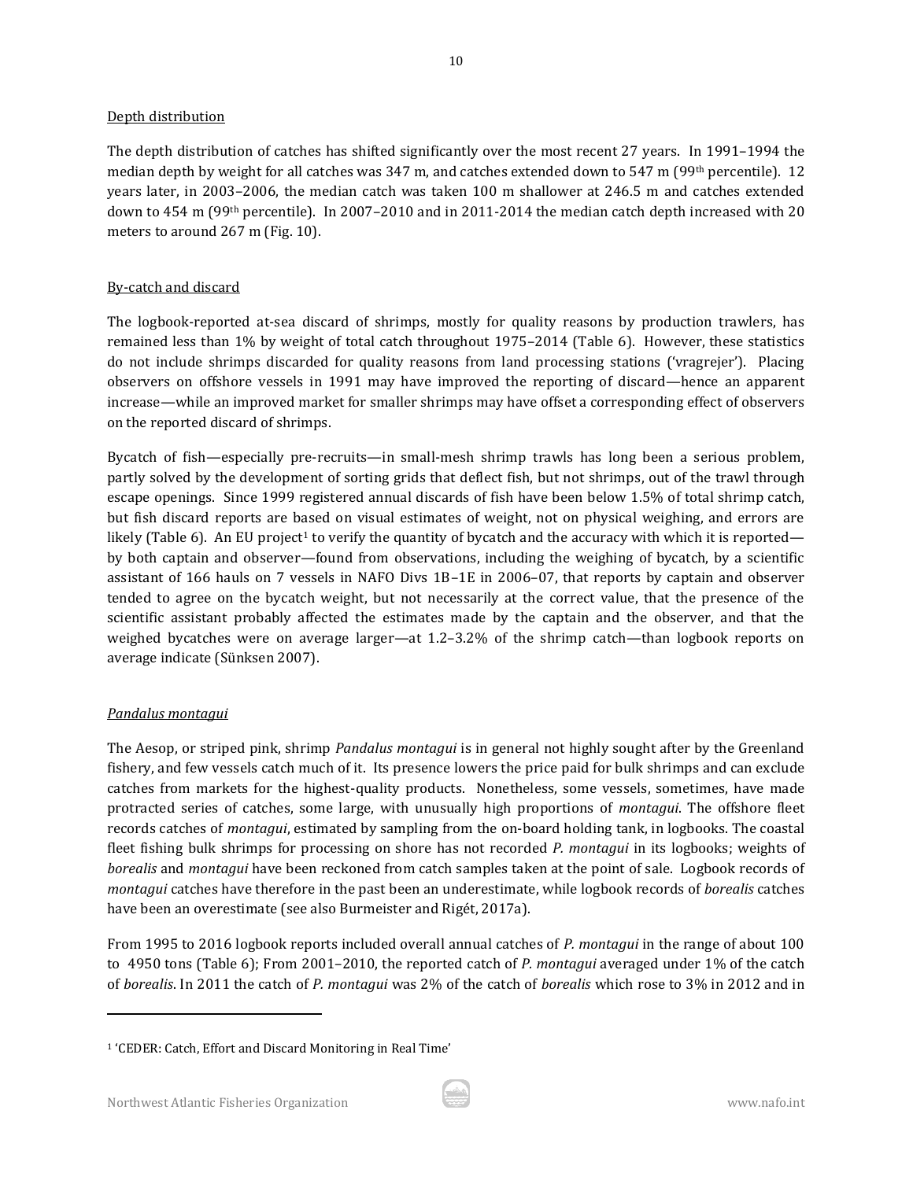Depth distribution

The depth distribution of catches has shifted significantly over the most recent 27 years. In 1991–1994 the median depth by weight for all catches was 347 m, and catches extended down to 547 m (99th percentile). 12 years later, in 2003–2006, the median catch was taken 100 m shallower at 246.5 m and catches extended down to 454 m (99th percentile). In 2007–2010 and in 2011-2014 the median catch depth increased with 20 meters to around 267 m (Fig. 10).

By-catch and discard

The logbook-reported at-sea discard of shrimps, mostly for quality reasons by production trawlers, has remained less than 1% by weight of total catch throughout 1975–2014 (Table 6). However, these statistics do not include shrimps discarded for quality reasons from land processing stations ('vragrejer'). Placing observers on offshore vessels in 1991 may have improved the reporting of discard—hence an apparent increase—while an improved market for smaller shrimps may have offset a corresponding effect of observers on the reported discard of shrimps.

Bycatch of fish—especially pre-recruits—in small-mesh shrimp trawls has long been a serious problem, partly solved by the development of sorting grids that deflect fish, but not shrimps, out of the trawl through escape openings. Since 1999 registered annual discards of fish have been below 1.5% of total shrimp catch, but fish discard reports are based on visual estimates of weight, not on physical weighing, and errors are likely (Table 6). An EU project[1] to verify the quantity of bycatch and the accuracy with which it is reported—by both captain and observer—found from observations, including the weighing of bycatch, by a scientific assistant of 166 hauls on 7 vessels in NAFO Divs 1B–1E in 2006–07, that reports by captain and observer tended to agree on the bycatch weight, but not necessarily at the correct value, that the presence of the scientific assistant probably affected the estimates made by the captain and the observer, and that the weighed bycatches were on average larger—at 1.2–3.2% of the shrimp catch—than logbook reports on average indicate (Sünksen 2007).

*Pandalus montagui*

The Aesop, or striped pink, shrimp *Pandalus montagui* is in general not highly sought after by the Greenland fishery, and few vessels catch much of it. Its presence lowers the price paid for bulk shrimps and can exclude catches from markets for the highest-quality products. Nonetheless, some vessels, sometimes, have made protracted series of catches, some large, with unusually high proportions of *montagui*. The offshore fleet records catches of *montagui*, estimated by sampling from the on-board holding tank, in logbooks. The coastal fleet fishing bulk shrimps for processing on shore has not recorded *P. montagui* in its logbooks; weights of *borealis* and *montagui* have been reckoned from catch samples taken at the point of sale. Logbook records of *montagui* catches have therefore in the past been an underestimate, while logbook records of *borealis* catches have been an overestimate (see also Burmeister and Rigét, 2017a).

From 1995 to 2016 logbook reports included overall annual catches of *P. montagui* in the range of about 100 to 4950 tons (Table 6); From 2001–2010, the reported catch of *P. montagui* averaged under 1% of the catch of *borealis*. In 2011 the catch of *P. montagui* was 2% of the catch of *borealis* which rose to 3% in 2012 and in

[1] 'CEDER: Catch, Effort and Discard Monitoring in Real Time'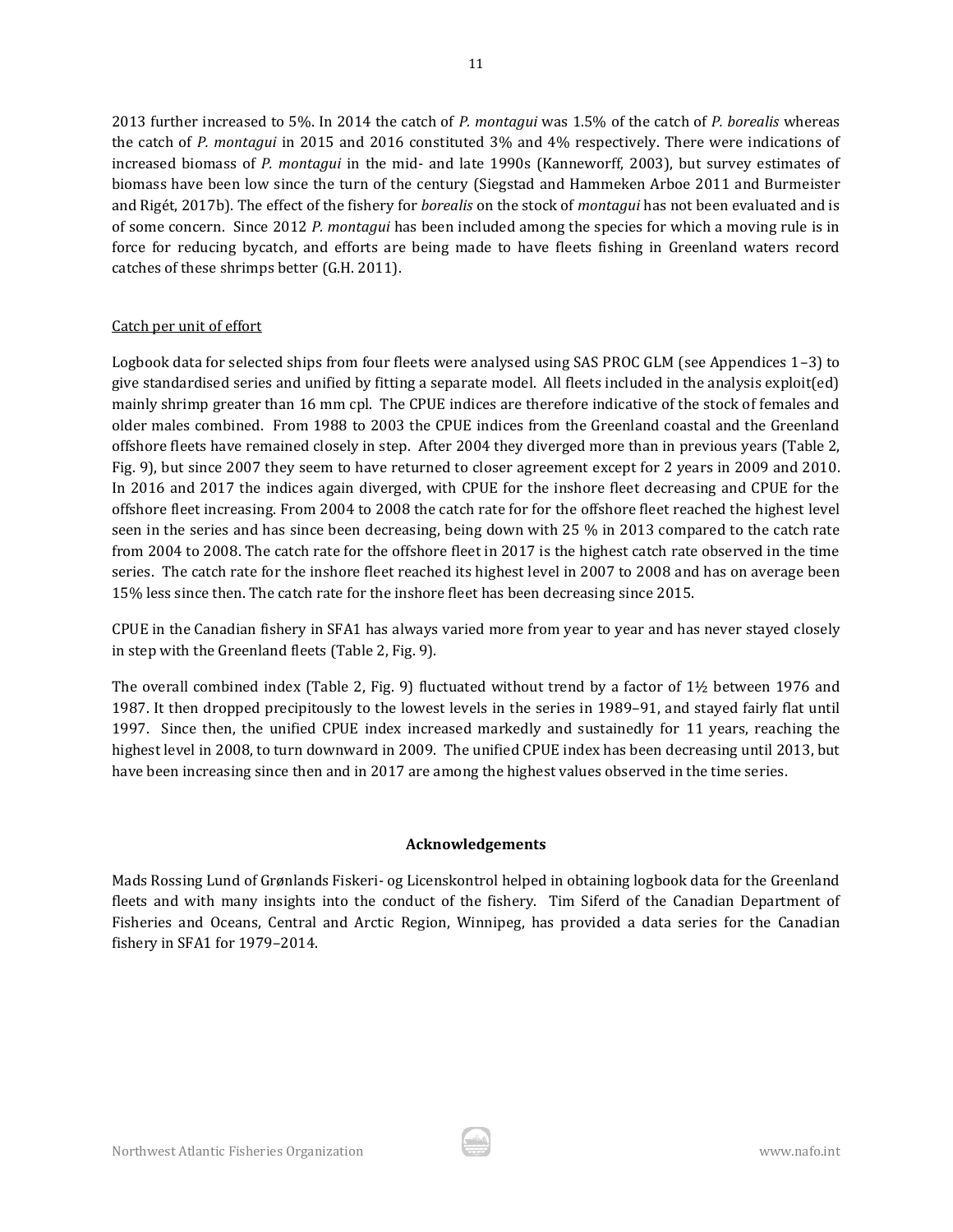2013 further increased to 5%. In 2014 the catch of *P. montagui* was 1.5% of the catch of *P. borealis* whereas the catch of *P. montagui* in 2015 and 2016 constituted 3% and 4% respectively. There were indications of increased biomass of *P. montagui* in the mid- and late 1990s (Kanneworff, 2003), but survey estimates of biomass have been low since the turn of the century (Siegstad and Hammeken Arboe 2011 and Burmeister and Rigét, 2017b). The effect of the fishery for *borealis* on the stock of *montagui* has not been evaluated and is of some concern. Since 2012 *P. montagui* has been included among the species for which a moving rule is in force for reducing bycatch, and efforts are being made to have fleets fishing in Greenland waters record catches of these shrimps better (G.H. 2011).

Catch per unit of effort

Logbook data for selected ships from four fleets were analysed using SAS PROC GLM (see Appendices 1–3) to give standardised series and unified by fitting a separate model. All fleets included in the analysis exploit(ed) mainly shrimp greater than 16 mm cpl. The CPUE indices are therefore indicative of the stock of females and older males combined. From 1988 to 2003 the CPUE indices from the Greenland coastal and the Greenland offshore fleets have remained closely in step. After 2004 they diverged more than in previous years (Table 2, Fig. 9), but since 2007 they seem to have returned to closer agreement except for 2 years in 2009 and 2010. In 2016 and 2017 the indices again diverged, with CPUE for the inshore fleet decreasing and CPUE for the offshore fleet increasing. From 2004 to 2008 the catch rate for for the offshore fleet reached the highest level seen in the series and has since been decreasing, being down with 25 % in 2013 compared to the catch rate from 2004 to 2008. The catch rate for the offshore fleet in 2017 is the highest catch rate observed in the time series. The catch rate for the inshore fleet reached its highest level in 2007 to 2008 and has on average been 15% less since then. The catch rate for the inshore fleet has been decreasing since 2015.

CPUE in the Canadian fishery in SFA1 has always varied more from year to year and has never stayed closely in step with the Greenland fleets (Table 2, Fig. 9).

The overall combined index (Table 2, Fig. 9) fluctuated without trend by a factor of 1½ between 1976 and 1987. It then dropped precipitously to the lowest levels in the series in 1989–91, and stayed fairly flat until 1997. Since then, the unified CPUE index increased markedly and sustainedly for 11 years, reaching the highest level in 2008, to turn downward in 2009. The unified CPUE index has been decreasing until 2013, but have been increasing since then and in 2017 are among the highest values observed in the time series.

## Acknowledgements

Mads Rossing Lund of Grønlands Fiskeri- og Licenskontrol helped in obtaining logbook data for the Greenland fleets and with many insights into the conduct of the fishery. Tim Siferd of the Canadian Department of Fisheries and Oceans, Central and Arctic Region, Winnipeg, has provided a data series for the Canadian fishery in SFA1 for 1979–2014.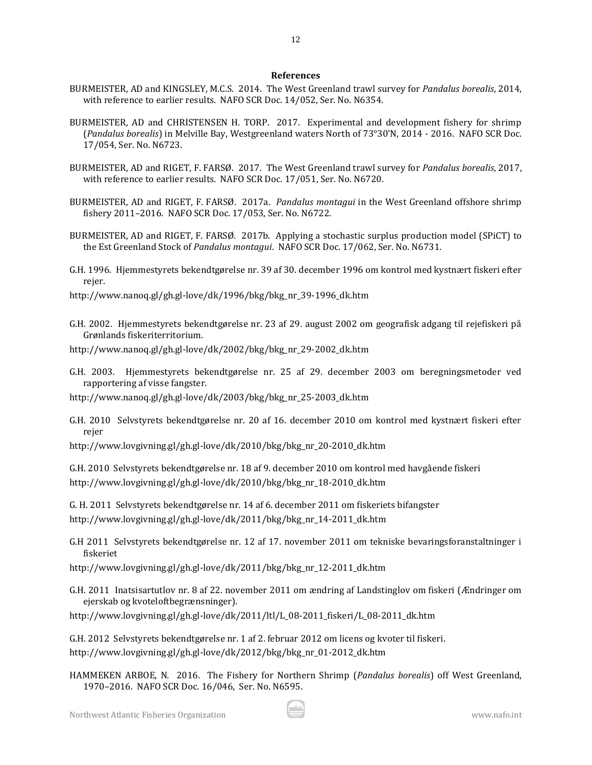## References

BURMEISTER, AD and KINGSLEY, M.C.S. 2014. The West Greenland trawl survey for *Pandalus borealis*, 2014, with reference to earlier results. NAFO SCR Doc. 14/052, Ser. No. N6354.

BURMEISTER, AD and CHRISTENSEN H. TORP. 2017. Experimental and development fishery for shrimp (*Pandalus borealis*) in Melville Bay, Westgreenland waters North of 73°30'N, 2014 - 2016. NAFO SCR Doc. 17/054, Ser. No. N6723.

BURMEISTER, AD and RIGET, F. FARSØ. 2017. The West Greenland trawl survey for *Pandalus borealis*, 2017, with reference to earlier results. NAFO SCR Doc. 17/051, Ser. No. N6720.

BURMEISTER, AD and RIGET, F. FARSØ. 2017a. *Pandalus montagui* in the West Greenland offshore shrimp fishery 2011–2016. NAFO SCR Doc. 17/053, Ser. No. N6722.

BURMEISTER, AD and RIGET, F. FARSØ. 2017b. Applying a stochastic surplus production model (SPiCT) to the Est Greenland Stock of *Pandalus montagui*. NAFO SCR Doc. 17/062, Ser. No. N6731.

G.H. 1996. Hjemmestyrets bekendtgørelse nr. 39 af 30. december 1996 om kontrol med kystnært fiskeri efter rejer.

http://www.nanoq.gl/gh.gl-love/dk/1996/bkg/bkg_nr_39-1996_dk.htm

G.H. 2002. Hjemmestyrets bekendtgørelse nr. 23 af 29. august 2002 om geografisk adgang til rejefiskeri på Grønlands fiskeriterritorium.

http://www.nanoq.gl/gh.gl-love/dk/2002/bkg/bkg_nr_29-2002_dk.htm

G.H. 2003. Hjemmestyrets bekendtgørelse nr. 25 af 29. december 2003 om beregningsmetoder ved rapportering af visse fangster.

http://www.nanoq.gl/gh.gl-love/dk/2003/bkg/bkg_nr_25-2003_dk.htm

G.H. 2010 Selvstyrets bekendtgørelse nr. 20 af 16. december 2010 om kontrol med kystnært fiskeri efter rejer

http://www.lovgivning.gl/gh.gl-love/dk/2010/bkg/bkg_nr_20-2010_dk.htm

G.H. 2010 Selvstyrets bekendtgørelse nr. 18 af 9. december 2010 om kontrol med havgående fiskeri

http://www.lovgivning.gl/gh.gl-love/dk/2010/bkg/bkg_nr_18-2010_dk.htm

G. H. 2011 Selvstyrets bekendtgørelse nr. 14 af 6. december 2011 om fiskeriets bifangster

http://www.lovgivning.gl/gh.gl-love/dk/2011/bkg/bkg_nr_14-2011_dk.htm

G.H 2011 Selvstyrets bekendtgørelse nr. 12 af 17. november 2011 om tekniske bevaringsforanstaltninger i fiskeriet

http://www.lovgivning.gl/gh.gl-love/dk/2011/bkg/bkg_nr_12-2011_dk.htm

G.H. 2011 Inatsisartutlov nr. 8 af 22. november 2011 om ændring af Landstinglov om fiskeri (Ændringer om ejerskab og kvoteloftbegrænsninger).

http://www.lovgivning.gl/gh.gl-love/dk/2011/ltl/L_08-2011_fiskeri/L_08-2011_dk.htm

G.H. 2012 Selvstyrets bekendtgørelse nr. 1 af 2. februar 2012 om licens og kvoter til fiskeri.

http://www.lovgivning.gl/gh.gl-love/dk/2012/bkg/bkg_nr_01-2012_dk.htm

HAMMEKEN ARBOE, N. 2016. The Fishery for Northern Shrimp (*Pandalus borealis*) off West Greenland, 1970–2016. NAFO SCR Doc. 16/046, Ser. No. N6595.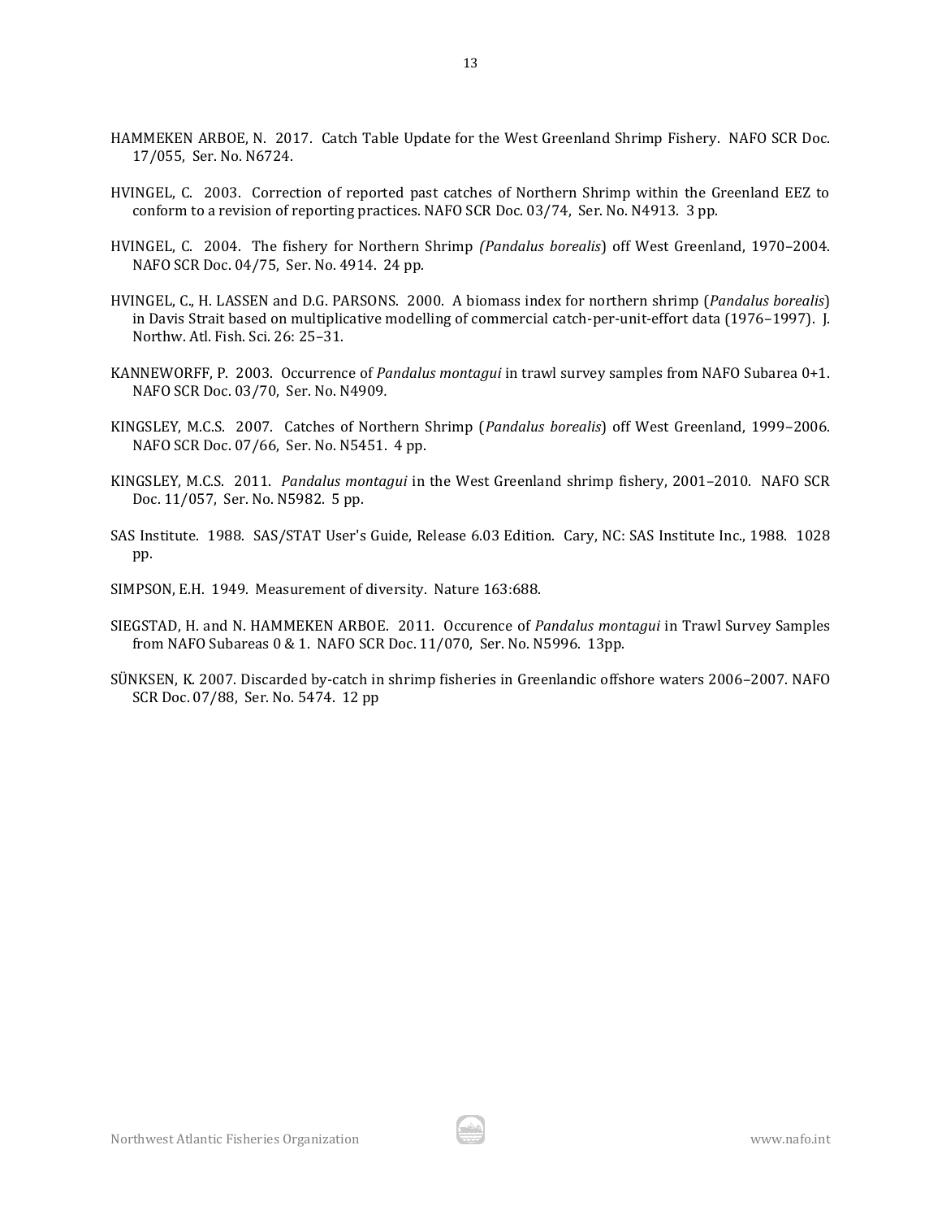HAMMEKEN ARBOE, N. 2017. Catch Table Update for the West Greenland Shrimp Fishery. NAFO SCR Doc. 17/055, Ser. No. N6724.

HVINGEL, C. 2003. Correction of reported past catches of Northern Shrimp within the Greenland EEZ to conform to a revision of reporting practices. NAFO SCR Doc. 03/74, Ser. No. N4913. 3 pp.

HVINGEL, C. 2004. The fishery for Northern Shrimp *(Pandalus borealis*) off West Greenland, 1970–2004. NAFO SCR Doc. 04/75, Ser. No. 4914. 24 pp.

HVINGEL, C., H. LASSEN and D.G. PARSONS. 2000. A biomass index for northern shrimp (*Pandalus borealis*) in Davis Strait based on multiplicative modelling of commercial catch-per-unit-effort data (1976–1997). J. Northw. Atl. Fish. Sci. 26: 25–31.

KANNEWORFF, P. 2003. Occurrence of *Pandalus montagui* in trawl survey samples from NAFO Subarea 0+1. NAFO SCR Doc. 03/70, Ser. No. N4909.

KINGSLEY, M.C.S. 2007. Catches of Northern Shrimp (*Pandalus borealis*) off West Greenland, 1999–2006. NAFO SCR Doc. 07/66, Ser. No. N5451. 4 pp.

KINGSLEY, M.C.S. 2011. *Pandalus montagui* in the West Greenland shrimp fishery, 2001–2010. NAFO SCR Doc. 11/057, Ser. No. N5982. 5 pp.

SAS Institute. 1988. SAS/STAT User's Guide, Release 6.03 Edition. Cary, NC: SAS Institute Inc., 1988. 1028 pp.

SIMPSON, E.H. 1949. Measurement of diversity. Nature 163:688.

SIEGSTAD, H. and N. HAMMEKEN ARBOE. 2011. Occurence of *Pandalus montagui* in Trawl Survey Samples from NAFO Subareas 0 & 1. NAFO SCR Doc. 11/070, Ser. No. N5996. 13pp.

SÜNKSEN, K. 2007. Discarded by-catch in shrimp fisheries in Greenlandic offshore waters 2006–2007. NAFO SCR Doc. 07/88, Ser. No. 5474. 12 pp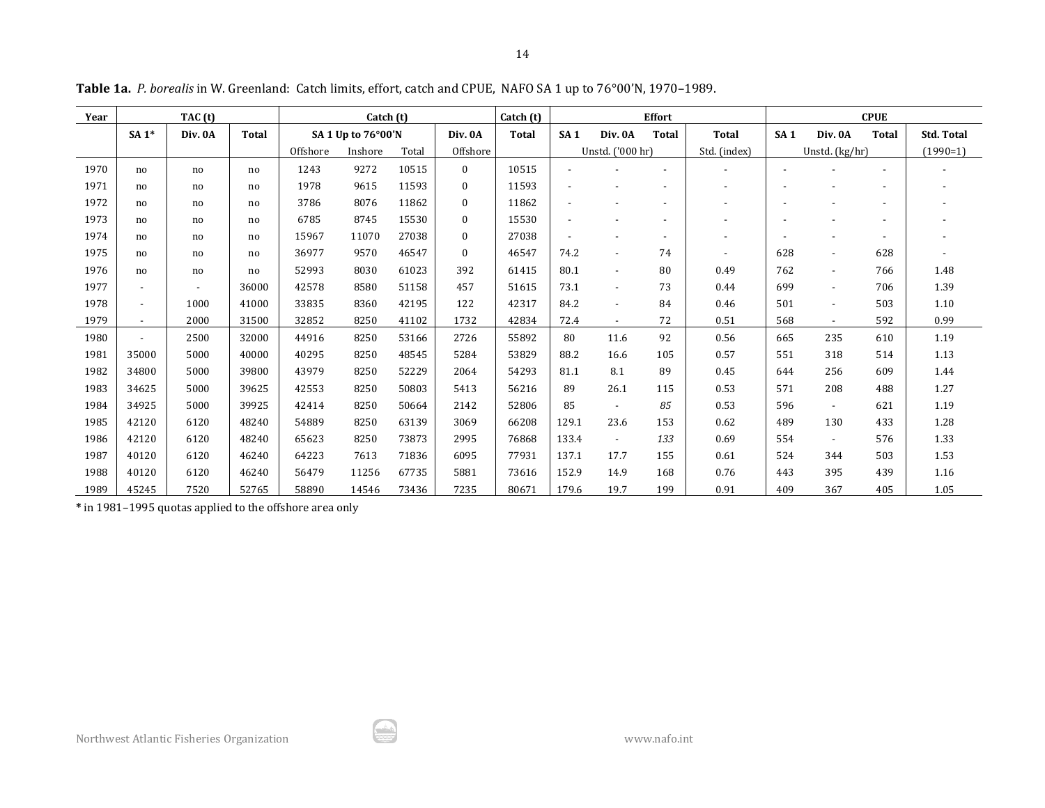**Table 1a.** *P. borealis* in W. Greenland: Catch limits, effort, catch and CPUE, NAFO SA 1 up to 76°00'N, 1970–1989.

| Year | TAC (t) | | | Catch (t) | | | | Catch (t) | Effort | | | | CPUE | | | |
|---|---|---|---|---|---|---|---|---|---|---|---|---|---|---|---|---|
| | SA 1* | Div. 0A | Total | SA 1 Up to 76°00'N | | | Div. 0A | Total | SA 1 | Div. 0A | Total | Total | SA 1 | Div. 0A | Total | Std. Total |
| | | | | Offshore | Inshore | Total | Offshore | | Unstd. ('000 hr) | | | Std. (index) | Unstd. (kg/hr) | | | (1990=1) |
| 1970 | no | no | no | 1243 | 9272 | 10515 | 0 | 10515 | - | - | - | - | - | - | - | - |
| 1971 | no | no | no | 1978 | 9615 | 11593 | 0 | 11593 | - | - | - | - | - | - | - | - |
| 1972 | no | no | no | 3786 | 8076 | 11862 | 0 | 11862 | - | - | - | - | - | - | - | - |
| 1973 | no | no | no | 6785 | 8745 | 15530 | 0 | 15530 | - | - | - | - | - | - | - | - |
| 1974 | no | no | no | 15967 | 11070 | 27038 | 0 | 27038 | - | - | - | - | - | - | - | - |
| 1975 | no | no | no | 36977 | 9570 | 46547 | 0 | 46547 | 74.2 | - | 74 | - | 628 | - | 628 | - |
| 1976 | no | no | no | 52993 | 8030 | 61023 | 392 | 61415 | 80.1 | - | 80 | 0.49 | 762 | - | 766 | 1.48 |
| 1977 | - | - | 36000 | 42578 | 8580 | 51158 | 457 | 51615 | 73.1 | - | 73 | 0.44 | 699 | - | 706 | 1.39 |
| 1978 | - | 1000 | 41000 | 33835 | 8360 | 42195 | 122 | 42317 | 84.2 | - | 84 | 0.46 | 501 | - | 503 | 1.10 |
| 1979 | - | 2000 | 31500 | 32852 | 8250 | 41102 | 1732 | 42834 | 72.4 | - | 72 | 0.51 | 568 | - | 592 | 0.99 |
| 1980 | - | 2500 | 32000 | 44916 | 8250 | 53166 | 2726 | 55892 | 80 | 11.6 | 92 | 0.56 | 665 | 235 | 610 | 1.19 |
| 1981 | 35000 | 5000 | 40000 | 40295 | 8250 | 48545 | 5284 | 53829 | 88.2 | 16.6 | 105 | 0.57 | 551 | 318 | 514 | 1.13 |
| 1982 | 34800 | 5000 | 39800 | 43979 | 8250 | 52229 | 2064 | 54293 | 81.1 | 8.1 | 89 | 0.45 | 644 | 256 | 609 | 1.44 |
| 1983 | 34625 | 5000 | 39625 | 42553 | 8250 | 50803 | 5413 | 56216 | 89 | 26.1 | 115 | 0.53 | 571 | 208 | 488 | 1.27 |
| 1984 | 34925 | 5000 | 39925 | 42414 | 8250 | 50664 | 2142 | 52806 | 85 | - | *85* | 0.53 | 596 | - | 621 | 1.19 |
| 1985 | 42120 | 6120 | 48240 | 54889 | 8250 | 63139 | 3069 | 66208 | 129.1 | 23.6 | 153 | 0.62 | 489 | 130 | 433 | 1.28 |
| 1986 | 42120 | 6120 | 48240 | 65623 | 8250 | 73873 | 2995 | 76868 | 133.4 | - | *133* | 0.69 | 554 | - | 576 | 1.33 |
| 1987 | 40120 | 6120 | 46240 | 64223 | 7613 | 71836 | 6095 | 77931 | 137.1 | 17.7 | 155 | 0.61 | 524 | 344 | 503 | 1.53 |
| 1988 | 40120 | 6120 | 46240 | 56479 | 11256 | 67735 | 5881 | 73616 | 152.9 | 14.9 | 168 | 0.76 | 443 | 395 | 439 | 1.16 |
| 1989 | 45245 | 7520 | 52765 | 58890 | 14546 | 73436 | 7235 | 80671 | 179.6 | 19.7 | 199 | 0.91 | 409 | 367 | 405 | 1.05 |

* in 1981–1995 quotas applied to the offshore area only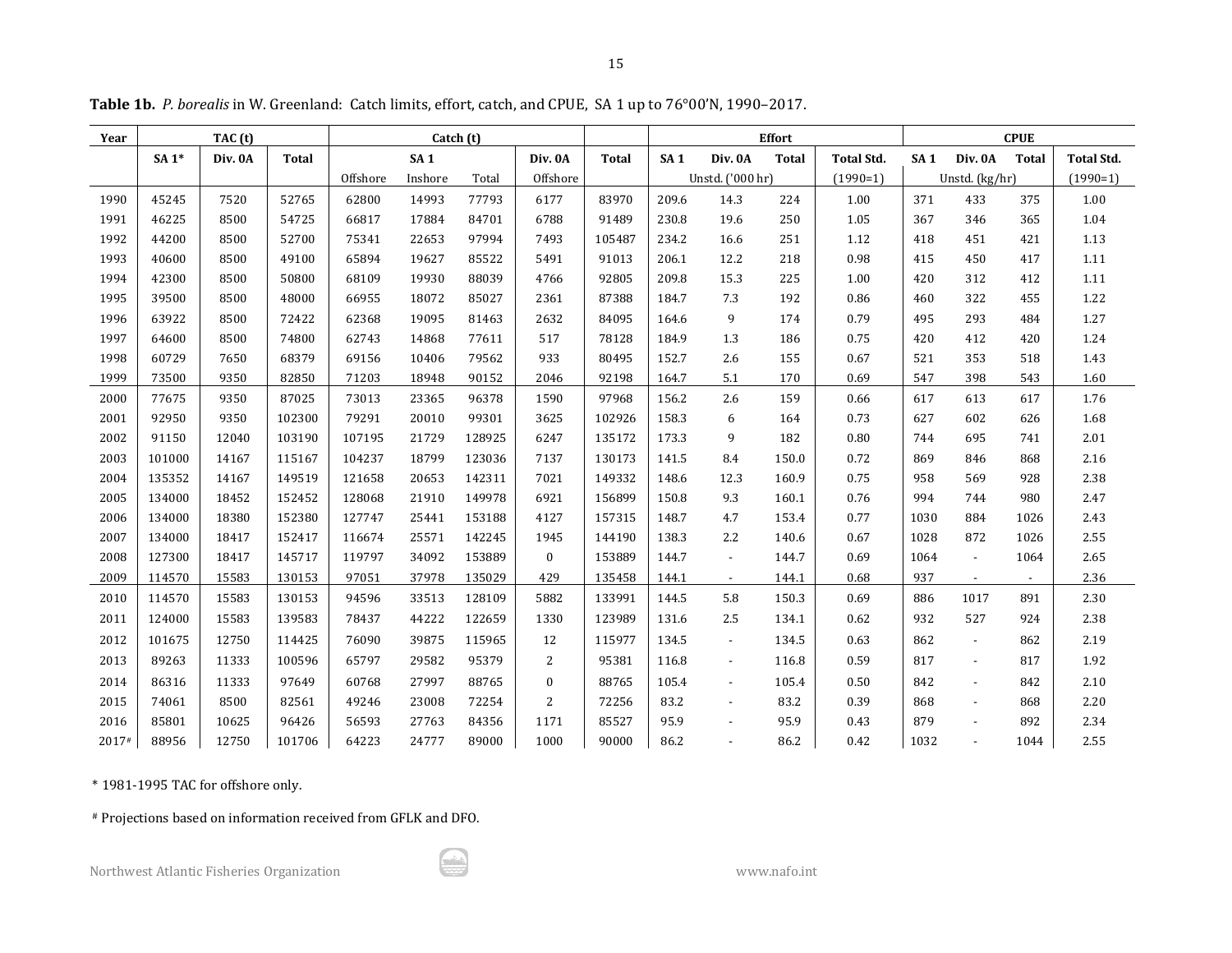**Table 1b.** *P. borealis* in W. Greenland: Catch limits, effort, catch, and CPUE, SA 1 up to 76°00'N, 1990–2017.

| Year | TAC (t) | | | Catch (t) | | | | | Effort | | | | CPUE | | | |
|---|---|---|---|---|---|---|---|---|---|---|---|---|---|---|---|---|
| | SA 1* | Div. 0A | Total | SA 1 | | | Div. 0A | Total | SA 1 | Div. 0A | Total | Total Std. | SA 1 | Div. 0A | Total | Total Std. |
| | | | | Offshore | Inshore | Total | Offshore | | Unstd. ('000 hr) | | | (1990=1) | Unstd. (kg/hr) | | | (1990=1) |
| 1990 | 45245 | 7520 | 52765 | 62800 | 14993 | 77793 | 6177 | 83970 | 209.6 | 14.3 | 224 | 1.00 | 371 | 433 | 375 | 1.00 |
| 1991 | 46225 | 8500 | 54725 | 66817 | 17884 | 84701 | 6788 | 91489 | 230.8 | 19.6 | 250 | 1.05 | 367 | 346 | 365 | 1.04 |
| 1992 | 44200 | 8500 | 52700 | 75341 | 22653 | 97994 | 7493 | 105487 | 234.2 | 16.6 | 251 | 1.12 | 418 | 451 | 421 | 1.13 |
| 1993 | 40600 | 8500 | 49100 | 65894 | 19627 | 85522 | 5491 | 91013 | 206.1 | 12.2 | 218 | 0.98 | 415 | 450 | 417 | 1.11 |
| 1994 | 42300 | 8500 | 50800 | 68109 | 19930 | 88039 | 4766 | 92805 | 209.8 | 15.3 | 225 | 1.00 | 420 | 312 | 412 | 1.11 |
| 1995 | 39500 | 8500 | 48000 | 66955 | 18072 | 85027 | 2361 | 87388 | 184.7 | 7.3 | 192 | 0.86 | 460 | 322 | 455 | 1.22 |
| 1996 | 63922 | 8500 | 72422 | 62368 | 19095 | 81463 | 2632 | 84095 | 164.6 | 9 | 174 | 0.79 | 495 | 293 | 484 | 1.27 |
| 1997 | 64600 | 8500 | 74800 | 62743 | 14868 | 77611 | 517 | 78128 | 184.9 | 1.3 | 186 | 0.75 | 420 | 412 | 420 | 1.24 |
| 1998 | 60729 | 7650 | 68379 | 69156 | 10406 | 79562 | 933 | 80495 | 152.7 | 2.6 | 155 | 0.67 | 521 | 353 | 518 | 1.43 |
| 1999 | 73500 | 9350 | 82850 | 71203 | 18948 | 90152 | 2046 | 92198 | 164.7 | 5.1 | 170 | 0.69 | 547 | 398 | 543 | 1.60 |
| 2000 | 77675 | 9350 | 87025 | 73013 | 23365 | 96378 | 1590 | 97968 | 156.2 | 2.6 | 159 | 0.66 | 617 | 613 | 617 | 1.76 |
| 2001 | 92950 | 9350 | 102300 | 79291 | 20010 | 99301 | 3625 | 102926 | 158.3 | 6 | 164 | 0.73 | 627 | 602 | 626 | 1.68 |
| 2002 | 91150 | 12040 | 103190 | 107195 | 21729 | 128925 | 6247 | 135172 | 173.3 | 9 | 182 | 0.80 | 744 | 695 | 741 | 2.01 |
| 2003 | 101000 | 14167 | 115167 | 104237 | 18799 | 123036 | 7137 | 130173 | 141.5 | 8.4 | 150.0 | 0.72 | 869 | 846 | 868 | 2.16 |
| 2004 | 135352 | 14167 | 149519 | 121658 | 20653 | 142311 | 7021 | 149332 | 148.6 | 12.3 | 160.9 | 0.75 | 958 | 569 | 928 | 2.38 |
| 2005 | 134000 | 18452 | 152452 | 128068 | 21910 | 149978 | 6921 | 156899 | 150.8 | 9.3 | 160.1 | 0.76 | 994 | 744 | 980 | 2.47 |
| 2006 | 134000 | 18380 | 152380 | 127747 | 25441 | 153188 | 4127 | 157315 | 148.7 | 4.7 | 153.4 | 0.77 | 1030 | 884 | 1026 | 2.43 |
| 2007 | 134000 | 18417 | 152417 | 116674 | 25571 | 142245 | 1945 | 144190 | 138.3 | 2.2 | 140.6 | 0.67 | 1028 | 872 | 1026 | 2.55 |
| 2008 | 127300 | 18417 | 145717 | 119797 | 34092 | 153889 | 0 | 153889 | 144.7 | - | 144.7 | 0.69 | 1064 | - | 1064 | 2.65 |
| 2009 | 114570 | 15583 | 130153 | 97051 | 37978 | 135029 | 429 | 135458 | 144.1 | - | 144.1 | 0.68 | 937 | - | - | 2.36 |
| 2010 | 114570 | 15583 | 130153 | 94596 | 33513 | 128109 | 5882 | 133991 | 144.5 | 5.8 | 150.3 | 0.69 | 886 | 1017 | 891 | 2.30 |
| 2011 | 124000 | 15583 | 139583 | 78437 | 44222 | 122659 | 1330 | 123989 | 131.6 | 2.5 | 134.1 | 0.62 | 932 | 527 | 924 | 2.38 |
| 2012 | 101675 | 12750 | 114425 | 76090 | 39875 | 115965 | 12 | 115977 | 134.5 | - | 134.5 | 0.63 | 862 | - | 862 | 2.19 |
| 2013 | 89263 | 11333 | 100596 | 65797 | 29582 | 95379 | 2 | 95381 | 116.8 | - | 116.8 | 0.59 | 817 | - | 817 | 1.92 |
| 2014 | 86316 | 11333 | 97649 | 60768 | 27997 | 88765 | 0 | 88765 | 105.4 | - | 105.4 | 0.50 | 842 | - | 842 | 2.10 |
| 2015 | 74061 | 8500 | 82561 | 49246 | 23008 | 72254 | 2 | 72256 | 83.2 | - | 83.2 | 0.39 | 868 | - | 868 | 2.20 |
| 2016 | 85801 | 10625 | 96426 | 56593 | 27763 | 84356 | 1171 | 85527 | 95.9 | - | 95.9 | 0.43 | 879 | - | 892 | 2.34 |
| 2017# | 88956 | 12750 | 101706 | 64223 | 24777 | 89000 | 1000 | 90000 | 86.2 | - | 86.2 | 0.42 | 1032 | - | 1044 | 2.55 |

\* 1981-1995 TAC for offshore only.

\# Projections based on information received from GFLK and DFO.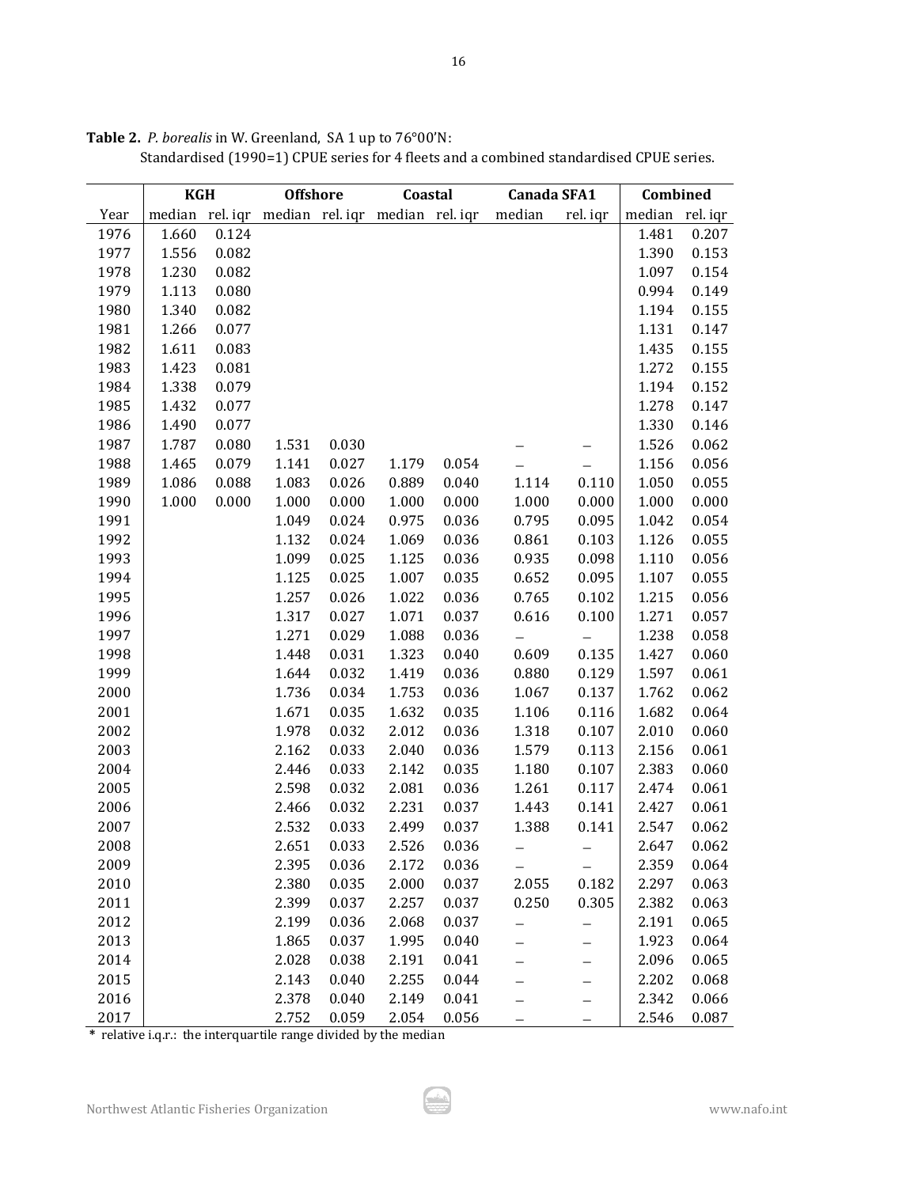**Table 2.** *P. borealis* in W. Greenland, SA 1 up to 76°00'N:
Standardised (1990=1) CPUE series for 4 fleets and a combined standardised CPUE series.

| | KGH | | Offshore | | Coastal | | Canada SFA1 | | Combined | |
|---|---|---|---|---|---|---|---|---|---|---|
| Year | median | rel. iqr | median | rel. iqr | median | rel. iqr | median | rel. iqr | median | rel. iqr |
| 1976 | 1.660 | 0.124 | | | | | | | 1.481 | 0.207 |
| 1977 | 1.556 | 0.082 | | | | | | | 1.390 | 0.153 |
| 1978 | 1.230 | 0.082 | | | | | | | 1.097 | 0.154 |
| 1979 | 1.113 | 0.080 | | | | | | | 0.994 | 0.149 |
| 1980 | 1.340 | 0.082 | | | | | | | 1.194 | 0.155 |
| 1981 | 1.266 | 0.077 | | | | | | | 1.131 | 0.147 |
| 1982 | 1.611 | 0.083 | | | | | | | 1.435 | 0.155 |
| 1983 | 1.423 | 0.081 | | | | | | | 1.272 | 0.155 |
| 1984 | 1.338 | 0.079 | | | | | | | 1.194 | 0.152 |
| 1985 | 1.432 | 0.077 | | | | | | | 1.278 | 0.147 |
| 1986 | 1.490 | 0.077 | | | | | | | 1.330 | 0.146 |
| 1987 | 1.787 | 0.080 | 1.531 | 0.030 | | | – | – | 1.526 | 0.062 |
| 1988 | 1.465 | 0.079 | 1.141 | 0.027 | 1.179 | 0.054 | – | – | 1.156 | 0.056 |
| 1989 | 1.086 | 0.088 | 1.083 | 0.026 | 0.889 | 0.040 | 1.114 | 0.110 | 1.050 | 0.055 |
| 1990 | 1.000 | 0.000 | 1.000 | 0.000 | 1.000 | 0.000 | 1.000 | 0.000 | 1.000 | 0.000 |
| 1991 | | | 1.049 | 0.024 | 0.975 | 0.036 | 0.795 | 0.095 | 1.042 | 0.054 |
| 1992 | | | 1.132 | 0.024 | 1.069 | 0.036 | 0.861 | 0.103 | 1.126 | 0.055 |
| 1993 | | | 1.099 | 0.025 | 1.125 | 0.036 | 0.935 | 0.098 | 1.110 | 0.056 |
| 1994 | | | 1.125 | 0.025 | 1.007 | 0.035 | 0.652 | 0.095 | 1.107 | 0.055 |
| 1995 | | | 1.257 | 0.026 | 1.022 | 0.036 | 0.765 | 0.102 | 1.215 | 0.056 |
| 1996 | | | 1.317 | 0.027 | 1.071 | 0.037 | 0.616 | 0.100 | 1.271 | 0.057 |
| 1997 | | | 1.271 | 0.029 | 1.088 | 0.036 | – | – | 1.238 | 0.058 |
| 1998 | | | 1.448 | 0.031 | 1.323 | 0.040 | 0.609 | 0.135 | 1.427 | 0.060 |
| 1999 | | | 1.644 | 0.032 | 1.419 | 0.036 | 0.880 | 0.129 | 1.597 | 0.061 |
| 2000 | | | 1.736 | 0.034 | 1.753 | 0.036 | 1.067 | 0.137 | 1.762 | 0.062 |
| 2001 | | | 1.671 | 0.035 | 1.632 | 0.035 | 1.106 | 0.116 | 1.682 | 0.064 |
| 2002 | | | 1.978 | 0.032 | 2.012 | 0.036 | 1.318 | 0.107 | 2.010 | 0.060 |
| 2003 | | | 2.162 | 0.033 | 2.040 | 0.036 | 1.579 | 0.113 | 2.156 | 0.061 |
| 2004 | | | 2.446 | 0.033 | 2.142 | 0.035 | 1.180 | 0.107 | 2.383 | 0.060 |
| 2005 | | | 2.598 | 0.032 | 2.081 | 0.036 | 1.261 | 0.117 | 2.474 | 0.061 |
| 2006 | | | 2.466 | 0.032 | 2.231 | 0.037 | 1.443 | 0.141 | 2.427 | 0.061 |
| 2007 | | | 2.532 | 0.033 | 2.499 | 0.037 | 1.388 | 0.141 | 2.547 | 0.062 |
| 2008 | | | 2.651 | 0.033 | 2.526 | 0.036 | – | – | 2.647 | 0.062 |
| 2009 | | | 2.395 | 0.036 | 2.172 | 0.036 | – | – | 2.359 | 0.064 |
| 2010 | | | 2.380 | 0.035 | 2.000 | 0.037 | 2.055 | 0.182 | 2.297 | 0.063 |
| 2011 | | | 2.399 | 0.037 | 2.257 | 0.037 | 0.250 | 0.305 | 2.382 | 0.063 |
| 2012 | | | 2.199 | 0.036 | 2.068 | 0.037 | – | – | 2.191 | 0.065 |
| 2013 | | | 1.865 | 0.037 | 1.995 | 0.040 | – | – | 1.923 | 0.064 |
| 2014 | | | 2.028 | 0.038 | 2.191 | 0.041 | – | – | 2.096 | 0.065 |
| 2015 | | | 2.143 | 0.040 | 2.255 | 0.044 | – | – | 2.202 | 0.068 |
| 2016 | | | 2.378 | 0.040 | 2.149 | 0.041 | – | – | 2.342 | 0.066 |
| 2017 | | | 2.752 | 0.059 | 2.054 | 0.056 | – | – | 2.546 | 0.087 |

**\*** relative i.q.r.: the interquartile range divided by the median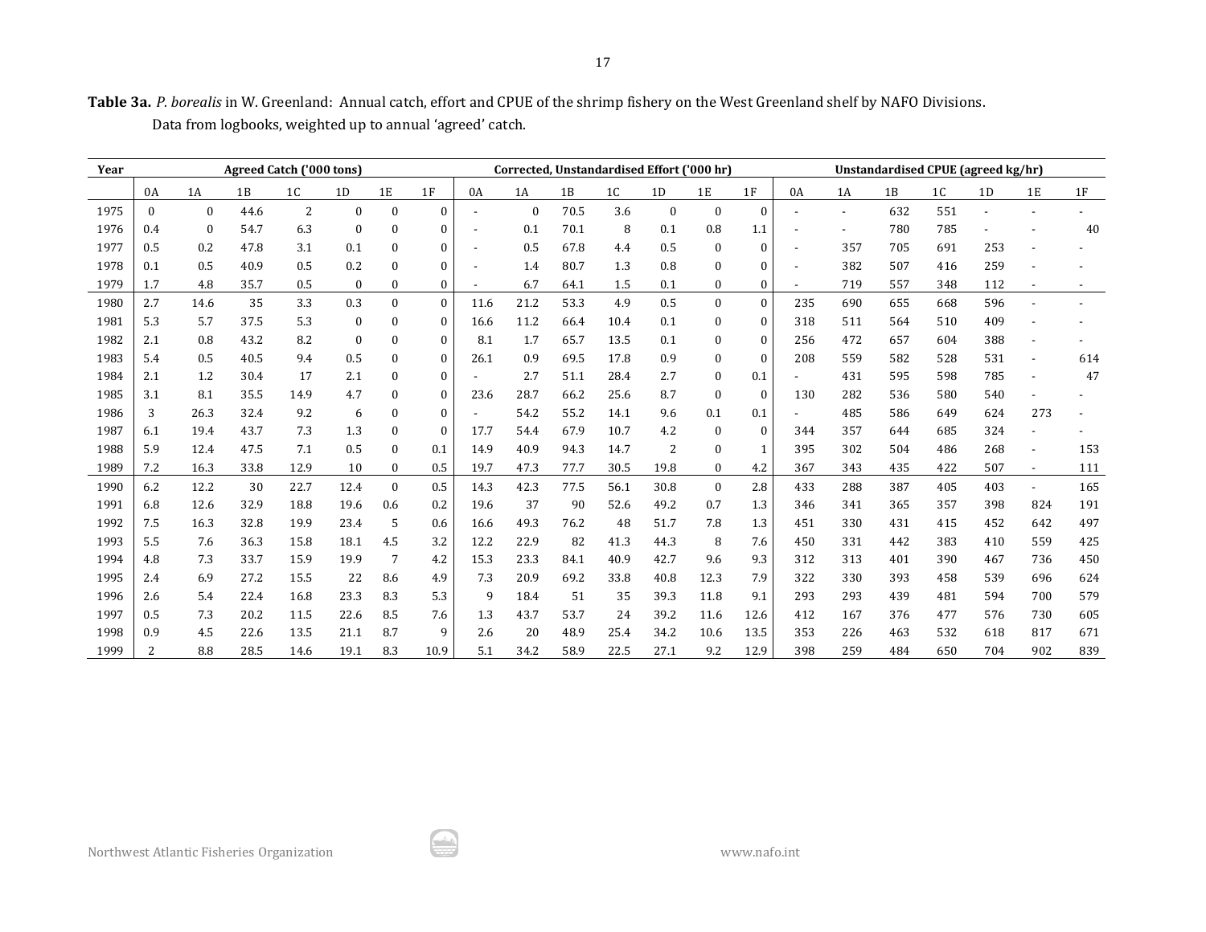**Table 3a.** *P. borealis* in W. Greenland: Annual catch, effort and CPUE of the shrimp fishery on the West Greenland shelf by NAFO Divisions. Data from logbooks, weighted up to annual 'agreed' catch.

| Year | Agreed Catch ('000 tons) | | | | | | | Corrected, Unstandardised Effort ('000 hr) | | | | | | | Unstandardised CPUE (agreed kg/hr) | | | | | | |
|---|---|---|---|---|---|---|---|---|---|---|---|---|---|---|---|---|---|---|---|---|---|
| | 0A | 1A | 1B | 1C | 1D | 1E | 1F | 0A | 1A | 1B | 1C | 1D | 1E | 1F | 0A | 1A | 1B | 1C | 1D | 1E | 1F |
| 1975 | 0 | 0 | 44.6 | 2 | 0 | 0 | 0 | - | 0 | 70.5 | 3.6 | 0 | 0 | 0 | - | - | 632 | 551 | - | - | - |
| 1976 | 0.4 | 0 | 54.7 | 6.3 | 0 | 0 | 0 | - | 0.1 | 70.1 | 8 | 0.1 | 0.8 | 1.1 | - | - | 780 | 785 | - | - | 40 |
| 1977 | 0.5 | 0.2 | 47.8 | 3.1 | 0.1 | 0 | 0 | - | 0.5 | 67.8 | 4.4 | 0.5 | 0 | 0 | - | 357 | 705 | 691 | 253 | - | - |
| 1978 | 0.1 | 0.5 | 40.9 | 0.5 | 0.2 | 0 | 0 | - | 1.4 | 80.7 | 1.3 | 0.8 | 0 | 0 | - | 382 | 507 | 416 | 259 | - | - |
| 1979 | 1.7 | 4.8 | 35.7 | 0.5 | 0 | 0 | 0 | - | 6.7 | 64.1 | 1.5 | 0.1 | 0 | 0 | - | 719 | 557 | 348 | 112 | - | - |
| 1980 | 2.7 | 14.6 | 35 | 3.3 | 0.3 | 0 | 0 | 11.6 | 21.2 | 53.3 | 4.9 | 0.5 | 0 | 0 | 235 | 690 | 655 | 668 | 596 | - | - |
| 1981 | 5.3 | 5.7 | 37.5 | 5.3 | 0 | 0 | 0 | 16.6 | 11.2 | 66.4 | 10.4 | 0.1 | 0 | 0 | 318 | 511 | 564 | 510 | 409 | - | - |
| 1982 | 2.1 | 0.8 | 43.2 | 8.2 | 0 | 0 | 0 | 8.1 | 1.7 | 65.7 | 13.5 | 0.1 | 0 | 0 | 256 | 472 | 657 | 604 | 388 | - | - |
| 1983 | 5.4 | 0.5 | 40.5 | 9.4 | 0.5 | 0 | 0 | 26.1 | 0.9 | 69.5 | 17.8 | 0.9 | 0 | 0 | 208 | 559 | 582 | 528 | 531 | - | 614 |
| 1984 | 2.1 | 1.2 | 30.4 | 17 | 2.1 | 0 | 0 | - | 2.7 | 51.1 | 28.4 | 2.7 | 0 | 0.1 | - | 431 | 595 | 598 | 785 | - | 47 |
| 1985 | 3.1 | 8.1 | 35.5 | 14.9 | 4.7 | 0 | 0 | 23.6 | 28.7 | 66.2 | 25.6 | 8.7 | 0 | 0 | 130 | 282 | 536 | 580 | 540 | - | - |
| 1986 | 3 | 26.3 | 32.4 | 9.2 | 6 | 0 | 0 | - | 54.2 | 55.2 | 14.1 | 9.6 | 0.1 | 0.1 | - | 485 | 586 | 649 | 624 | 273 | - |
| 1987 | 6.1 | 19.4 | 43.7 | 7.3 | 1.3 | 0 | 0 | 17.7 | 54.4 | 67.9 | 10.7 | 4.2 | 0 | 0 | 344 | 357 | 644 | 685 | 324 | - | - |
| 1988 | 5.9 | 12.4 | 47.5 | 7.1 | 0.5 | 0 | 0.1 | 14.9 | 40.9 | 94.3 | 14.7 | 2 | 0 | 1 | 395 | 302 | 504 | 486 | 268 | - | 153 |
| 1989 | 7.2 | 16.3 | 33.8 | 12.9 | 10 | 0 | 0.5 | 19.7 | 47.3 | 77.7 | 30.5 | 19.8 | 0 | 4.2 | 367 | 343 | 435 | 422 | 507 | - | 111 |
| 1990 | 6.2 | 12.2 | 30 | 22.7 | 12.4 | 0 | 0.5 | 14.3 | 42.3 | 77.5 | 56.1 | 30.8 | 0 | 2.8 | 433 | 288 | 387 | 405 | 403 | - | 165 |
| 1991 | 6.8 | 12.6 | 32.9 | 18.8 | 19.6 | 0.6 | 0.2 | 19.6 | 37 | 90 | 52.6 | 49.2 | 0.7 | 1.3 | 346 | 341 | 365 | 357 | 398 | 824 | 191 |
| 1992 | 7.5 | 16.3 | 32.8 | 19.9 | 23.4 | 5 | 0.6 | 16.6 | 49.3 | 76.2 | 48 | 51.7 | 7.8 | 1.3 | 451 | 330 | 431 | 415 | 452 | 642 | 497 |
| 1993 | 5.5 | 7.6 | 36.3 | 15.8 | 18.1 | 4.5 | 3.2 | 12.2 | 22.9 | 82 | 41.3 | 44.3 | 8 | 7.6 | 450 | 331 | 442 | 383 | 410 | 559 | 425 |
| 1994 | 4.8 | 7.3 | 33.7 | 15.9 | 19.9 | 7 | 4.2 | 15.3 | 23.3 | 84.1 | 40.9 | 42.7 | 9.6 | 9.3 | 312 | 313 | 401 | 390 | 467 | 736 | 450 |
| 1995 | 2.4 | 6.9 | 27.2 | 15.5 | 22 | 8.6 | 4.9 | 7.3 | 20.9 | 69.2 | 33.8 | 40.8 | 12.3 | 7.9 | 322 | 330 | 393 | 458 | 539 | 696 | 624 |
| 1996 | 2.6 | 5.4 | 22.4 | 16.8 | 23.3 | 8.3 | 5.3 | 9 | 18.4 | 51 | 35 | 39.3 | 11.8 | 9.1 | 293 | 293 | 439 | 481 | 594 | 700 | 579 |
| 1997 | 0.5 | 7.3 | 20.2 | 11.5 | 22.6 | 8.5 | 7.6 | 1.3 | 43.7 | 53.7 | 24 | 39.2 | 11.6 | 12.6 | 412 | 167 | 376 | 477 | 576 | 730 | 605 |
| 1998 | 0.9 | 4.5 | 22.6 | 13.5 | 21.1 | 8.7 | 9 | 2.6 | 20 | 48.9 | 25.4 | 34.2 | 10.6 | 13.5 | 353 | 226 | 463 | 532 | 618 | 817 | 671 |
| 1999 | 2 | 8.8 | 28.5 | 14.6 | 19.1 | 8.3 | 10.9 | 5.1 | 34.2 | 58.9 | 22.5 | 27.1 | 9.2 | 12.9 | 398 | 259 | 484 | 650 | 704 | 902 | 839 |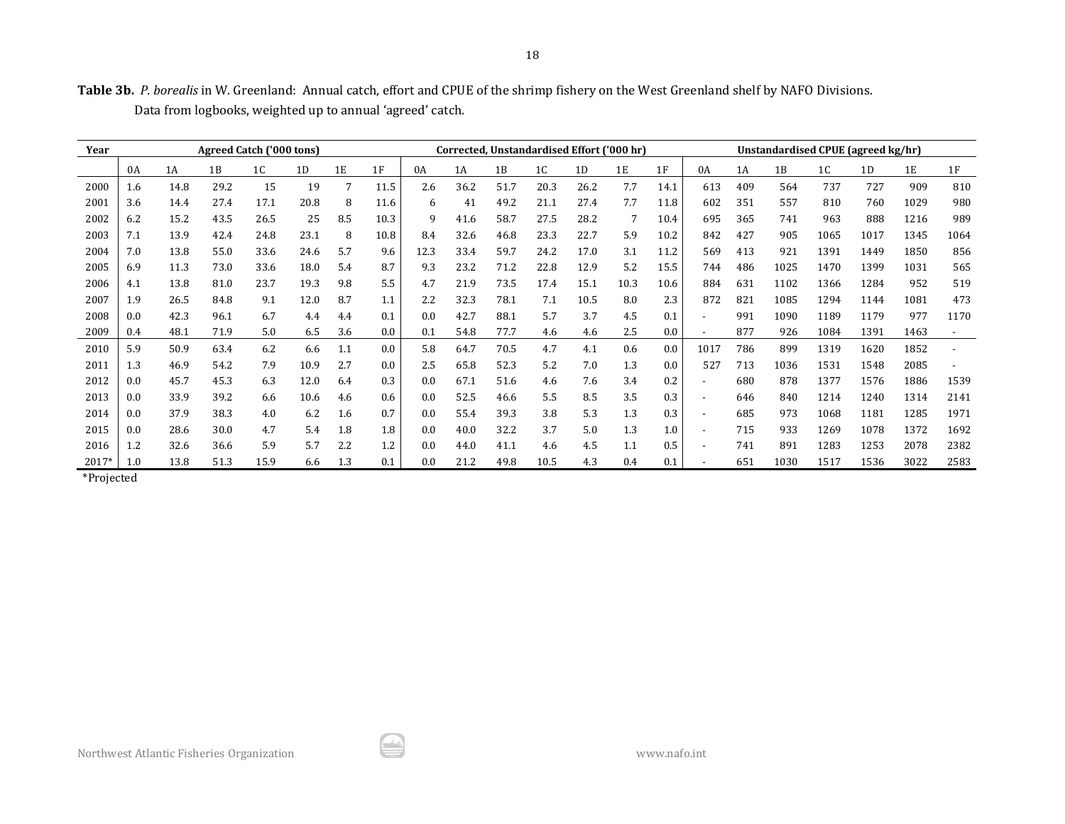**Table 3b.** *P. borealis* in W. Greenland: Annual catch, effort and CPUE of the shrimp fishery on the West Greenland shelf by NAFO Divisions. Data from logbooks, weighted up to annual 'agreed' catch.

| Year | Agreed Catch ('000 tons) | | | | | | | Corrected, Unstandardised Effort ('000 hr) | | | | | | | Unstandardised CPUE (agreed kg/hr) | | | | | | |
|---|---|---|---|---|---|---|---|---|---|---|---|---|---|---|---|---|---|---|---|---|---|
| | 0A | 1A | 1B | 1C | 1D | 1E | 1F | 0A | 1A | 1B | 1C | 1D | 1E | 1F | 0A | 1A | 1B | 1C | 1D | 1E | 1F |
| 2000 | 1.6 | 14.8 | 29.2 | 15 | 19 | 7 | 11.5 | 2.6 | 36.2 | 51.7 | 20.3 | 26.2 | 7.7 | 14.1 | 613 | 409 | 564 | 737 | 727 | 909 | 810 |
| 2001 | 3.6 | 14.4 | 27.4 | 17.1 | 20.8 | 8 | 11.6 | 6 | 41 | 49.2 | 21.1 | 27.4 | 7.7 | 11.8 | 602 | 351 | 557 | 810 | 760 | 1029 | 980 |
| 2002 | 6.2 | 15.2 | 43.5 | 26.5 | 25 | 8.5 | 10.3 | 9 | 41.6 | 58.7 | 27.5 | 28.2 | 7 | 10.4 | 695 | 365 | 741 | 963 | 888 | 1216 | 989 |
| 2003 | 7.1 | 13.9 | 42.4 | 24.8 | 23.1 | 8 | 10.8 | 8.4 | 32.6 | 46.8 | 23.3 | 22.7 | 5.9 | 10.2 | 842 | 427 | 905 | 1065 | 1017 | 1345 | 1064 |
| 2004 | 7.0 | 13.8 | 55.0 | 33.6 | 24.6 | 5.7 | 9.6 | 12.3 | 33.4 | 59.7 | 24.2 | 17.0 | 3.1 | 11.2 | 569 | 413 | 921 | 1391 | 1449 | 1850 | 856 |
| 2005 | 6.9 | 11.3 | 73.0 | 33.6 | 18.0 | 5.4 | 8.7 | 9.3 | 23.2 | 71.2 | 22.8 | 12.9 | 5.2 | 15.5 | 744 | 486 | 1025 | 1470 | 1399 | 1031 | 565 |
| 2006 | 4.1 | 13.8 | 81.0 | 23.7 | 19.3 | 9.8 | 5.5 | 4.7 | 21.9 | 73.5 | 17.4 | 15.1 | 10.3 | 10.6 | 884 | 631 | 1102 | 1366 | 1284 | 952 | 519 |
| 2007 | 1.9 | 26.5 | 84.8 | 9.1 | 12.0 | 8.7 | 1.1 | 2.2 | 32.3 | 78.1 | 7.1 | 10.5 | 8.0 | 2.3 | 872 | 821 | 1085 | 1294 | 1144 | 1081 | 473 |
| 2008 | 0.0 | 42.3 | 96.1 | 6.7 | 4.4 | 4.4 | 0.1 | 0.0 | 42.7 | 88.1 | 5.7 | 3.7 | 4.5 | 0.1 | - | 991 | 1090 | 1189 | 1179 | 977 | 1170 |
| 2009 | 0.4 | 48.1 | 71.9 | 5.0 | 6.5 | 3.6 | 0.0 | 0.1 | 54.8 | 77.7 | 4.6 | 4.6 | 2.5 | 0.0 | - | 877 | 926 | 1084 | 1391 | 1463 | - |
| 2010 | 5.9 | 50.9 | 63.4 | 6.2 | 6.6 | 1.1 | 0.0 | 5.8 | 64.7 | 70.5 | 4.7 | 4.1 | 0.6 | 0.0 | 1017 | 786 | 899 | 1319 | 1620 | 1852 | - |
| 2011 | 1.3 | 46.9 | 54.2 | 7.9 | 10.9 | 2.7 | 0.0 | 2.5 | 65.8 | 52.3 | 5.2 | 7.0 | 1.3 | 0.0 | 527 | 713 | 1036 | 1531 | 1548 | 2085 | - |
| 2012 | 0.0 | 45.7 | 45.3 | 6.3 | 12.0 | 6.4 | 0.3 | 0.0 | 67.1 | 51.6 | 4.6 | 7.6 | 3.4 | 0.2 | - | 680 | 878 | 1377 | 1576 | 1886 | 1539 |
| 2013 | 0.0 | 33.9 | 39.2 | 6.6 | 10.6 | 4.6 | 0.6 | 0.0 | 52.5 | 46.6 | 5.5 | 8.5 | 3.5 | 0.3 | - | 646 | 840 | 1214 | 1240 | 1314 | 2141 |
| 2014 | 0.0 | 37.9 | 38.3 | 4.0 | 6.2 | 1.6 | 0.7 | 0.0 | 55.4 | 39.3 | 3.8 | 5.3 | 1.3 | 0.3 | - | 685 | 973 | 1068 | 1181 | 1285 | 1971 |
| 2015 | 0.0 | 28.6 | 30.0 | 4.7 | 5.4 | 1.8 | 1.8 | 0.0 | 40.0 | 32.2 | 3.7 | 5.0 | 1.3 | 1.0 | - | 715 | 933 | 1269 | 1078 | 1372 | 1692 |
| 2016 | 1.2 | 32.6 | 36.6 | 5.9 | 5.7 | 2.2 | 1.2 | 0.0 | 44.0 | 41.1 | 4.6 | 4.5 | 1.1 | 0.5 | - | 741 | 891 | 1283 | 1253 | 2078 | 2382 |
| 2017* | 1.0 | 13.8 | 51.3 | 15.9 | 6.6 | 1.3 | 0.1 | 0.0 | 21.2 | 49.8 | 10.5 | 4.3 | 0.4 | 0.1 | - | 651 | 1030 | 1517 | 1536 | 3022 | 2583 |

*Projected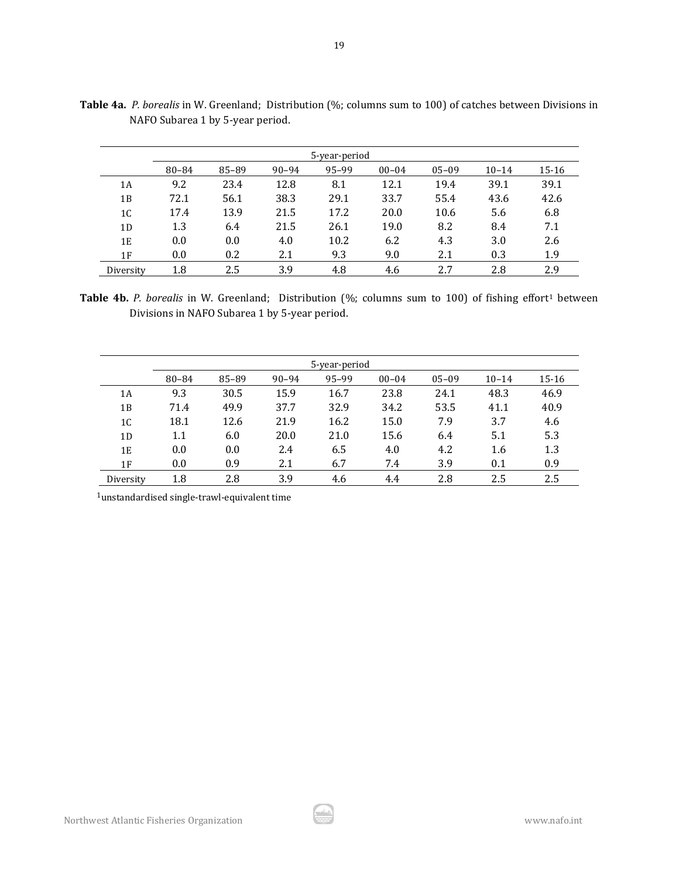**Table 4a.** *P. borealis* in W. Greenland; Distribution (%; columns sum to 100) of catches between Divisions in NAFO Subarea 1 by 5-year period.

| | 5-year-period | | | | | | | |
|---|---|---|---|---|---|---|---|---|
| | 80–84 | 85–89 | 90–94 | 95–99 | 00–04 | 05–09 | 10–14 | 15-16 |
| 1A | 9.2 | 23.4 | 12.8 | 8.1 | 12.1 | 19.4 | 39.1 | 39.1 |
| 1B | 72.1 | 56.1 | 38.3 | 29.1 | 33.7 | 55.4 | 43.6 | 42.6 |
| 1C | 17.4 | 13.9 | 21.5 | 17.2 | 20.0 | 10.6 | 5.6 | 6.8 |
| 1D | 1.3 | 6.4 | 21.5 | 26.1 | 19.0 | 8.2 | 8.4 | 7.1 |
| 1E | 0.0 | 0.0 | 4.0 | 10.2 | 6.2 | 4.3 | 3.0 | 2.6 |
| 1F | 0.0 | 0.2 | 2.1 | 9.3 | 9.0 | 2.1 | 0.3 | 1.9 |
| Diversity | 1.8 | 2.5 | 3.9 | 4.8 | 4.6 | 2.7 | 2.8 | 2.9 |

**Table 4b.** *P. borealis* in W. Greenland; Distribution (%; columns sum to 100) of fishing effort[1] between Divisions in NAFO Subarea 1 by 5-year period.

| | 5-year-period | | | | | | | |
|---|---|---|---|---|---|---|---|---|
| | 80–84 | 85–89 | 90–94 | 95–99 | 00–04 | 05–09 | 10–14 | 15-16 |
| 1A | 9.3 | 30.5 | 15.9 | 16.7 | 23.8 | 24.1 | 48.3 | 46.9 |
| 1B | 71.4 | 49.9 | 37.7 | 32.9 | 34.2 | 53.5 | 41.1 | 40.9 |
| 1C | 18.1 | 12.6 | 21.9 | 16.2 | 15.0 | 7.9 | 3.7 | 4.6 |
| 1D | 1.1 | 6.0 | 20.0 | 21.0 | 15.6 | 6.4 | 5.1 | 5.3 |
| 1E | 0.0 | 0.0 | 2.4 | 6.5 | 4.0 | 4.2 | 1.6 | 1.3 |
| 1F | 0.0 | 0.9 | 2.1 | 6.7 | 7.4 | 3.9 | 0.1 | 0.9 |
| Diversity | 1.8 | 2.8 | 3.9 | 4.6 | 4.4 | 2.8 | 2.5 | 2.5 |

[1]unstandardised single-trawl-equivalent time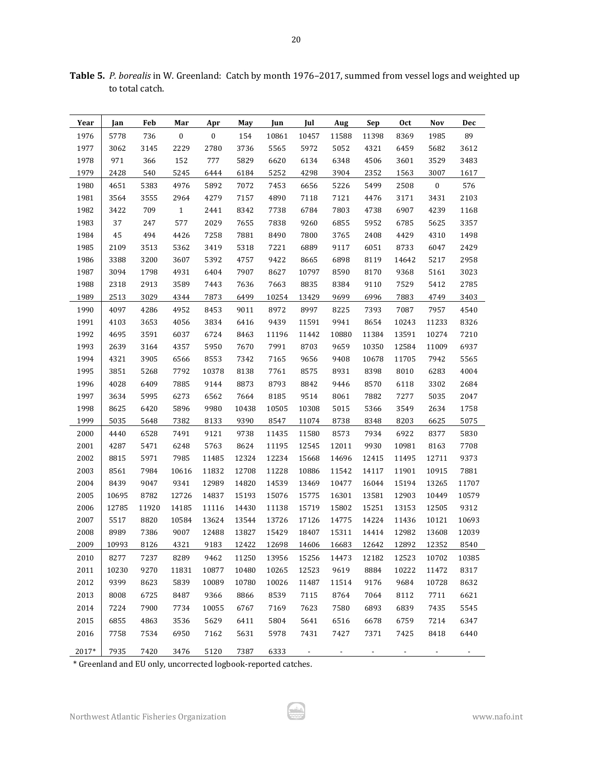**Table 5.** *P. borealis* in W. Greenland: Catch by month 1976–2017, summed from vessel logs and weighted up to total catch.

| Year | Jan | Feb | Mar | Apr | May | Jun | Jul | Aug | Sep | Oct | Nov | Dec |
|---|---|---|---|---|---|---|---|---|---|---|---|---|
| 1976 | 5778 | 736 | 0 | 0 | 154 | 10861 | 10457 | 11588 | 11398 | 8369 | 1985 | 89 |
| 1977 | 3062 | 3145 | 2229 | 2780 | 3736 | 5565 | 5972 | 5052 | 4321 | 6459 | 5682 | 3612 |
| 1978 | 971 | 366 | 152 | 777 | 5829 | 6620 | 6134 | 6348 | 4506 | 3601 | 3529 | 3483 |
| 1979 | 2428 | 540 | 5245 | 6444 | 6184 | 5252 | 4298 | 3904 | 2352 | 1563 | 3007 | 1617 |
| 1980 | 4651 | 5383 | 4976 | 5892 | 7072 | 7453 | 6656 | 5226 | 5499 | 2508 | 0 | 576 |
| 1981 | 3564 | 3555 | 2964 | 4279 | 7157 | 4890 | 7118 | 7121 | 4476 | 3171 | 3431 | 2103 |
| 1982 | 3422 | 709 | 1 | 2441 | 8342 | 7738 | 6784 | 7803 | 4738 | 6907 | 4239 | 1168 |
| 1983 | 37 | 247 | 577 | 2029 | 7655 | 7838 | 9260 | 6855 | 5952 | 6785 | 5625 | 3357 |
| 1984 | 45 | 494 | 4426 | 7258 | 7881 | 8490 | 7800 | 3765 | 2408 | 4429 | 4310 | 1498 |
| 1985 | 2109 | 3513 | 5362 | 3419 | 5318 | 7221 | 6889 | 9117 | 6051 | 8733 | 6047 | 2429 |
| 1986 | 3388 | 3200 | 3607 | 5392 | 4757 | 9422 | 8665 | 6898 | 8119 | 14642 | 5217 | 2958 |
| 1987 | 3094 | 1798 | 4931 | 6404 | 7907 | 8627 | 10797 | 8590 | 8170 | 9368 | 5161 | 3023 |
| 1988 | 2318 | 2913 | 3589 | 7443 | 7636 | 7663 | 8835 | 8384 | 9110 | 7529 | 5412 | 2785 |
| 1989 | 2513 | 3029 | 4344 | 7873 | 6499 | 10254 | 13429 | 9699 | 6996 | 7883 | 4749 | 3403 |
| 1990 | 4097 | 4286 | 4952 | 8453 | 9011 | 8972 | 8997 | 8225 | 7393 | 7087 | 7957 | 4540 |
| 1991 | 4103 | 3653 | 4056 | 3834 | 6416 | 9439 | 11591 | 9941 | 8654 | 10243 | 11233 | 8326 |
| 1992 | 4695 | 3591 | 6037 | 6724 | 8463 | 11196 | 11442 | 10880 | 11384 | 13591 | 10274 | 7210 |
| 1993 | 2639 | 3164 | 4357 | 5950 | 7670 | 7991 | 8703 | 9659 | 10350 | 12584 | 11009 | 6937 |
| 1994 | 4321 | 3905 | 6566 | 8553 | 7342 | 7165 | 9656 | 9408 | 10678 | 11705 | 7942 | 5565 |
| 1995 | 3851 | 5268 | 7792 | 10378 | 8138 | 7761 | 8575 | 8931 | 8398 | 8010 | 6283 | 4004 |
| 1996 | 4028 | 6409 | 7885 | 9144 | 8873 | 8793 | 8842 | 9446 | 8570 | 6118 | 3302 | 2684 |
| 1997 | 3634 | 5995 | 6273 | 6562 | 7664 | 8185 | 9514 | 8061 | 7882 | 7277 | 5035 | 2047 |
| 1998 | 8625 | 6420 | 5896 | 9980 | 10438 | 10505 | 10308 | 5015 | 5366 | 3549 | 2634 | 1758 |
| 1999 | 5035 | 5648 | 7382 | 8133 | 9390 | 8547 | 11074 | 8738 | 8348 | 8203 | 6625 | 5075 |
| 2000 | 4440 | 6528 | 7491 | 9121 | 9738 | 11435 | 11580 | 8573 | 7934 | 6922 | 8377 | 5830 |
| 2001 | 4287 | 5471 | 6248 | 5763 | 8624 | 11195 | 12545 | 12011 | 9930 | 10981 | 8163 | 7708 |
| 2002 | 8815 | 5971 | 7985 | 11485 | 12324 | 12234 | 15668 | 14696 | 12415 | 11495 | 12711 | 9373 |
| 2003 | 8561 | 7984 | 10616 | 11832 | 12708 | 11228 | 10886 | 11542 | 14117 | 11901 | 10915 | 7881 |
| 2004 | 8439 | 9047 | 9341 | 12989 | 14820 | 14539 | 13469 | 10477 | 16044 | 15194 | 13265 | 11707 |
| 2005 | 10695 | 8782 | 12726 | 14837 | 15193 | 15076 | 15775 | 16301 | 13581 | 12903 | 10449 | 10579 |
| 2006 | 12785 | 11920 | 14185 | 11116 | 14430 | 11138 | 15719 | 15802 | 15251 | 13153 | 12505 | 9312 |
| 2007 | 5517 | 8820 | 10584 | 13624 | 13544 | 13726 | 17126 | 14775 | 14224 | 11436 | 10121 | 10693 |
| 2008 | 8989 | 7386 | 9007 | 12488 | 13827 | 15429 | 18407 | 15311 | 14414 | 12982 | 13608 | 12039 |
| 2009 | 10993 | 8126 | 4321 | 9183 | 12422 | 12698 | 14606 | 16683 | 12642 | 12892 | 12352 | 8540 |
| 2010 | 8277 | 7237 | 8289 | 9462 | 11250 | 13956 | 15256 | 14473 | 12182 | 12523 | 10702 | 10385 |
| 2011 | 10230 | 9270 | 11831 | 10877 | 10480 | 10265 | 12523 | 9619 | 8884 | 10222 | 11472 | 8317 |
| 2012 | 9399 | 8623 | 5839 | 10089 | 10780 | 10026 | 11487 | 11514 | 9176 | 9684 | 10728 | 8632 |
| 2013 | 8008 | 6725 | 8487 | 9366 | 8866 | 8539 | 7115 | 8764 | 7064 | 8112 | 7711 | 6621 |
| 2014 | 7224 | 7900 | 7734 | 10055 | 6767 | 7169 | 7623 | 7580 | 6893 | 6839 | 7435 | 5545 |
| 2015 | 6855 | 4863 | 3536 | 5629 | 6411 | 5804 | 5641 | 6516 | 6678 | 6759 | 7214 | 6347 |
| 2016 | 7758 | 7534 | 6950 | 7162 | 5631 | 5978 | 7431 | 7427 | 7371 | 7425 | 8418 | 6440 |
| 2017* | 7935 | 7420 | 3476 | 5120 | 7387 | 6333 | - | - | - | - | - | - |

* Greenland and EU only, uncorrected logbook-reported catches.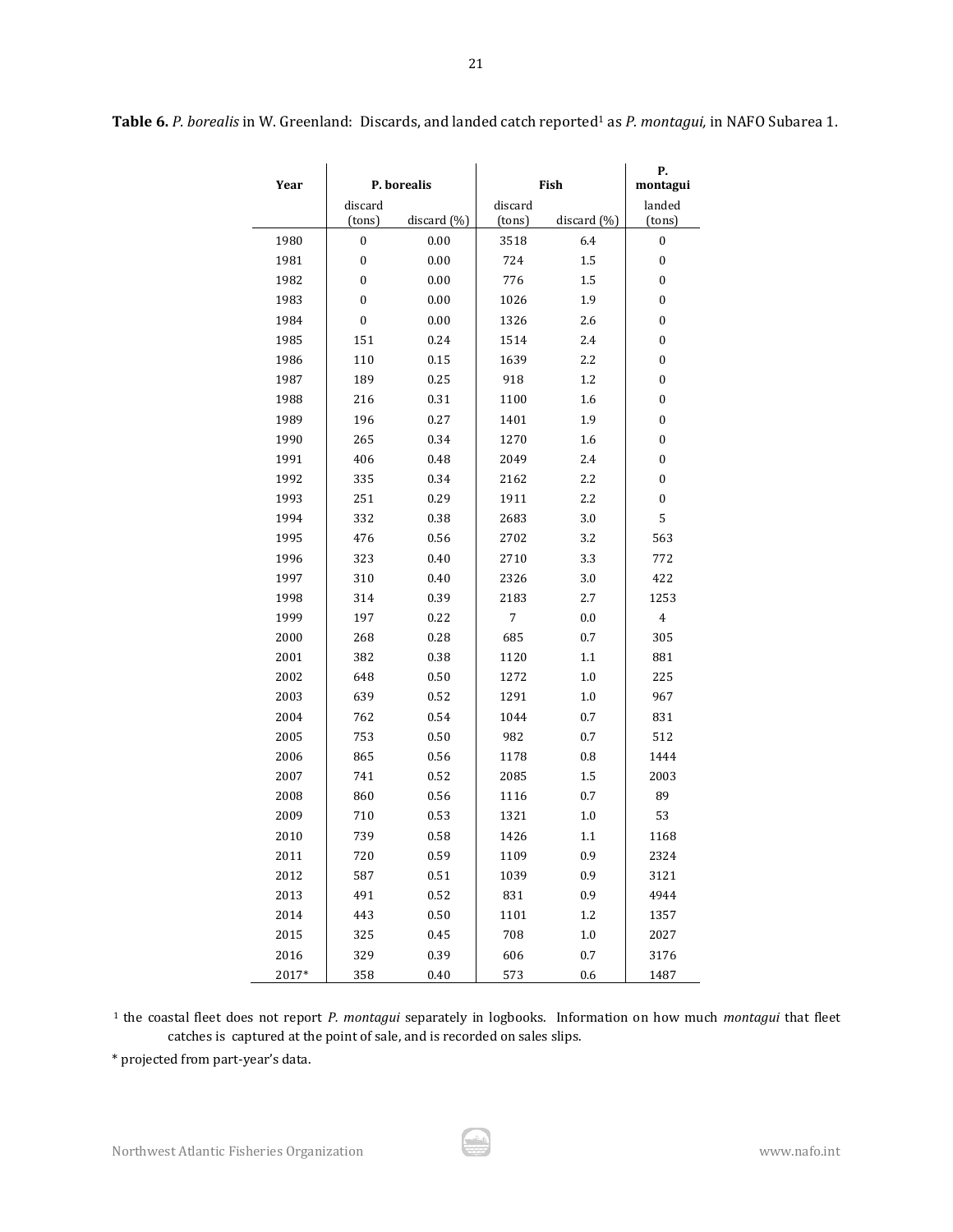**Table 6.** *P. borealis* in W. Greenland: Discards, and landed catch reported[1] as *P. montagui,* in NAFO Subarea 1.

| Year | P. borealis | | Fish | | P. montagui |
|---|---|---|---|---|---|
| | discard (tons) | discard (%) | discard (tons) | discard (%) | landed (tons) |
| 1980 | 0 | 0.00 | 3518 | 6.4 | 0 |
| 1981 | 0 | 0.00 | 724 | 1.5 | 0 |
| 1982 | 0 | 0.00 | 776 | 1.5 | 0 |
| 1983 | 0 | 0.00 | 1026 | 1.9 | 0 |
| 1984 | 0 | 0.00 | 1326 | 2.6 | 0 |
| 1985 | 151 | 0.24 | 1514 | 2.4 | 0 |
| 1986 | 110 | 0.15 | 1639 | 2.2 | 0 |
| 1987 | 189 | 0.25 | 918 | 1.2 | 0 |
| 1988 | 216 | 0.31 | 1100 | 1.6 | 0 |
| 1989 | 196 | 0.27 | 1401 | 1.9 | 0 |
| 1990 | 265 | 0.34 | 1270 | 1.6 | 0 |
| 1991 | 406 | 0.48 | 2049 | 2.4 | 0 |
| 1992 | 335 | 0.34 | 2162 | 2.2 | 0 |
| 1993 | 251 | 0.29 | 1911 | 2.2 | 0 |
| 1994 | 332 | 0.38 | 2683 | 3.0 | 5 |
| 1995 | 476 | 0.56 | 2702 | 3.2 | 563 |
| 1996 | 323 | 0.40 | 2710 | 3.3 | 772 |
| 1997 | 310 | 0.40 | 2326 | 3.0 | 422 |
| 1998 | 314 | 0.39 | 2183 | 2.7 | 1253 |
| 1999 | 197 | 0.22 | 7 | 0.0 | 4 |
| 2000 | 268 | 0.28 | 685 | 0.7 | 305 |
| 2001 | 382 | 0.38 | 1120 | 1.1 | 881 |
| 2002 | 648 | 0.50 | 1272 | 1.0 | 225 |
| 2003 | 639 | 0.52 | 1291 | 1.0 | 967 |
| 2004 | 762 | 0.54 | 1044 | 0.7 | 831 |
| 2005 | 753 | 0.50 | 982 | 0.7 | 512 |
| 2006 | 865 | 0.56 | 1178 | 0.8 | 1444 |
| 2007 | 741 | 0.52 | 2085 | 1.5 | 2003 |
| 2008 | 860 | 0.56 | 1116 | 0.7 | 89 |
| 2009 | 710 | 0.53 | 1321 | 1.0 | 53 |
| 2010 | 739 | 0.58 | 1426 | 1.1 | 1168 |
| 2011 | 720 | 0.59 | 1109 | 0.9 | 2324 |
| 2012 | 587 | 0.51 | 1039 | 0.9 | 3121 |
| 2013 | 491 | 0.52 | 831 | 0.9 | 4944 |
| 2014 | 443 | 0.50 | 1101 | 1.2 | 1357 |
| 2015 | 325 | 0.45 | 708 | 1.0 | 2027 |
| 2016 | 329 | 0.39 | 606 | 0.7 | 3176 |
| 2017* | 358 | 0.40 | 573 | 0.6 | 1487 |

[1] the coastal fleet does not report *P. montagui* separately in logbooks. Information on how much *montagui* that fleet catches is captured at the point of sale, and is recorded on sales slips.

* projected from part-year's data.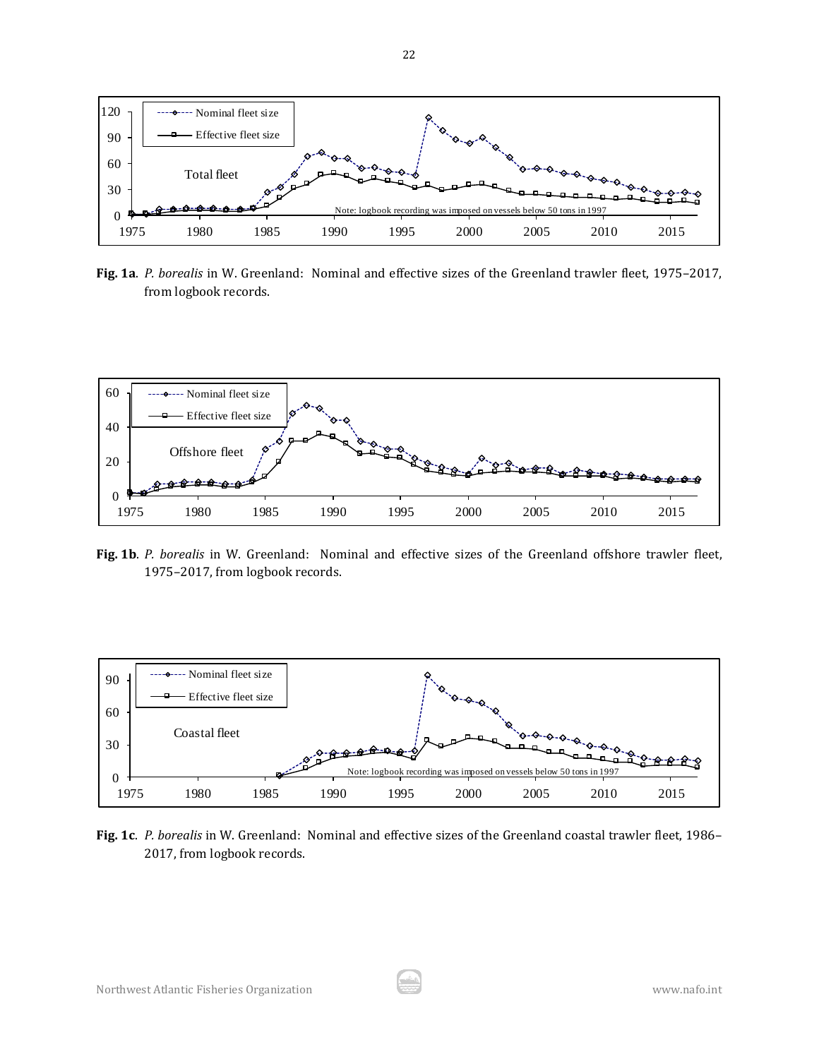**Fig. 1a**. *P. borealis* in W. Greenland: Nominal and effective sizes of the Greenland trawler fleet, 1975–2017, from logbook records.

**Fig. 1b**. *P. borealis* in W. Greenland: Nominal and effective sizes of the Greenland offshore trawler fleet, 1975–2017, from logbook records.

**Fig. 1c**. *P. borealis* in W. Greenland: Nominal and effective sizes of the Greenland coastal trawler fleet, 1986–2017, from logbook records.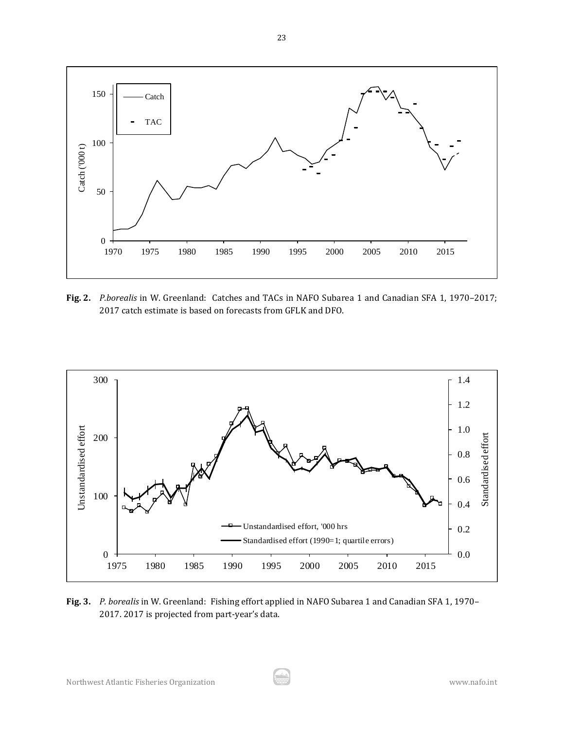**Fig. 2.** *P.borealis* in W. Greenland: Catches and TACs in NAFO Subarea 1 and Canadian SFA 1, 1970–2017; 2017 catch estimate is based on forecasts from GFLK and DFO.

**Fig. 3.** *P. borealis* in W. Greenland: Fishing effort applied in NAFO Subarea 1 and Canadian SFA 1, 1970–2017. 2017 is projected from part-year's data.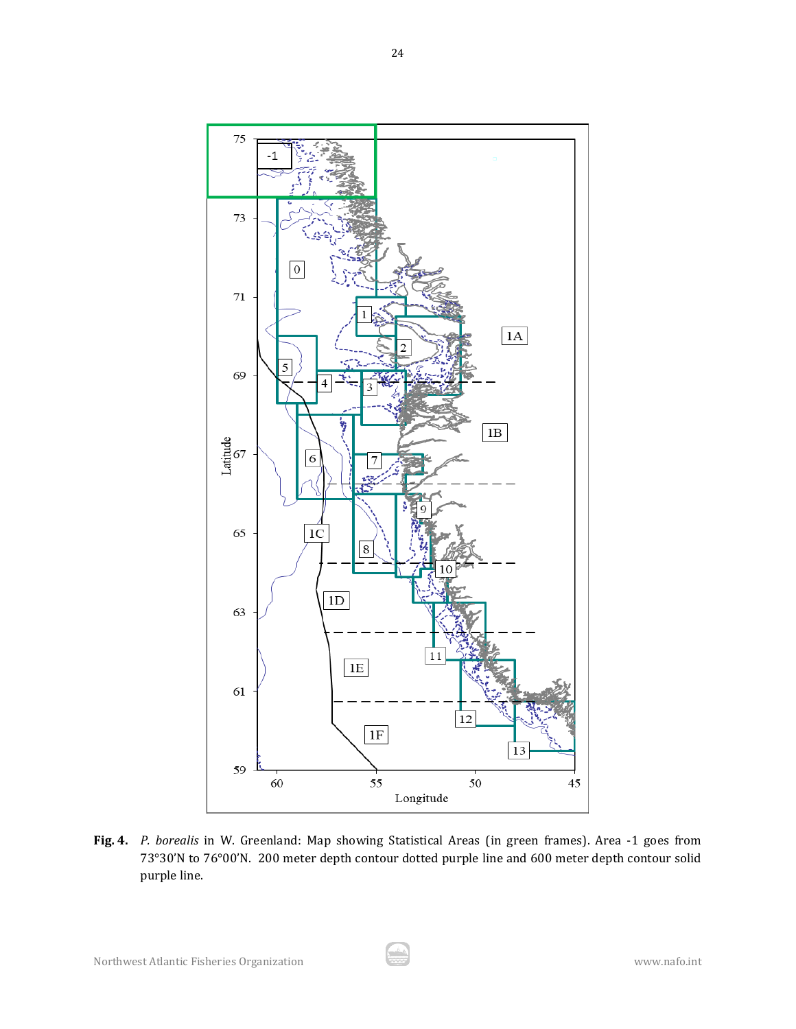**Fig. 4.** *P. borealis* in W. Greenland: Map showing Statistical Areas (in green frames). Area -1 goes from 73°30'N to 76°00'N. 200 meter depth contour dotted purple line and 600 meter depth contour solid purple line.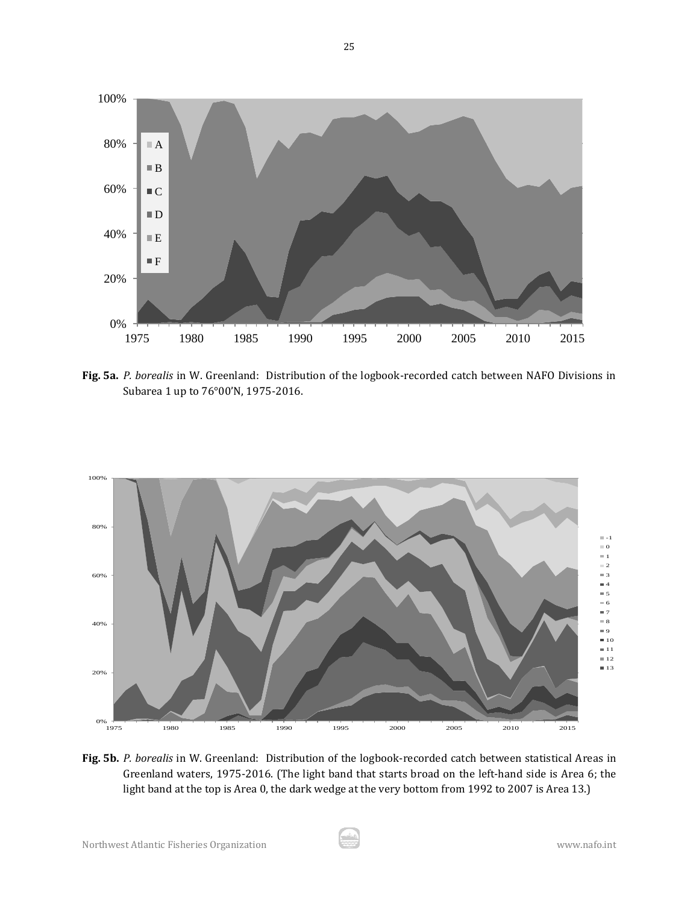**Fig. 5a.** *P. borealis* in W. Greenland: Distribution of the logbook-recorded catch between NAFO Divisions in Subarea 1 up to 76°00'N, 1975-2016.

**Fig. 5b.** *P. borealis* in W. Greenland: Distribution of the logbook-recorded catch between statistical Areas in Greenland waters, 1975-2016. (The light band that starts broad on the left-hand side is Area 6; the light band at the top is Area 0, the dark wedge at the very bottom from 1992 to 2007 is Area 13.)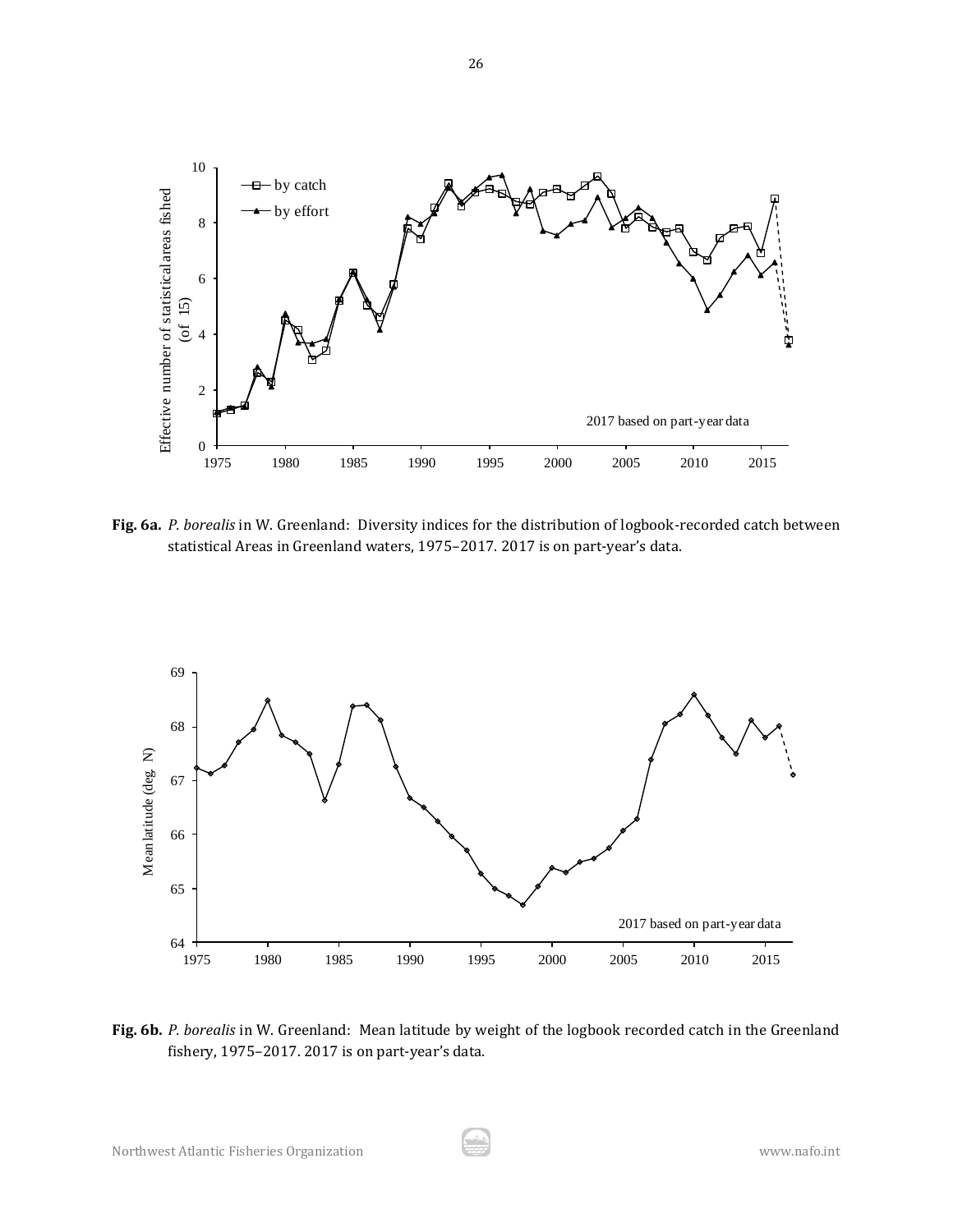**Fig. 6a.** *P. borealis* in W. Greenland: Diversity indices for the distribution of logbook-recorded catch between statistical Areas in Greenland waters, 1975–2017. 2017 is on part-year's data.

**Fig. 6b.** *P. borealis* in W. Greenland: Mean latitude by weight of the logbook recorded catch in the Greenland fishery, 1975–2017. 2017 is on part-year's data.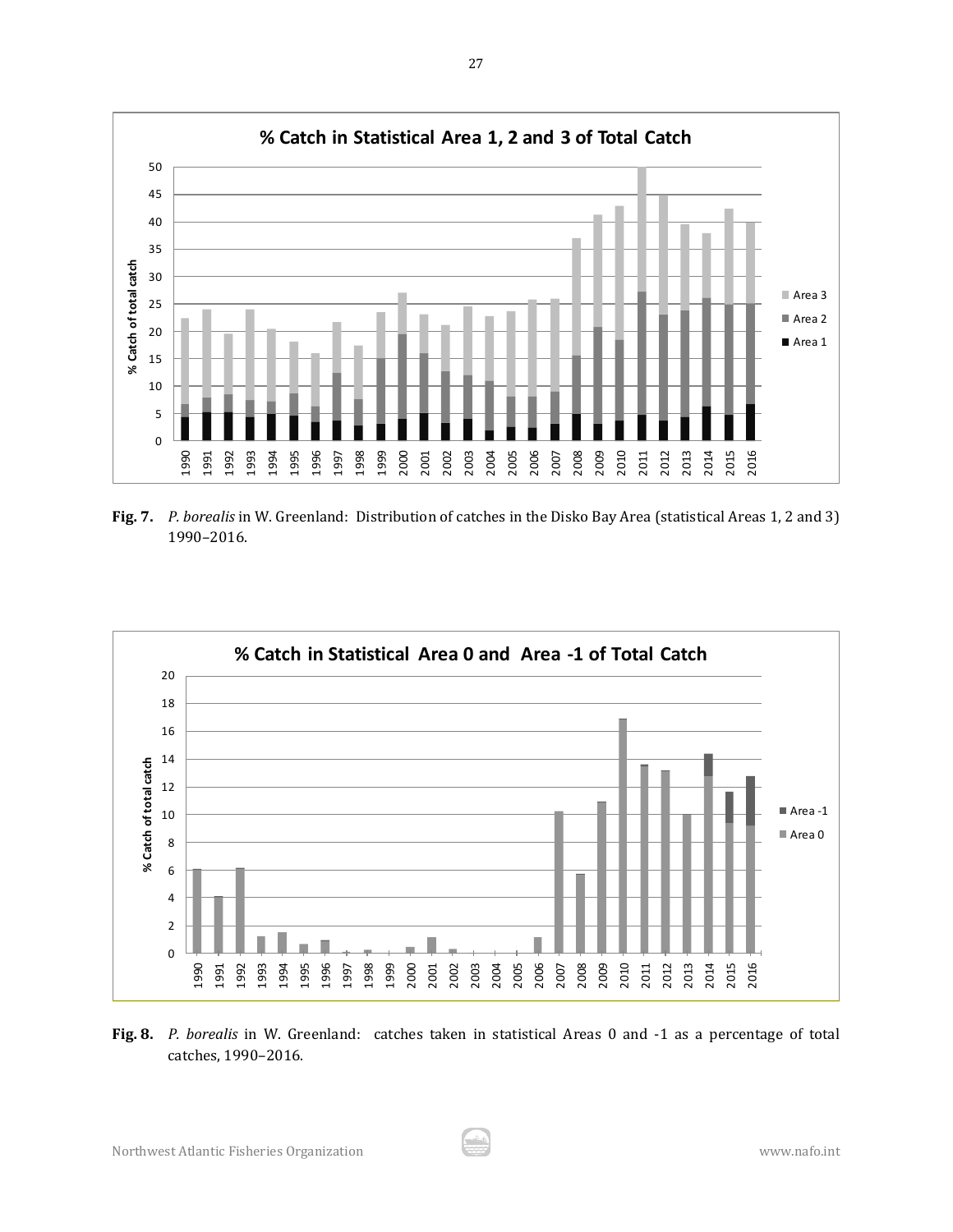**Fig. 7.** *P. borealis* in W. Greenland: Distribution of catches in the Disko Bay Area (statistical Areas 1, 2 and 3) 1990–2016.

**Fig. 8.** *P. borealis* in W. Greenland: catches taken in statistical Areas 0 and -1 as a percentage of total catches, 1990–2016.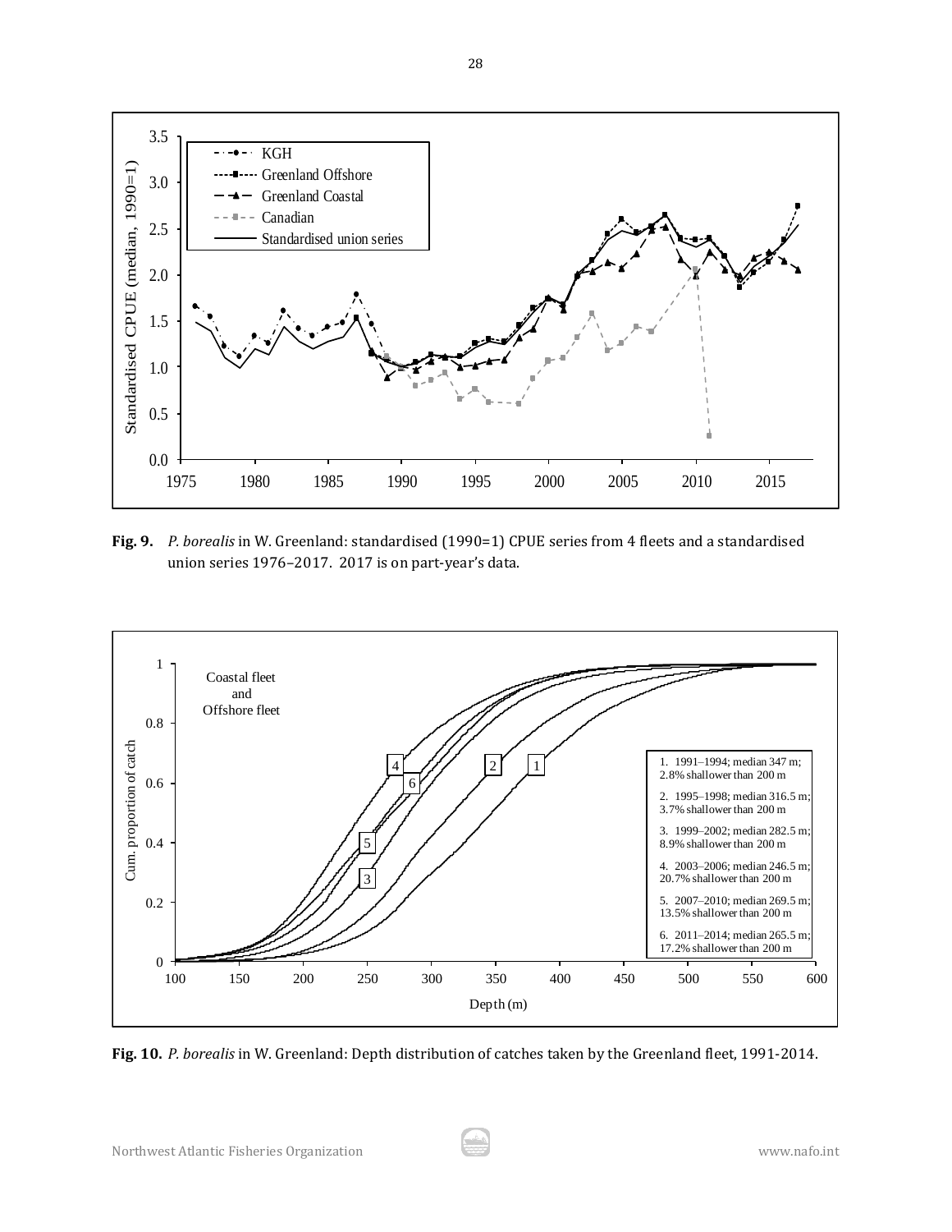**Fig. 9.** *P. borealis* in W. Greenland: standardised (1990=1) CPUE series from 4 fleets and a standardised union series 1976–2017. 2017 is on part-year's data.

**Fig. 10.** *P. borealis* in W. Greenland: Depth distribution of catches taken by the Greenland fleet, 1991-2014.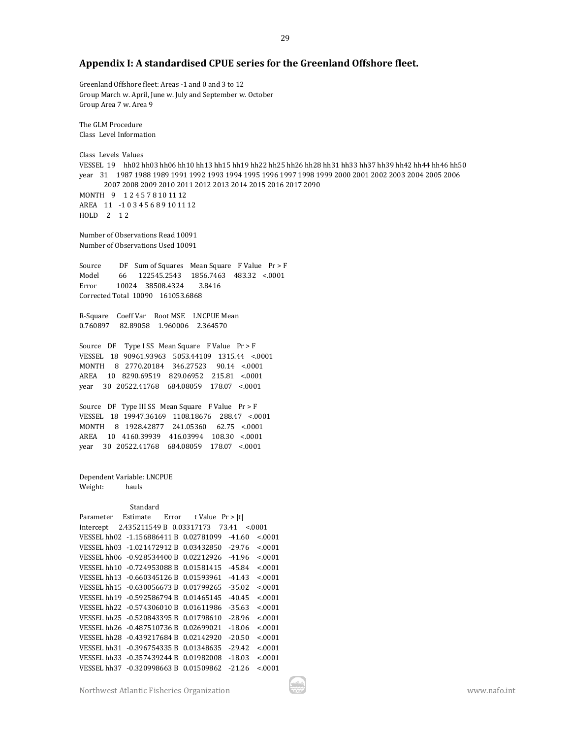## Appendix I: A standardised CPUE series for the Greenland Offshore fleet.

Greenland Offshore fleet: Areas -1 and 0 and 3 to 12
Group March w. April, June w. July and September w. October
Group Area 7 w. Area 9

The GLM Procedure
Class Level Information

| Class | Levels | Values |
|---|---|---|
| VESSEL | 19 | hh02 hh03 hh06 hh10 hh13 hh15 hh19 hh22 hh25 hh26 hh28 hh31 hh33 hh37 hh39 hh42 hh44 hh46 hh50 |
| year | 31 | 1987 1988 1989 1991 1992 1993 1994 1995 1996 1997 1998 1999 2000 2001 2002 2003 2004 2005 2006 2007 2008 2009 2010 2011 2012 2013 2014 2015 2016 2017 2090 |
| MONTH | 9 | 1 2 4 5 7 8 10 11 12 |
| AREA | 11 | -1 0 3 4 5 6 8 9 10 11 12 |
| HOLD | 2 | 1 2 |

Number of Observations Read 10091
Number of Observations Used 10091

| Source | DF | Sum of Squares | Mean Square | F Value | Pr > F |
|---|---|---|---|---|---|
| Model | 66 | 122545.2543 | 1856.7463 | 483.32 | <.0001 |
| Error | 10024 | 38508.4324 | 3.8416 | | |
| Corrected Total | 10090 | 161053.6868 | | | |

| R-Square | Coeff Var | Root MSE | LNCPUE Mean |
|---|---|---|---|
| 0.760897 | 82.89058 | 1.960006 | 2.364570 |

| Source | DF | Type I SS | Mean Square | F Value | Pr > F |
|---|---|---|---|---|---|
| VESSEL | 18 | 90961.93963 | 5053.44109 | 1315.44 | <.0001 |
| MONTH | 8 | 2770.20184 | 346.27523 | 90.14 | <.0001 |
| AREA | 10 | 8290.69519 | 829.06952 | 215.81 | <.0001 |
| year | 30 | 20522.41768 | 684.08059 | 178.07 | <.0001 |

| Source | DF | Type III SS | Mean Square | F Value | Pr > F |
|---|---|---|---|---|---|
| VESSEL | 18 | 19947.36169 | 1108.18676 | 288.47 | <.0001 |
| MONTH | 8 | 1928.42877 | 241.05360 | 62.75 | <.0001 |
| AREA | 10 | 4160.39939 | 416.03994 | 108.30 | <.0001 |
| year | 30 | 20522.41768 | 684.08059 | 178.07 | <.0001 |

Dependent Variable: LNCPUE
Weight: hauls

| Parameter | Estimate | Standard Error | t Value | Pr > \|t\| |
|---|---|---|---|---|
| Intercept | 2.435211549 B | 0.03317173 | 73.41 | <.0001 |
| VESSEL hh02 | -1.156886411 B | 0.02781099 | -41.60 | <.0001 |
| VESSEL hh03 | -1.021472912 B | 0.03432850 | -29.76 | <.0001 |
| VESSEL hh06 | -0.928534400 B | 0.02212926 | -41.96 | <.0001 |
| VESSEL hh10 | -0.724953088 B | 0.01581415 | -45.84 | <.0001 |
| VESSEL hh13 | -0.660345126 B | 0.01593961 | -41.43 | <.0001 |
| VESSEL hh15 | -0.630056673 B | 0.01799265 | -35.02 | <.0001 |
| VESSEL hh19 | -0.592586794 B | 0.01465145 | -40.45 | <.0001 |
| VESSEL hh22 | -0.574306010 B | 0.01611986 | -35.63 | <.0001 |
| VESSEL hh25 | -0.520843395 B | 0.01798610 | -28.96 | <.0001 |
| VESSEL hh26 | -0.487510736 B | 0.02699021 | -18.06 | <.0001 |
| VESSEL hh28 | -0.439217684 B | 0.02142920 | -20.50 | <.0001 |
| VESSEL hh31 | -0.396754335 B | 0.01348635 | -29.42 | <.0001 |
| VESSEL hh33 | -0.357439244 B | 0.01982008 | -18.03 | <.0001 |
| VESSEL hh37 | -0.320998663 B | 0.01509862 | -21.26 | <.0001 |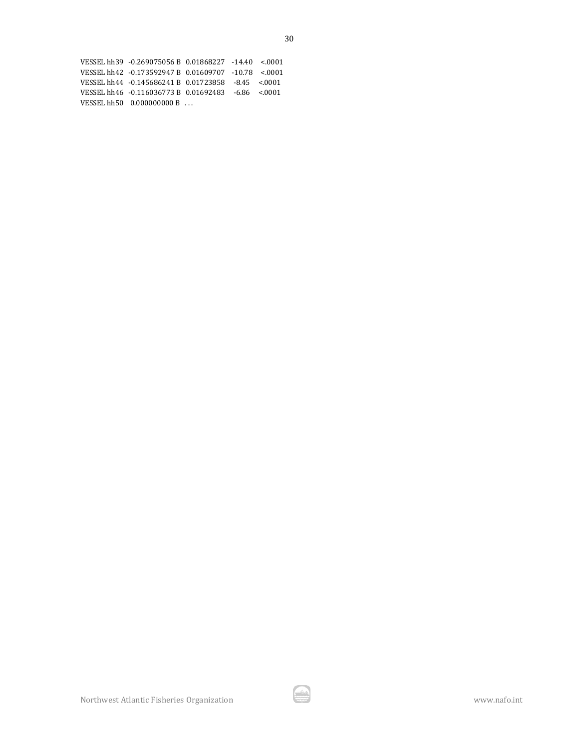| | | | | | |
|---|---|---|---|---|---|
| VESSEL | hh39 | -0.269075056 B | 0.01868227 | -14.40 | <.0001 |
| VESSEL | hh42 | -0.173592947 B | 0.01609707 | -10.78 | <.0001 |
| VESSEL | hh44 | -0.145686241 B | 0.01723858 | -8.45 | <.0001 |
| VESSEL | hh46 | -0.116036773 B | 0.01692483 | -6.86 | <.0001 |
| VESSEL | hh50 | 0.000000000 B | . | . | . |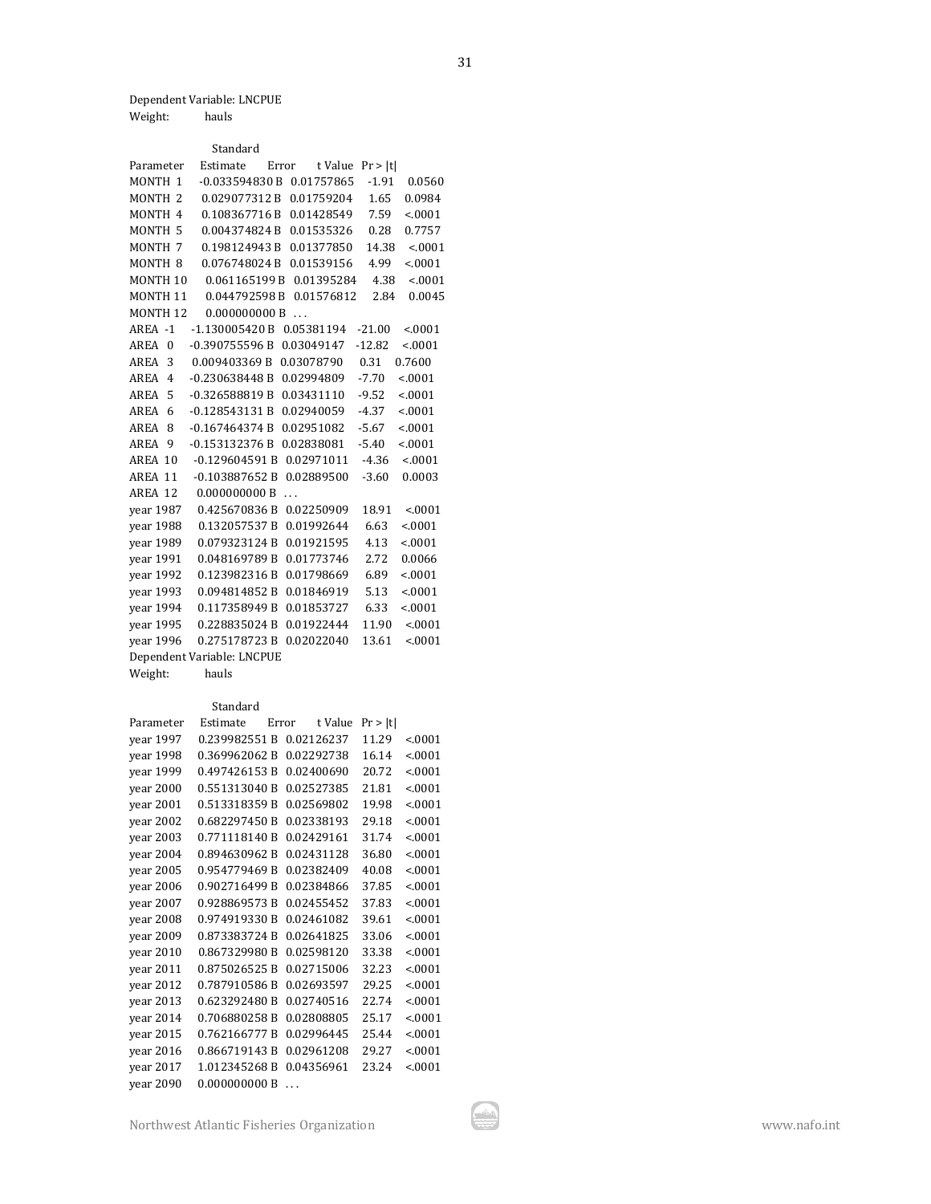Dependent Variable: LNCPUE
Weight: hauls

| Parameter | Estimate | Standard Error | t Value | Pr > \|t\| |
|---|---|---|---|---|
| MONTH 1 | -0.033594830 B | 0.01757865 | -1.91 | 0.0560 |
| MONTH 2 | 0.029077312 B | 0.01759204 | 1.65 | 0.0984 |
| MONTH 4 | 0.108367716 B | 0.01428549 | 7.59 | <.0001 |
| MONTH 5 | 0.004374824 B | 0.01535326 | 0.28 | 0.7757 |
| MONTH 7 | 0.198124943 B | 0.01377850 | 14.38 | <.0001 |
| MONTH 8 | 0.076748024 B | 0.01539156 | 4.99 | <.0001 |
| MONTH 10 | 0.061165199 B | 0.01395284 | 4.38 | <.0001 |
| MONTH 11 | 0.044792598 B | 0.01576812 | 2.84 | 0.0045 |
| MONTH 12 | 0.000000000 B | ... | | |
| AREA -1 | -1.130005420 B | 0.05381194 | -21.00 | <.0001 |
| AREA 0 | -0.390755596 B | 0.03049147 | -12.82 | <.0001 |
| AREA 3 | 0.009403369 B | 0.03078790 | 0.31 | 0.7600 |
| AREA 4 | -0.230638448 B | 0.02994809 | -7.70 | <.0001 |
| AREA 5 | -0.326588819 B | 0.03431110 | -9.52 | <.0001 |
| AREA 6 | -0.128543131 B | 0.02940059 | -4.37 | <.0001 |
| AREA 8 | -0.167464374 B | 0.02951082 | -5.67 | <.0001 |
| AREA 9 | -0.153132376 B | 0.02838081 | -5.40 | <.0001 |
| AREA 10 | -0.129604591 B | 0.02971011 | -4.36 | <.0001 |
| AREA 11 | -0.103887652 B | 0.02889500 | -3.60 | 0.0003 |
| AREA 12 | 0.000000000 B | ... | | |
| year 1987 | 0.425670836 B | 0.02250909 | 18.91 | <.0001 |
| year 1988 | 0.132057537 B | 0.01992644 | 6.63 | <.0001 |
| year 1989 | 0.079323124 B | 0.01921595 | 4.13 | <.0001 |
| year 1991 | 0.048169789 B | 0.01773746 | 2.72 | 0.0066 |
| year 1992 | 0.123982316 B | 0.01798669 | 6.89 | <.0001 |
| year 1993 | 0.094814852 B | 0.01846919 | 5.13 | <.0001 |
| year 1994 | 0.117358949 B | 0.01853727 | 6.33 | <.0001 |
| year 1995 | 0.228835024 B | 0.01922444 | 11.90 | <.0001 |
| year 1996 | 0.275178723 B | 0.02022040 | 13.61 | <.0001 |

Dependent Variable: LNCPUE
Weight: hauls

| Parameter | Estimate | Standard Error | t Value | Pr > \|t\| |
|---|---|---|---|---|
| year 1997 | 0.239982551 B | 0.02126237 | 11.29 | <.0001 |
| year 1998 | 0.369962062 B | 0.02292738 | 16.14 | <.0001 |
| year 1999 | 0.497426153 B | 0.02400690 | 20.72 | <.0001 |
| year 2000 | 0.551313040 B | 0.02527385 | 21.81 | <.0001 |
| year 2001 | 0.513318359 B | 0.02569802 | 19.98 | <.0001 |
| year 2002 | 0.682297450 B | 0.02338193 | 29.18 | <.0001 |
| year 2003 | 0.771118140 B | 0.02429161 | 31.74 | <.0001 |
| year 2004 | 0.894630962 B | 0.02431128 | 36.80 | <.0001 |
| year 2005 | 0.954779469 B | 0.02382409 | 40.08 | <.0001 |
| year 2006 | 0.902716499 B | 0.02384866 | 37.85 | <.0001 |
| year 2007 | 0.928869573 B | 0.02455452 | 37.83 | <.0001 |
| year 2008 | 0.974919330 B | 0.02461082 | 39.61 | <.0001 |
| year 2009 | 0.873383724 B | 0.02641825 | 33.06 | <.0001 |
| year 2010 | 0.867329980 B | 0.02598120 | 33.38 | <.0001 |
| year 2011 | 0.875026525 B | 0.02715006 | 32.23 | <.0001 |
| year 2012 | 0.787910586 B | 0.02693597 | 29.25 | <.0001 |
| year 2013 | 0.623292480 B | 0.02740516 | 22.74 | <.0001 |
| year 2014 | 0.706880258 B | 0.02808805 | 25.17 | <.0001 |
| year 2015 | 0.762166777 B | 0.02996445 | 25.44 | <.0001 |
| year 2016 | 0.866719143 B | 0.02961208 | 29.27 | <.0001 |
| year 2017 | 1.012345268 B | 0.04356961 | 23.24 | <.0001 |
| year 2090 | 0.000000000 B | ... | | |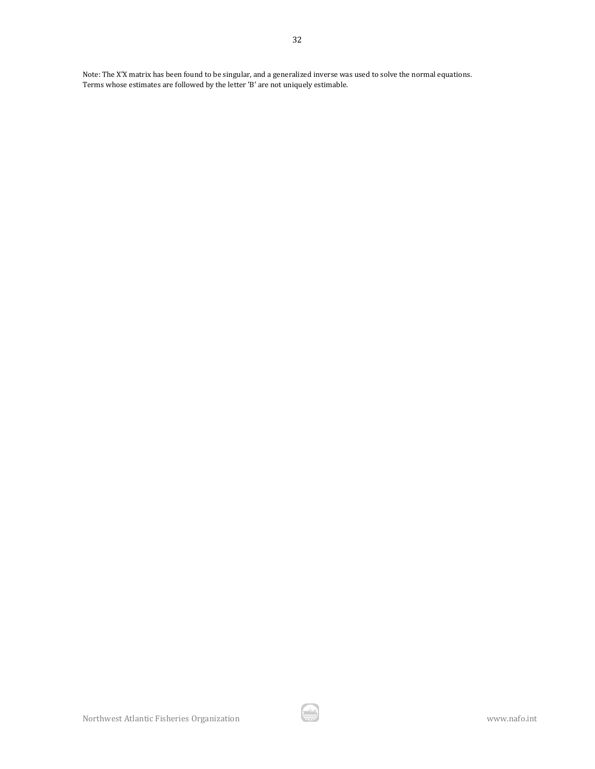Note: The X'X matrix has been found to be singular, and a generalized inverse was used to solve the normal equations. Terms whose estimates are followed by the letter 'B' are not uniquely estimable.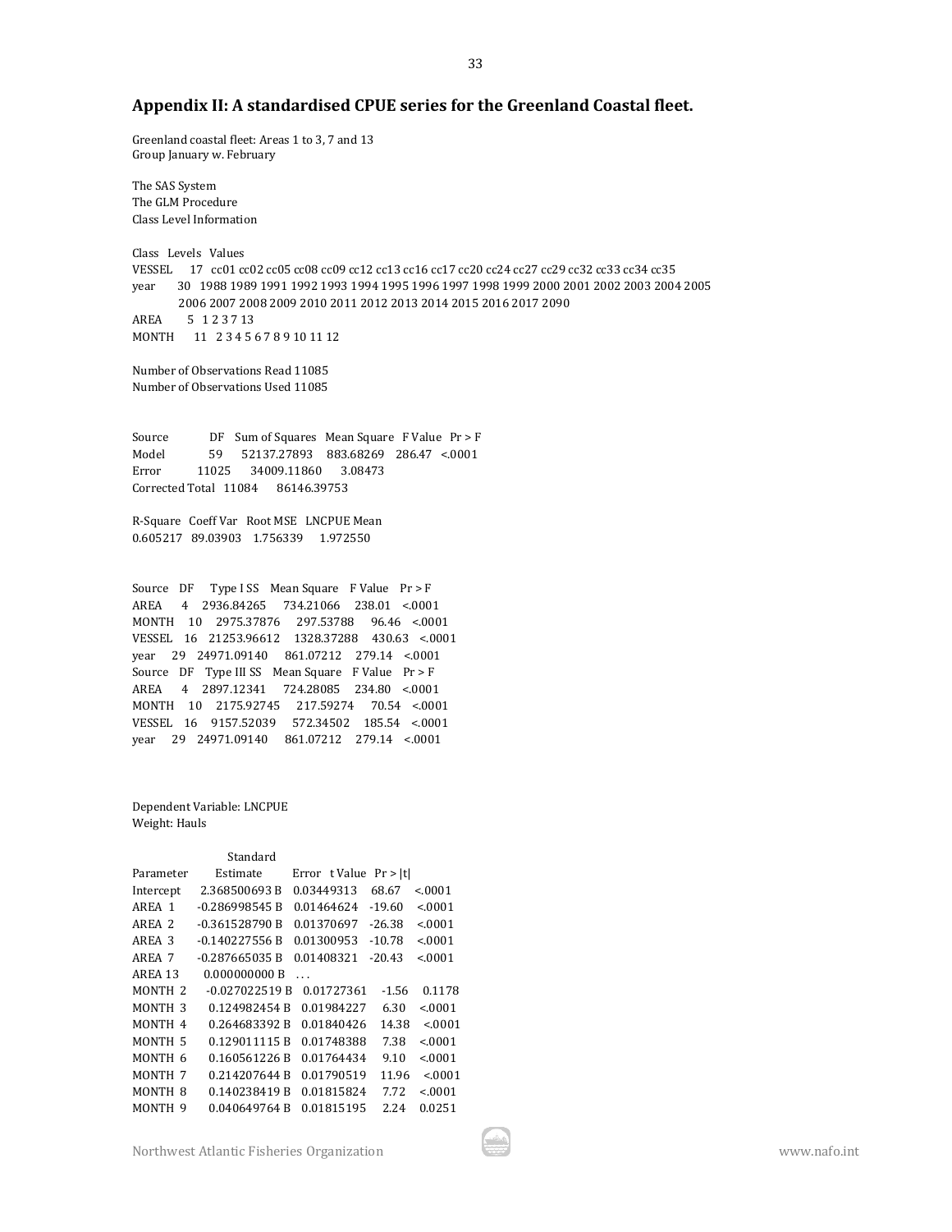## Appendix II: A standardised CPUE series for the Greenland Coastal fleet.

Greenland coastal fleet: Areas 1 to 3, 7 and 13
Group January w. February

The SAS System
The GLM Procedure
Class Level Information

| Class | Levels | Values |
|---|---|---|
| VESSEL | 17 | cc01 cc02 cc05 cc08 cc09 cc12 cc13 cc16 cc17 cc20 cc24 cc27 cc29 cc32 cc33 cc34 cc35 |
| year | 30 | 1988 1989 1991 1992 1993 1994 1995 1996 1997 1998 1999 2000 2001 2002 2003 2004 2005 2006 2007 2008 2009 2010 2011 2012 2013 2014 2015 2016 2017 2090 |
| AREA | 5 | 1 2 3 7 13 |
| MONTH | 11 | 2 3 4 5 6 7 8 9 10 11 12 |

Number of Observations Read 11085
Number of Observations Used 11085

| Source | DF | Sum of Squares | Mean Square | F Value | Pr > F |
|---|---|---|---|---|---|
| Model | 59 | 52137.27893 | 883.68269 | 286.47 | <.0001 |
| Error | 11025 | 34009.11860 | 3.08473 | | |
| Corrected Total | 11084 | 86146.39753 | | | |

| R-Square | Coeff Var | Root MSE | LNCPUE Mean |
|---|---|---|---|
| 0.605217 | 89.03903 | 1.756339 | 1.972550 |

| Source | DF | Type I SS | Mean Square | F Value | Pr > F |
|---|---|---|---|---|---|
| AREA | 4 | 2936.84265 | 734.21066 | 238.01 | <.0001 |
| MONTH | 10 | 2975.37876 | 297.53788 | 96.46 | <.0001 |
| VESSEL | 16 | 21253.96612 | 1328.37288 | 430.63 | <.0001 |
| year | 29 | 24971.09140 | 861.07212 | 279.14 | <.0001 |

| Source | DF | Type III SS | Mean Square | F Value | Pr > F |
|---|---|---|---|---|---|
| AREA | 4 | 2897.12341 | 724.28085 | 234.80 | <.0001 |
| MONTH | 10 | 2175.92745 | 217.59274 | 70.54 | <.0001 |
| VESSEL | 16 | 9157.52039 | 572.34502 | 185.54 | <.0001 |
| year | 29 | 24971.09140 | 861.07212 | 279.14 | <.0001 |

Dependent Variable: LNCPUE
Weight: Hauls

| Parameter | Estimate | Standard Error | t Value | Pr > \|t\| |
|---|---|---|---|---|
| Intercept | 2.368500693 B | 0.03449313 | 68.67 | <.0001 |
| AREA 1 | -0.286998545 B | 0.01464624 | -19.60 | <.0001 |
| AREA 2 | -0.361528790 B | 0.01370697 | -26.38 | <.0001 |
| AREA 3 | -0.140227556 B | 0.01300953 | -10.78 | <.0001 |
| AREA 7 | -0.287665035 B | 0.01408321 | -20.43 | <.0001 |
| AREA 13 | 0.000000000 B | . | . | . |
| MONTH 2 | -0.027022519 B | 0.01727361 | -1.56 | 0.1178 |
| MONTH 3 | 0.124982454 B | 0.01984227 | 6.30 | <.0001 |
| MONTH 4 | 0.264683392 B | 0.01840426 | 14.38 | <.0001 |
| MONTH 5 | 0.129011115 B | 0.01748388 | 7.38 | <.0001 |
| MONTH 6 | 0.160561226 B | 0.01764434 | 9.10 | <.0001 |
| MONTH 7 | 0.214207644 B | 0.01790519 | 11.96 | <.0001 |
| MONTH 8 | 0.140238419 B | 0.01815824 | 7.72 | <.0001 |
| MONTH 9 | 0.040649764 B | 0.01815195 | 2.24 | 0.0251 |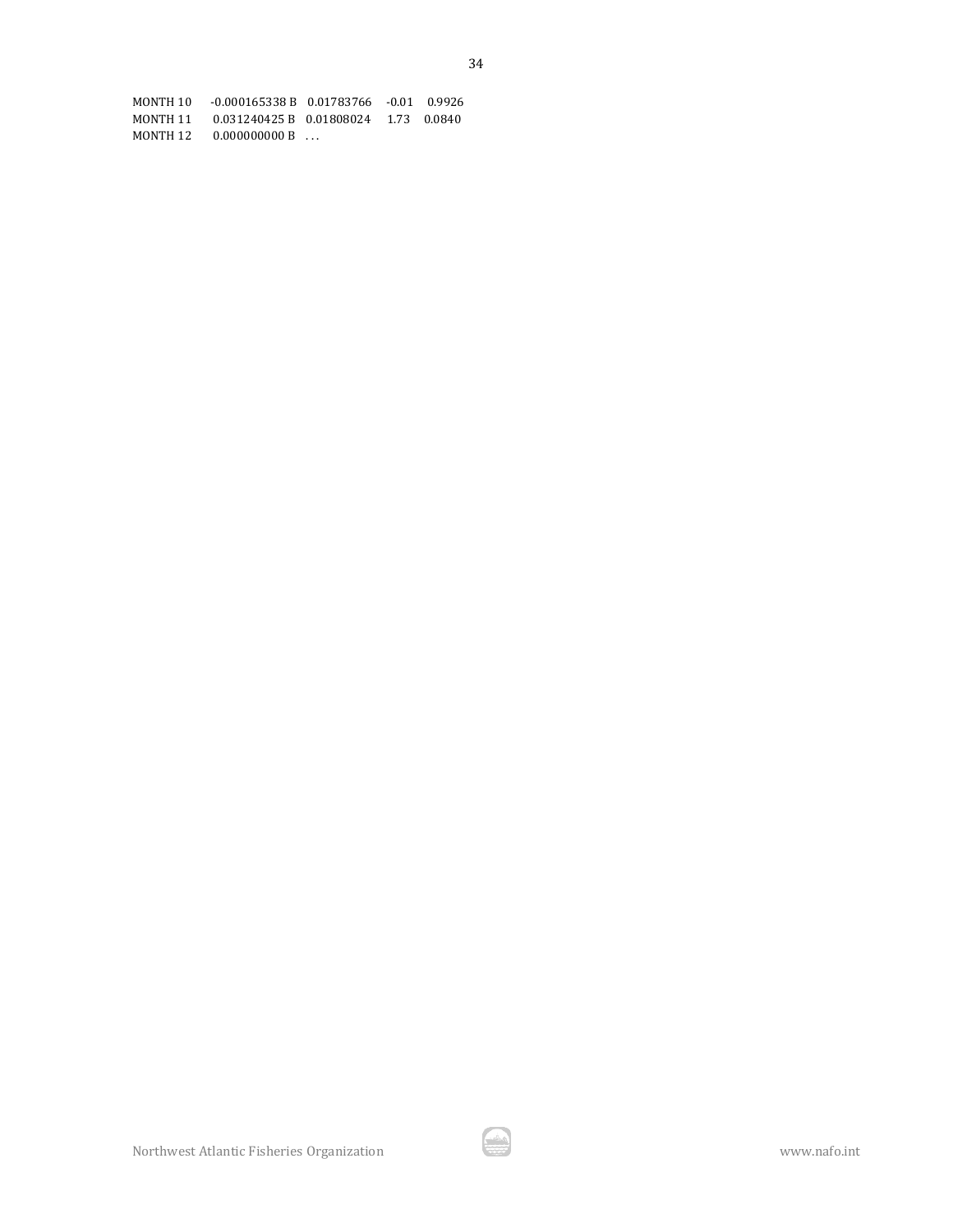| | | | | |
|---|---|---|---|---|
| MONTH 10 | -0.000165338 B | 0.01783766 | -0.01 | 0.9926 |
| MONTH 11 | 0.031240425 B | 0.01808024 | 1.73 | 0.0840 |
| MONTH 12 | 0.000000000 B | . | . | . |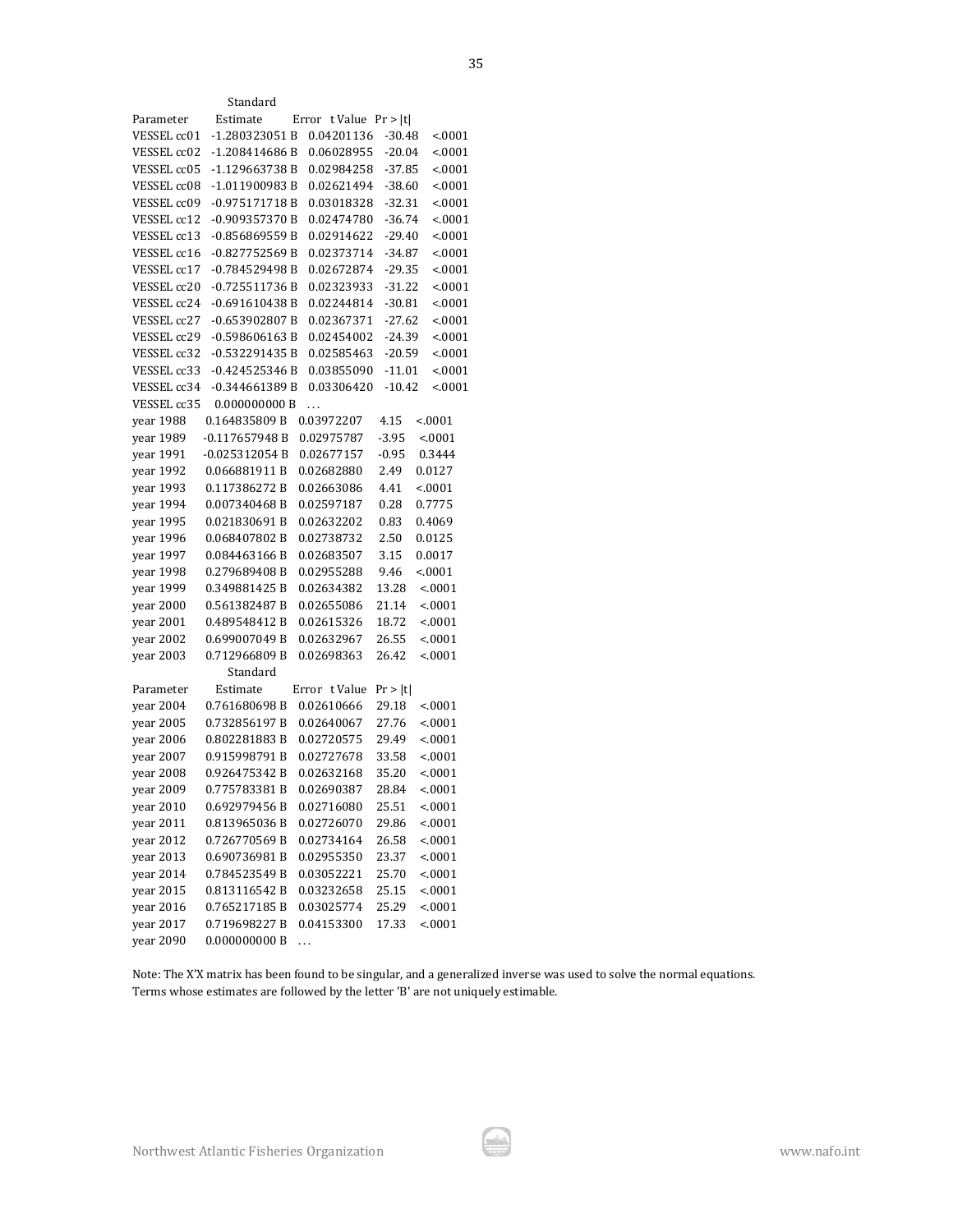| Parameter | Estimate | Standard Error | t Value | Pr > \|t\| |
|---|---|---|---|---|
| VESSEL cc01 | -1.280323051 B | 0.04201136 | -30.48 | <.0001 |
| VESSEL cc02 | -1.208414686 B | 0.06028955 | -20.04 | <.0001 |
| VESSEL cc05 | -1.129663738 B | 0.02984258 | -37.85 | <.0001 |
| VESSEL cc08 | -1.011900983 B | 0.02621494 | -38.60 | <.0001 |
| VESSEL cc09 | -0.975171718 B | 0.03018328 | -32.31 | <.0001 |
| VESSEL cc12 | -0.909357370 B | 0.02474780 | -36.74 | <.0001 |
| VESSEL cc13 | -0.856869559 B | 0.02914622 | -29.40 | <.0001 |
| VESSEL cc16 | -0.827752569 B | 0.02373714 | -34.87 | <.0001 |
| VESSEL cc17 | -0.784529498 B | 0.02672874 | -29.35 | <.0001 |
| VESSEL cc20 | -0.725511736 B | 0.02323933 | -31.22 | <.0001 |
| VESSEL cc24 | -0.691610438 B | 0.02244814 | -30.81 | <.0001 |
| VESSEL cc27 | -0.653902807 B | 0.02367371 | -27.62 | <.0001 |
| VESSEL cc29 | -0.598606163 B | 0.02454002 | -24.39 | <.0001 |
| VESSEL cc32 | -0.532291435 B | 0.02585463 | -20.59 | <.0001 |
| VESSEL cc33 | -0.424525346 B | 0.03855090 | -11.01 | <.0001 |
| VESSEL cc34 | -0.344661389 B | 0.03306420 | -10.42 | <.0001 |
| VESSEL cc35 | 0.000000000 B | ... | | |
| year 1988 | 0.164835809 B | 0.03972207 | 4.15 | <.0001 |
| year 1989 | -0.117657948 B | 0.02975787 | -3.95 | <.0001 |
| year 1991 | -0.025312054 B | 0.02677157 | -0.95 | 0.3444 |
| year 1992 | 0.066881911 B | 0.02682880 | 2.49 | 0.0127 |
| year 1993 | 0.117386272 B | 0.02663086 | 4.41 | <.0001 |
| year 1994 | 0.007340468 B | 0.02597187 | 0.28 | 0.7775 |
| year 1995 | 0.021830691 B | 0.02632202 | 0.83 | 0.4069 |
| year 1996 | 0.068407802 B | 0.02738732 | 2.50 | 0.0125 |
| year 1997 | 0.084463166 B | 0.02683507 | 3.15 | 0.0017 |
| year 1998 | 0.279689408 B | 0.02955288 | 9.46 | <.0001 |
| year 1999 | 0.349881425 B | 0.02634382 | 13.28 | <.0001 |
| year 2000 | 0.561382487 B | 0.02655086 | 21.14 | <.0001 |
| year 2001 | 0.489548412 B | 0.02615326 | 18.72 | <.0001 |
| year 2002 | 0.699007049 B | 0.02632967 | 26.55 | <.0001 |
| year 2003 | 0.712966809 B | 0.02698363 | 26.42 | <.0001 |

| Parameter | Estimate | Standard Error | t Value | Pr > \|t\| |
|---|---|---|---|---|
| year 2004 | 0.761680698 B | 0.02610666 | 29.18 | <.0001 |
| year 2005 | 0.732856197 B | 0.02640067 | 27.76 | <.0001 |
| year 2006 | 0.802281883 B | 0.02720575 | 29.49 | <.0001 |
| year 2007 | 0.915998791 B | 0.02727678 | 33.58 | <.0001 |
| year 2008 | 0.926475342 B | 0.02632168 | 35.20 | <.0001 |
| year 2009 | 0.775783381 B | 0.02690387 | 28.84 | <.0001 |
| year 2010 | 0.692979456 B | 0.02716080 | 25.51 | <.0001 |
| year 2011 | 0.813965036 B | 0.02726070 | 29.86 | <.0001 |
| year 2012 | 0.726770569 B | 0.02734164 | 26.58 | <.0001 |
| year 2013 | 0.690736981 B | 0.02955350 | 23.37 | <.0001 |
| year 2014 | 0.784523549 B | 0.03052221 | 25.70 | <.0001 |
| year 2015 | 0.813116542 B | 0.03232658 | 25.15 | <.0001 |
| year 2016 | 0.765217185 B | 0.03025774 | 25.29 | <.0001 |
| year 2017 | 0.719698227 B | 0.04153300 | 17.33 | <.0001 |
| year 2090 | 0.000000000 B | ... | | |

Note: The X'X matrix has been found to be singular, and a generalized inverse was used to solve the normal equations. Terms whose estimates are followed by the letter 'B' are not uniquely estimable.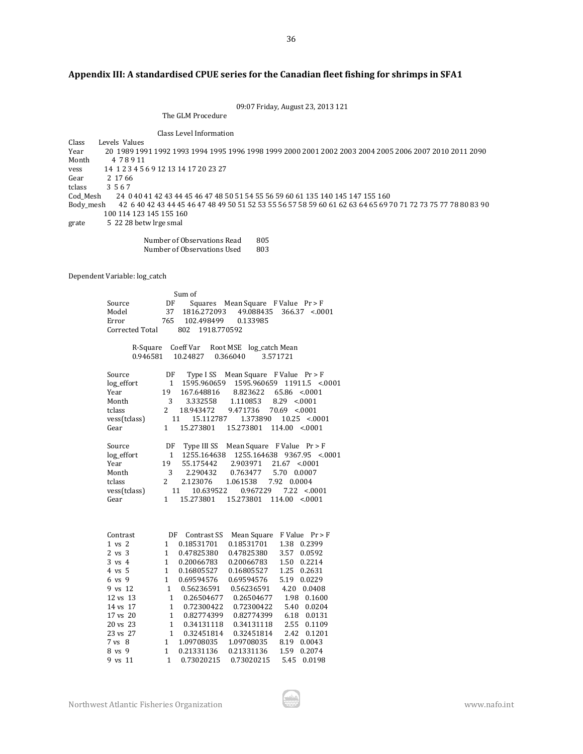## Appendix III: A standardised CPUE series for the Canadian fleet fishing for shrimps in SFA1

09:07 Friday, August 23, 2013 121

The GLM Procedure

Class Level Information

| Class | Levels | Values |
|---|---|---|
| Year | 20 | 1989 1991 1992 1993 1994 1995 1996 1998 1999 2000 2001 2002 2003 2004 2005 2006 2007 2010 2011 2090 |
| Month | 4 | 7 8 9 11 |
| vess | 14 | 1 2 3 4 5 6 9 12 13 14 17 20 23 27 |
| Gear | 2 | 17 66 |
| tclass | 3 | 5 6 7 |
| Cod_Mesh | 24 | 0 40 41 42 43 44 45 46 47 48 50 51 54 55 56 59 60 61 135 140 145 147 155 160 |
| Body_mesh | 42 | 6 40 42 43 44 45 46 47 48 49 50 51 52 53 55 56 57 58 59 60 61 62 63 64 65 69 70 71 72 73 75 77 78 80 83 90 100 114 123 145 155 160 |
| grate | 5 | 22 28 betw lrge smal |

| | |
|---|---|
| Number of Observations Read | 805 |
| Number of Observations Used | 803 |

Dependent Variable: log_catch

| Source | DF | Sum of Squares | Mean Square | F Value | Pr > F |
|---|---|---|---|---|---|
| Model | 37 | 1816.272093 | 49.088435 | 366.37 | <.0001 |
| Error | 765 | 102.498499 | 0.133985 | | |
| Corrected Total | 802 | 1918.770592 | | | |

| R-Square | Coeff Var | Root MSE | log_catch Mean |
|---|---|---|---|
| 0.946581 | 10.24827 | 0.366040 | 3.571721 |

| Source | DF | Type I SS | Mean Square | F Value | Pr > F |
|---|---|---|---|---|---|
| log_effort | 1 | 1595.960659 | 1595.960659 | 11911.5 | <.0001 |
| Year | 19 | 167.648816 | 8.823622 | 65.86 | <.0001 |
| Month | 3 | 3.332558 | 1.110853 | 8.29 | <.0001 |
| tclass | 2 | 18.943472 | 9.471736 | 70.69 | <.0001 |
| vess(tclass) | 11 | 15.112787 | 1.373890 | 10.25 | <.0001 |
| Gear | 1 | 15.273801 | 15.273801 | 114.00 | <.0001 |

| Source | DF | Type III SS | Mean Square | F Value | Pr > F |
|---|---|---|---|---|---|
| log_effort | 1 | 1255.164638 | 1255.164638 | 9367.95 | <.0001 |
| Year | 19 | 55.175442 | 2.903971 | 21.67 | <.0001 |
| Month | 3 | 2.290432 | 0.763477 | 5.70 | 0.0007 |
| tclass | 2 | 2.123076 | 1.061538 | 7.92 | 0.0004 |
| vess(tclass) | 11 | 10.639522 | 0.967229 | 7.22 | <.0001 |
| Gear | 1 | 15.273801 | 15.273801 | 114.00 | <.0001 |

| Contrast | DF | Contrast SS | Mean Square | F Value | Pr > F |
|---|---|---|---|---|---|
| 1 vs 2 | 1 | 0.18531701 | 0.18531701 | 1.38 | 0.2399 |
| 2 vs 3 | 1 | 0.47825380 | 0.47825380 | 3.57 | 0.0592 |
| 3 vs 4 | 1 | 0.20066783 | 0.20066783 | 1.50 | 0.2214 |
| 4 vs 5 | 1 | 0.16805527 | 0.16805527 | 1.25 | 0.2631 |
| 6 vs 9 | 1 | 0.69594576 | 0.69594576 | 5.19 | 0.0229 |
| 9 vs 12 | 1 | 0.56236591 | 0.56236591 | 4.20 | 0.0408 |
| 12 vs 13 | 1 | 0.26504677 | 0.26504677 | 1.98 | 0.1600 |
| 14 vs 17 | 1 | 0.72300422 | 0.72300422 | 5.40 | 0.0204 |
| 17 vs 20 | 1 | 0.82774399 | 0.82774399 | 6.18 | 0.0131 |
| 20 vs 23 | 1 | 0.34131118 | 0.34131118 | 2.55 | 0.1109 |
| 23 vs 27 | 1 | 0.32451814 | 0.32451814 | 2.42 | 0.1201 |
| 7 vs 8 | 1 | 1.09708035 | 1.09708035 | 8.19 | 0.0043 |
| 8 vs 9 | 1 | 0.21331136 | 0.21331136 | 1.59 | 0.2074 |
| 9 vs 11 | 1 | 0.73020215 | 0.73020215 | 5.45 | 0.0198 |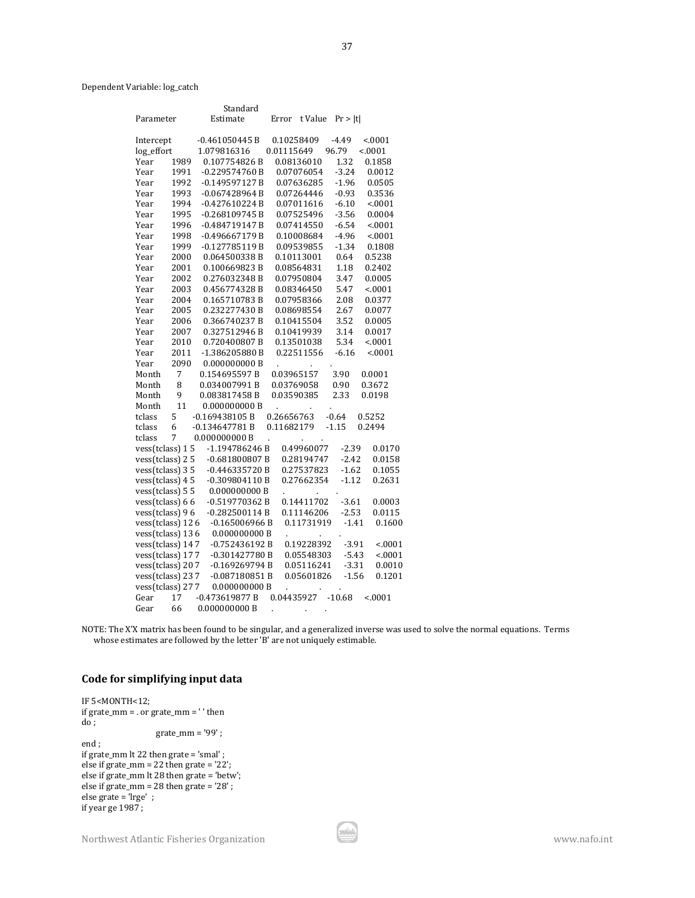Dependent Variable: log_catch

| Parameter | | Estimate | Standard Error | t Value | Pr > \|t\| |
|---|---|---|---|---|---|
| Intercept | | -0.461050445 B | 0.10258409 | -4.49 | <.0001 |
| log_effort | | 1.079816316 | 0.01115649 | 96.79 | <.0001 |
| Year | 1989 | 0.107754826 B | 0.08136010 | 1.32 | 0.1858 |
| Year | 1991 | -0.229574760 B | 0.07076054 | -3.24 | 0.0012 |
| Year | 1992 | -0.149597127 B | 0.07636285 | -1.96 | 0.0505 |
| Year | 1993 | -0.067428964 B | 0.07264446 | -0.93 | 0.3536 |
| Year | 1994 | -0.427610224 B | 0.07011616 | -6.10 | <.0001 |
| Year | 1995 | -0.268109745 B | 0.07525496 | -3.56 | 0.0004 |
| Year | 1996 | -0.484719147 B | 0.07414550 | -6.54 | <.0001 |
| Year | 1998 | -0.496667179 B | 0.10008684 | -4.96 | <.0001 |
| Year | 1999 | -0.127785119 B | 0.09539855 | -1.34 | 0.1808 |
| Year | 2000 | 0.064500338 B | 0.10113001 | 0.64 | 0.5238 |
| Year | 2001 | 0.100669823 B | 0.08564831 | 1.18 | 0.2402 |
| Year | 2002 | 0.276032348 B | 0.07950804 | 3.47 | 0.0005 |
| Year | 2003 | 0.456774328 B | 0.08346450 | 5.47 | <.0001 |
| Year | 2004 | 0.165710783 B | 0.07958366 | 2.08 | 0.0377 |
| Year | 2005 | 0.232277430 B | 0.08698554 | 2.67 | 0.0077 |
| Year | 2006 | 0.366740237 B | 0.10415504 | 3.52 | 0.0005 |
| Year | 2007 | 0.327512946 B | 0.10419939 | 3.14 | 0.0017 |
| Year | 2010 | 0.720400807 B | 0.13501038 | 5.34 | <.0001 |
| Year | 2011 | -1.386205880 B | 0.22511556 | -6.16 | <.0001 |
| Year | 2090 | 0.000000000 B | . | . | . |
| Month | 7 | 0.154695597 B | 0.03965157 | 3.90 | 0.0001 |
| Month | 8 | 0.034007991 B | 0.03769058 | 0.90 | 0.3672 |
| Month | 9 | 0.083817458 B | 0.03590385 | 2.33 | 0.0198 |
| Month | 11 | 0.000000000 B | . | . | . |
| tclass | 5 | -0.169438105 B | 0.26656763 | -0.64 | 0.5252 |
| tclass | 6 | -0.134647781 B | 0.11682179 | -1.15 | 0.2494 |
| tclass | 7 | 0.000000000 B | . | . | . |
| vess(tclass) | 1 5 | -1.194786246 B | 0.49960077 | -2.39 | 0.0170 |
| vess(tclass) | 2 5 | -0.681800807 B | 0.28194747 | -2.42 | 0.0158 |
| vess(tclass) | 3 5 | -0.446335720 B | 0.27537823 | -1.62 | 0.1055 |
| vess(tclass) | 4 5 | -0.309804110 B | 0.27662354 | -1.12 | 0.2631 |
| vess(tclass) | 5 5 | 0.000000000 B | . | . | . |
| vess(tclass) | 6 6 | -0.519770362 B | 0.14411702 | -3.61 | 0.0003 |
| vess(tclass) | 9 6 | -0.282500114 B | 0.11146206 | -2.53 | 0.0115 |
| vess(tclass) | 12 6 | -0.165006966 B | 0.11731919 | -1.41 | 0.1600 |
| vess(tclass) | 13 6 | 0.000000000 B | . | . | . |
| vess(tclass) | 14 7 | -0.752436192 B | 0.19228392 | -3.91 | <.0001 |
| vess(tclass) | 17 7 | -0.301427780 B | 0.05548303 | -5.43 | <.0001 |
| vess(tclass) | 20 7 | -0.169269794 B | 0.05116241 | -3.31 | 0.0010 |
| vess(tclass) | 23 7 | -0.087180851 B | 0.05601826 | -1.56 | 0.1201 |
| vess(tclass) | 27 7 | 0.000000000 B | . | . | . |
| Gear | 17 | -0.473619877 B | 0.04435927 | -10.68 | <.0001 |
| Gear | 66 | 0.000000000 B | . | . | . |

NOTE: The X'X matrix has been found to be singular, and a generalized inverse was used to solve the normal equations. Terms whose estimates are followed by the letter 'B' are not uniquely estimable.

## Code for simplifying input data

```
IF 5<MONTH<12;
if grate_mm = . or grate_mm = ' ' then
do ;
                  grate_mm = '99' ;
end ;
if grate_mm lt 22 then grate = 'smal' ;
else if grate_mm = 22 then grate = '22';
else if grate_mm lt 28 then grate = 'betw';
else if grate_mm = 28 then grate = '28' ;
else grate = 'lrge'  ;
if year ge 1987 ;
```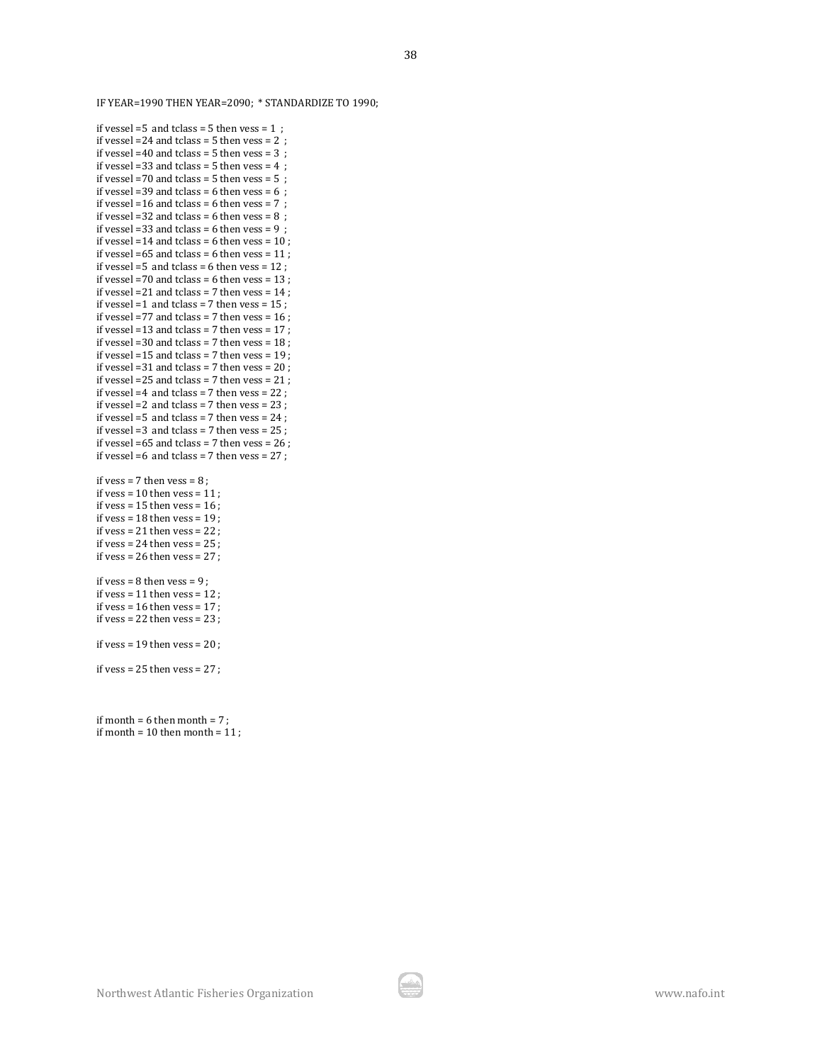```
IF YEAR=1990 THEN YEAR=2090;  * STANDARDIZE TO 1990;

if vessel =5  and tclass = 5 then vess = 1  ;
if vessel =24 and tclass = 5 then vess = 2  ;
if vessel =40 and tclass = 5 then vess = 3  ;
if vessel =33 and tclass = 5 then vess = 4  ;
if vessel =70 and tclass = 5 then vess = 5  ;
if vessel =39 and tclass = 6 then vess = 6  ;
if vessel =16 and tclass = 6 then vess = 7  ;
if vessel =32 and tclass = 6 then vess = 8  ;
if vessel =33 and tclass = 6 then vess = 9  ;
if vessel =14 and tclass = 6 then vess = 10 ;
if vessel =65 and tclass = 6 then vess = 11 ;
if vessel =5  and tclass = 6 then vess = 12 ;
if vessel =70 and tclass = 6 then vess = 13 ;
if vessel =21 and tclass = 7 then vess = 14 ;
if vessel =1  and tclass = 7 then vess = 15 ;
if vessel =77 and tclass = 7 then vess = 16 ;
if vessel =13 and tclass = 7 then vess = 17 ;
if vessel =30 and tclass = 7 then vess = 18 ;
if vessel =15 and tclass = 7 then vess = 19 ;
if vessel =31 and tclass = 7 then vess = 20 ;
if vessel =25 and tclass = 7 then vess = 21 ;
if vessel =4  and tclass = 7 then vess = 22 ;
if vessel =2  and tclass = 7 then vess = 23 ;
if vessel =5  and tclass = 7 then vess = 24 ;
if vessel =3  and tclass = 7 then vess = 25 ;
if vessel =65 and tclass = 7 then vess = 26 ;
if vessel =6  and tclass = 7 then vess = 27 ;

if vess = 7 then vess = 8 ;
if vess = 10 then vess = 11 ;
if vess = 15 then vess = 16 ;
if vess = 18 then vess = 19 ;
if vess = 21 then vess = 22 ;
if vess = 24 then vess = 25 ;
if vess = 26 then vess = 27 ;

if vess = 8 then vess = 9 ;
if vess = 11 then vess = 12 ;
if vess = 16 then vess = 17 ;
if vess = 22 then vess = 23 ;

if vess = 19 then vess = 20 ;

if vess = 25 then vess = 27 ;



if month = 6 then month = 7 ;
if month = 10 then month = 11 ;
```